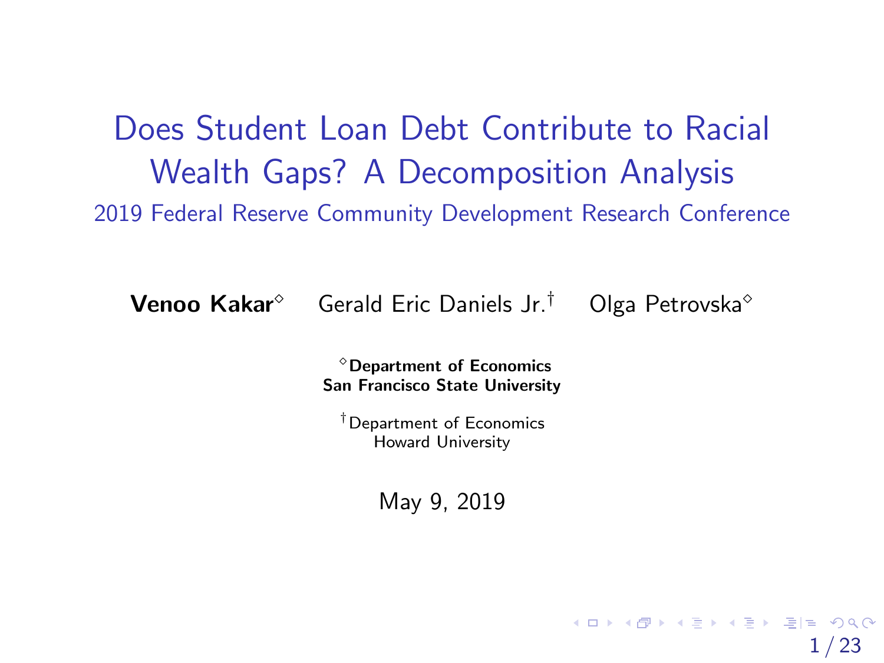# Does Student Loan Debt Contribute to Racial Wealth Gaps? A Decomposition Analysis

2019 Federal Reserve Community Development Research Conference

**Venoo Kakar**[◇] Gerald Eric Daniels Jr.[†] Olga Petrovska[◇]

[◇]**Department of Economics**
**San Francisco State University**

[†]Department of Economics
Howard University

May 9, 2019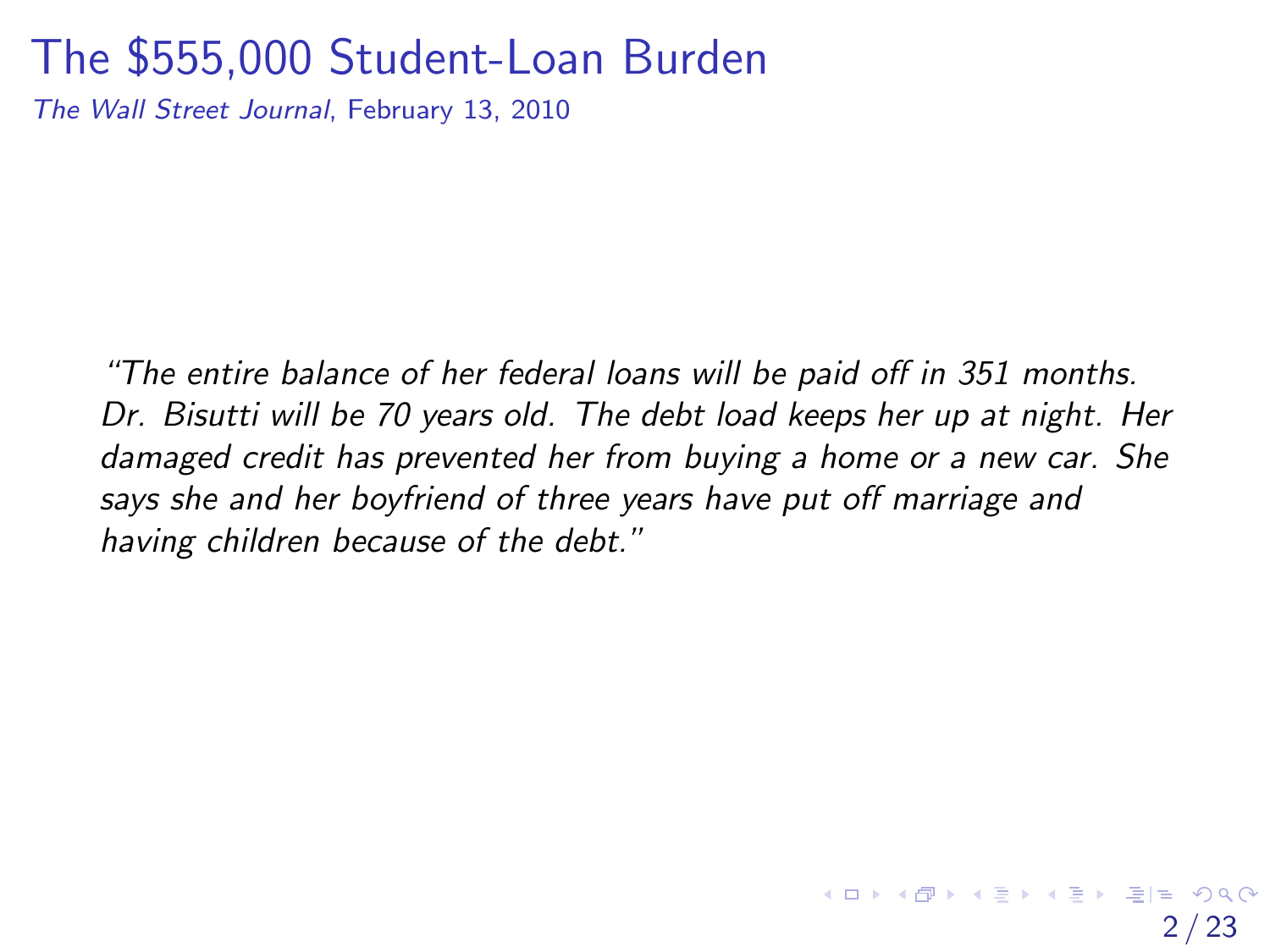# The $555,000 Student-Loan Burden

*The Wall Street Journal*, February 13, 2010

*"The entire balance of her federal loans will be paid off in 351 months. Dr. Bisutti will be 70 years old. The debt load keeps her up at night. Her damaged credit has prevented her from buying a home or a new car. She says she and her boyfriend of three years have put off marriage and having children because of the debt."*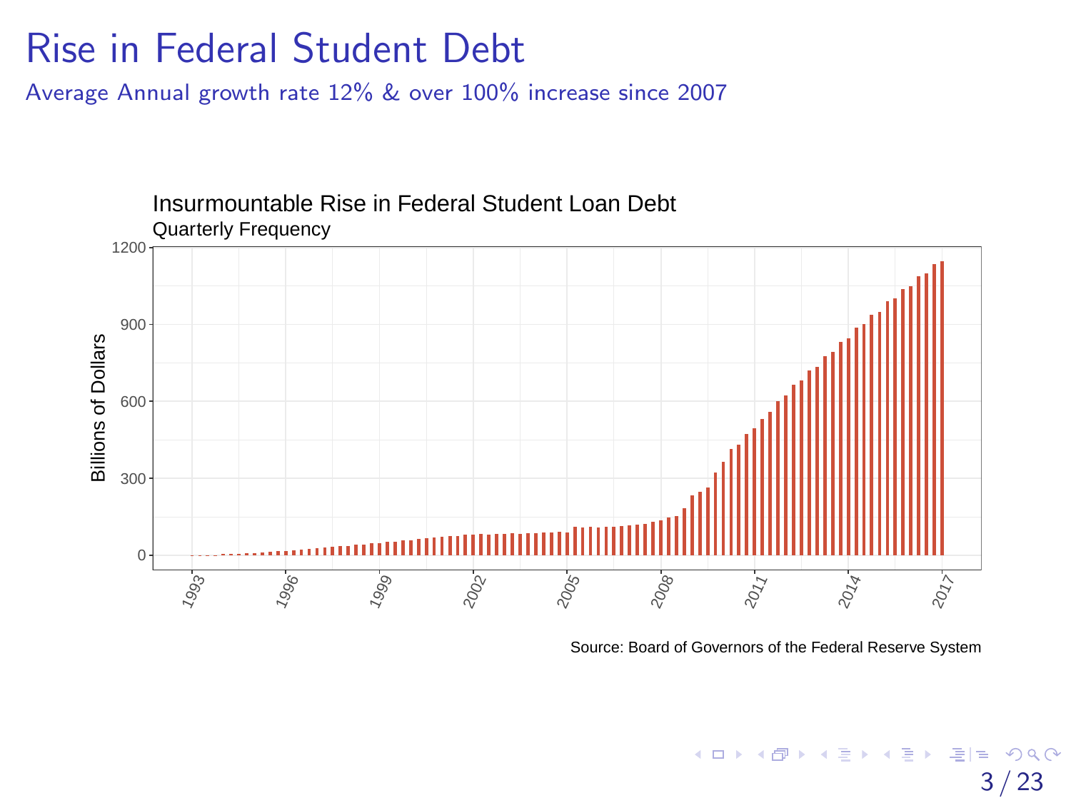# Rise in Federal Student Debt

Average Annual growth rate 12% & over 100% increase since 2007

Insurmountable Rise in Federal Student Loan Debt
Quarterly Frequency

Source: Board of Governors of the Federal Reserve System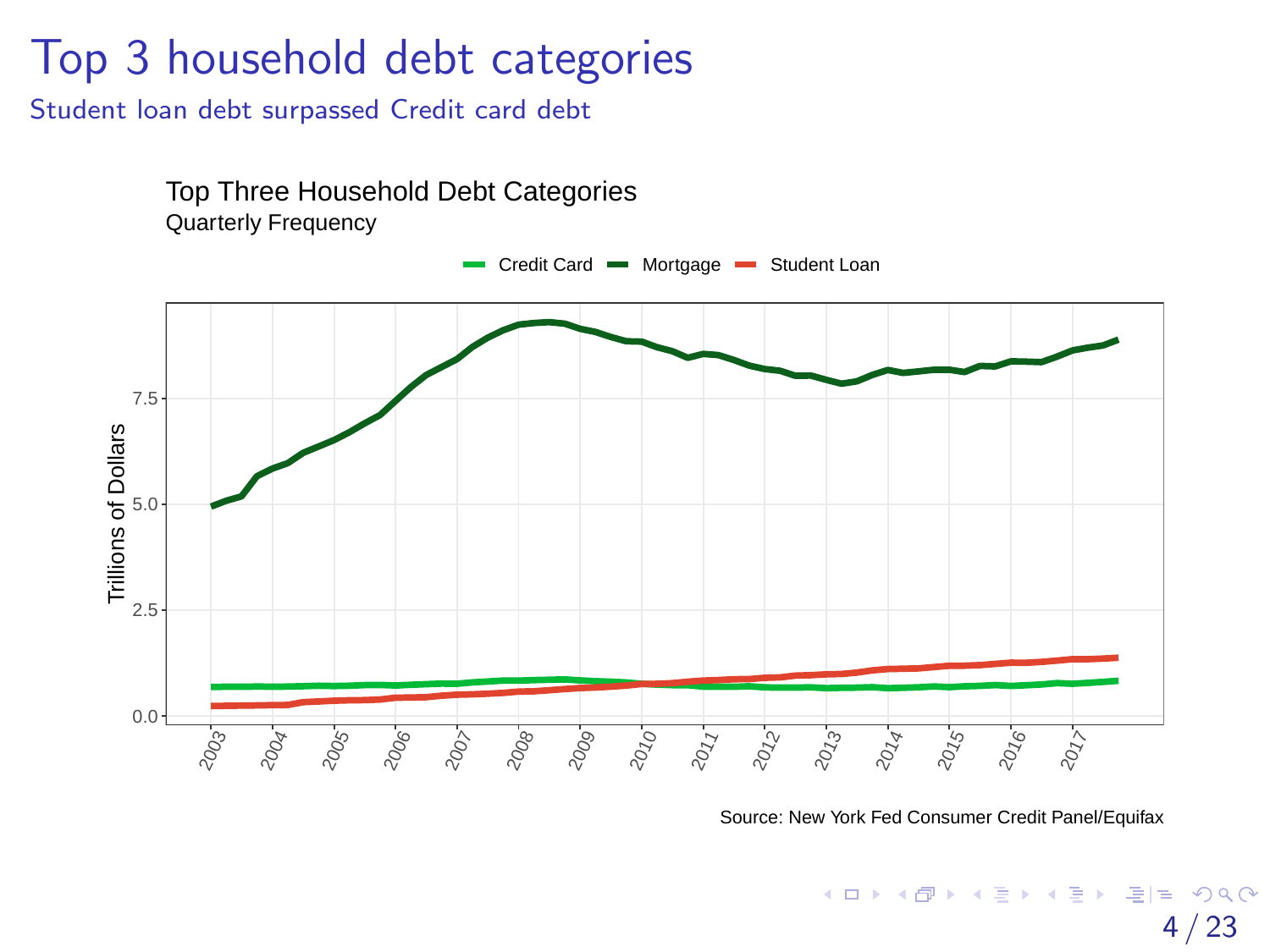# Top 3 household debt categories

## Student loan debt surpassed Credit card debt

Top Three Household Debt Categories

Quarterly Frequency

Credit Card  Mortgage  Student Loan

Trillions of Dollars

Source: New York Fed Consumer Credit Panel/Equifax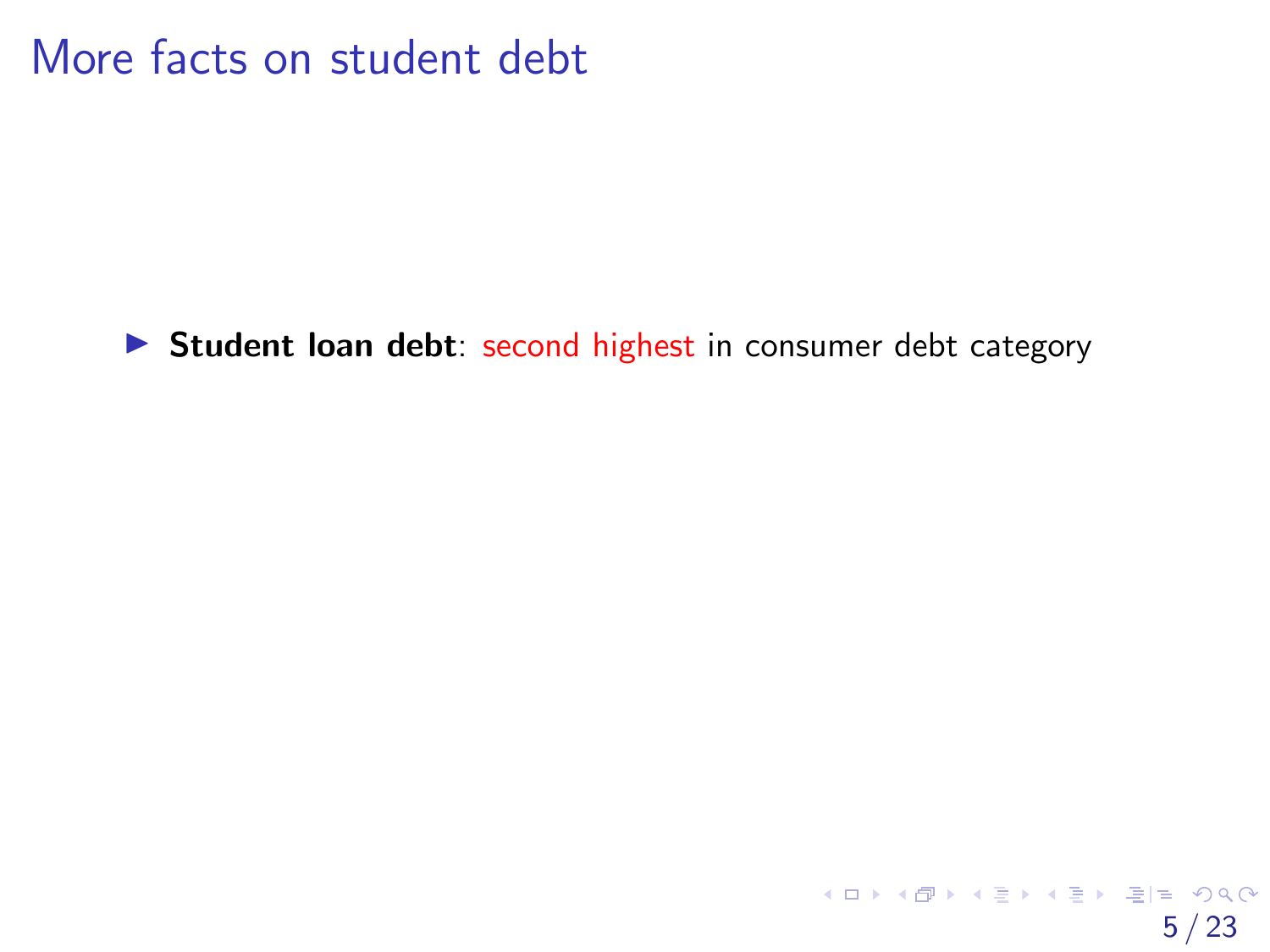# More facts on student debt

- **Student loan debt**: second highest in consumer debt category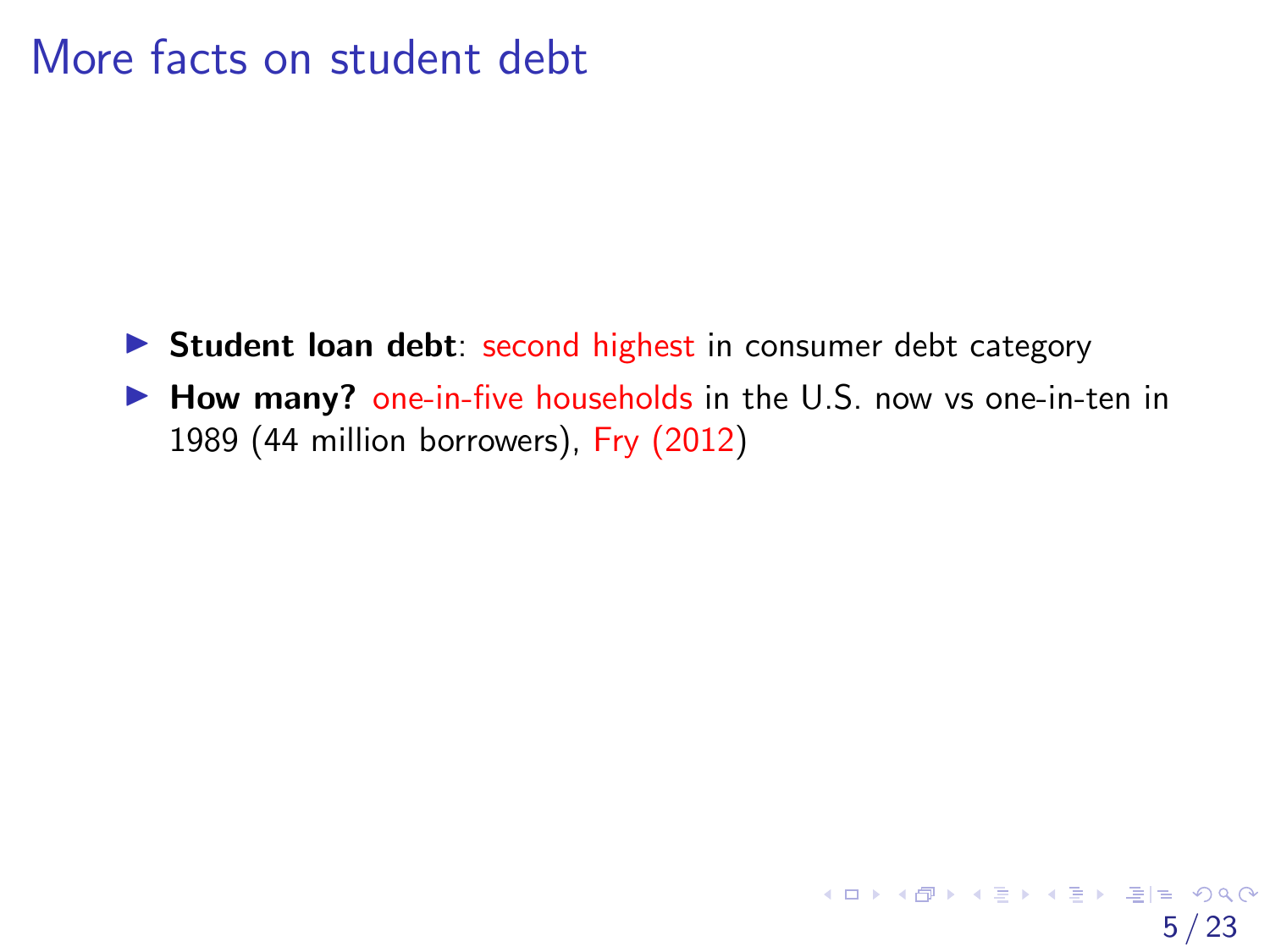# More facts on student debt

- **Student loan debt**: second highest in consumer debt category
- **How many?** one-in-five households in the U.S. now vs one-in-ten in 1989 (44 million borrowers), Fry (2012)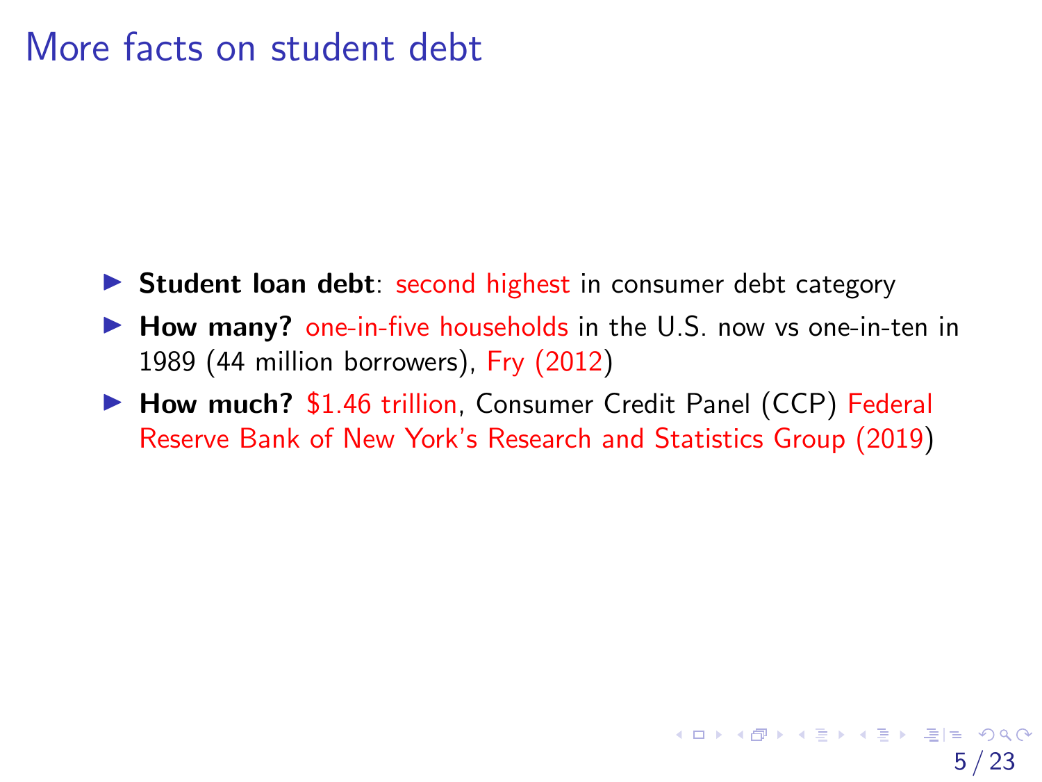# More facts on student debt

- **Student loan debt**: second highest in consumer debt category
- **How many?** one-in-five households in the U.S. now vs one-in-ten in 1989 (44 million borrowers), Fry (2012)
- **How much?** $1.46 trillion, Consumer Credit Panel (CCP) Federal Reserve Bank of New York's Research and Statistics Group (2019)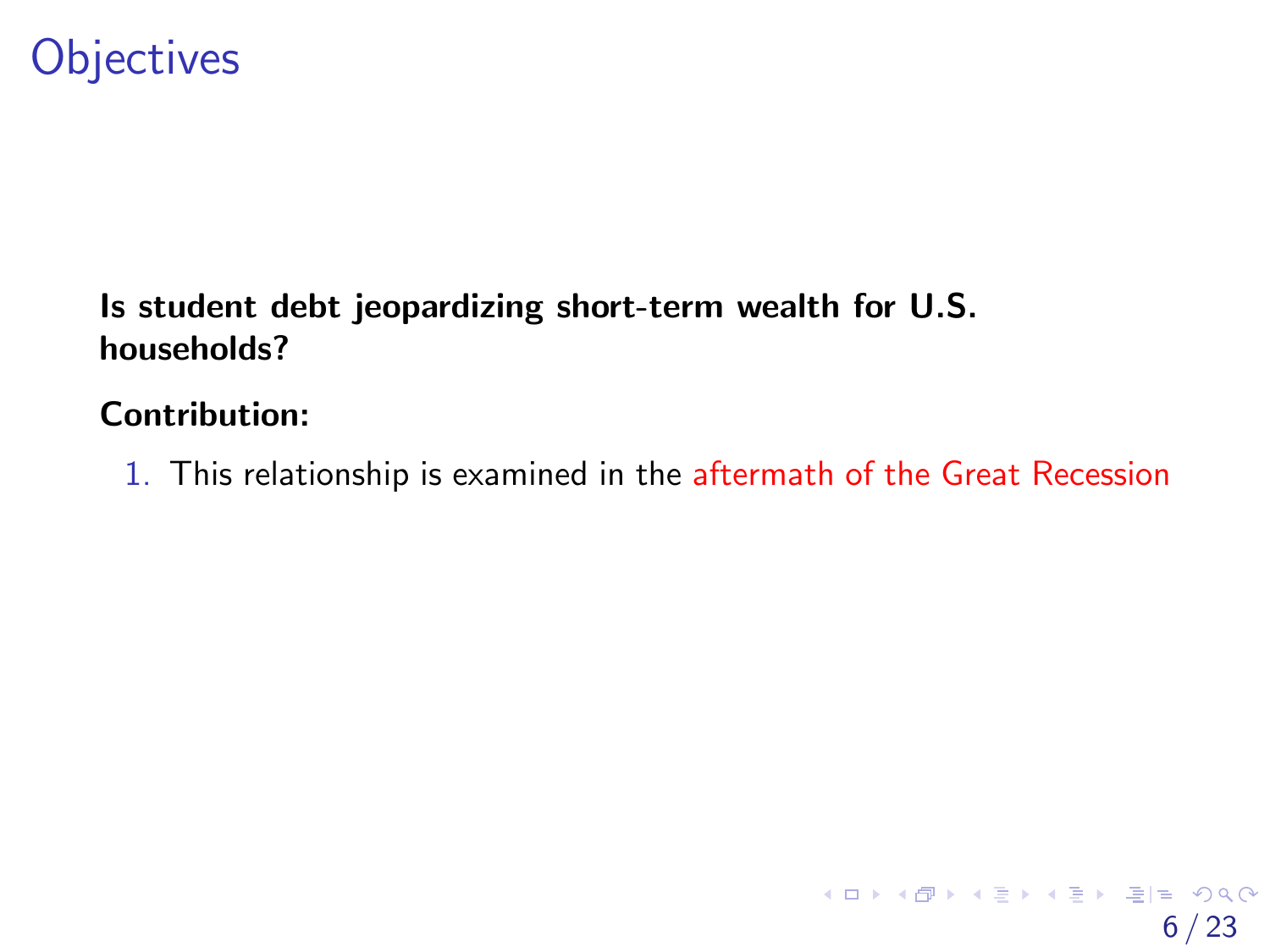# Objectives

**Is student debt jeopardizing short-term wealth for U.S. households?**

**Contribution:**

1. This relationship is examined in the aftermath of the Great Recession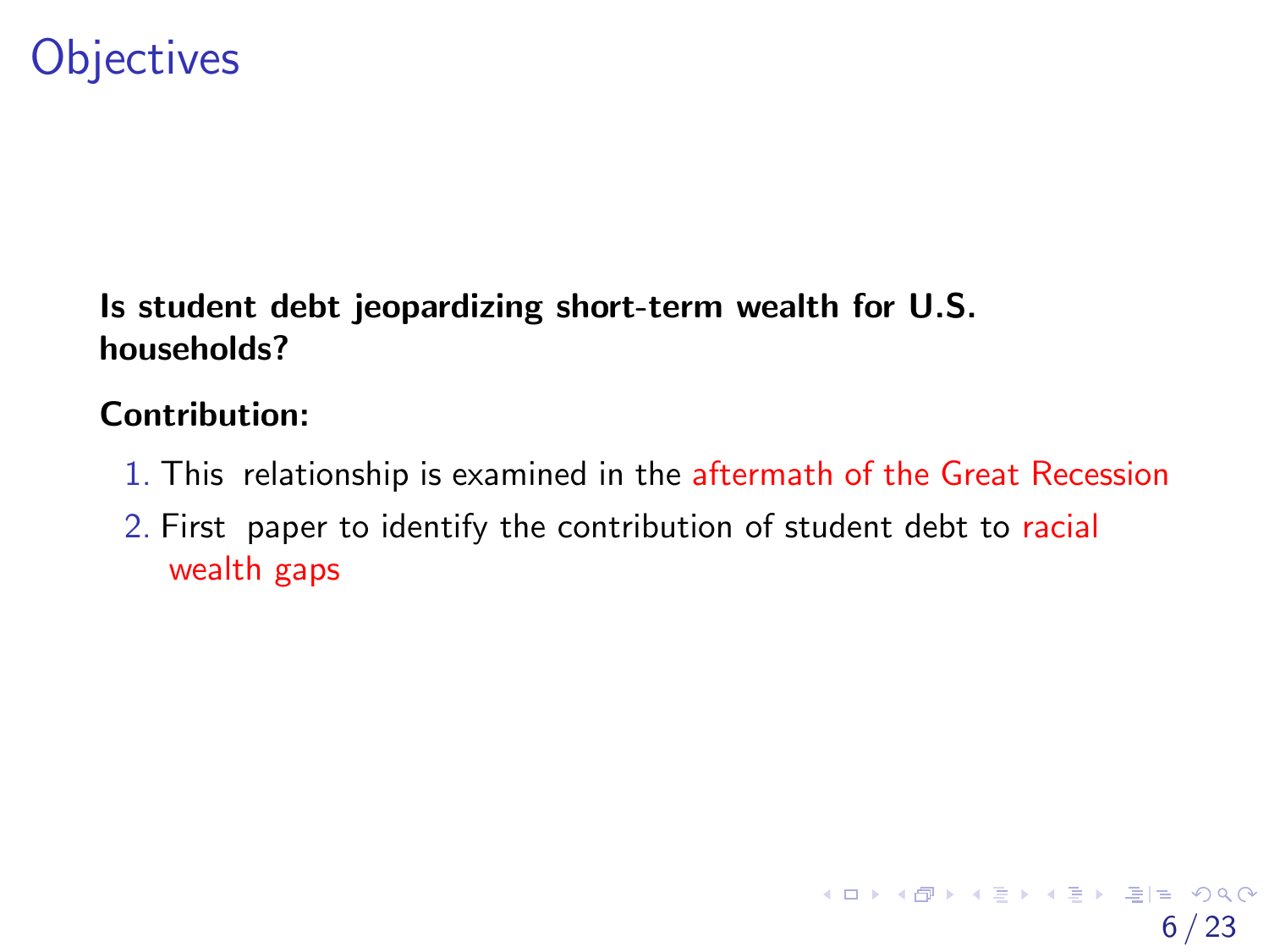# Objectives

**Is student debt jeopardizing short-term wealth for U.S. households?**

**Contribution:**

1. This relationship is examined in the aftermath of the Great Recession
2. First paper to identify the contribution of student debt to racial wealth gaps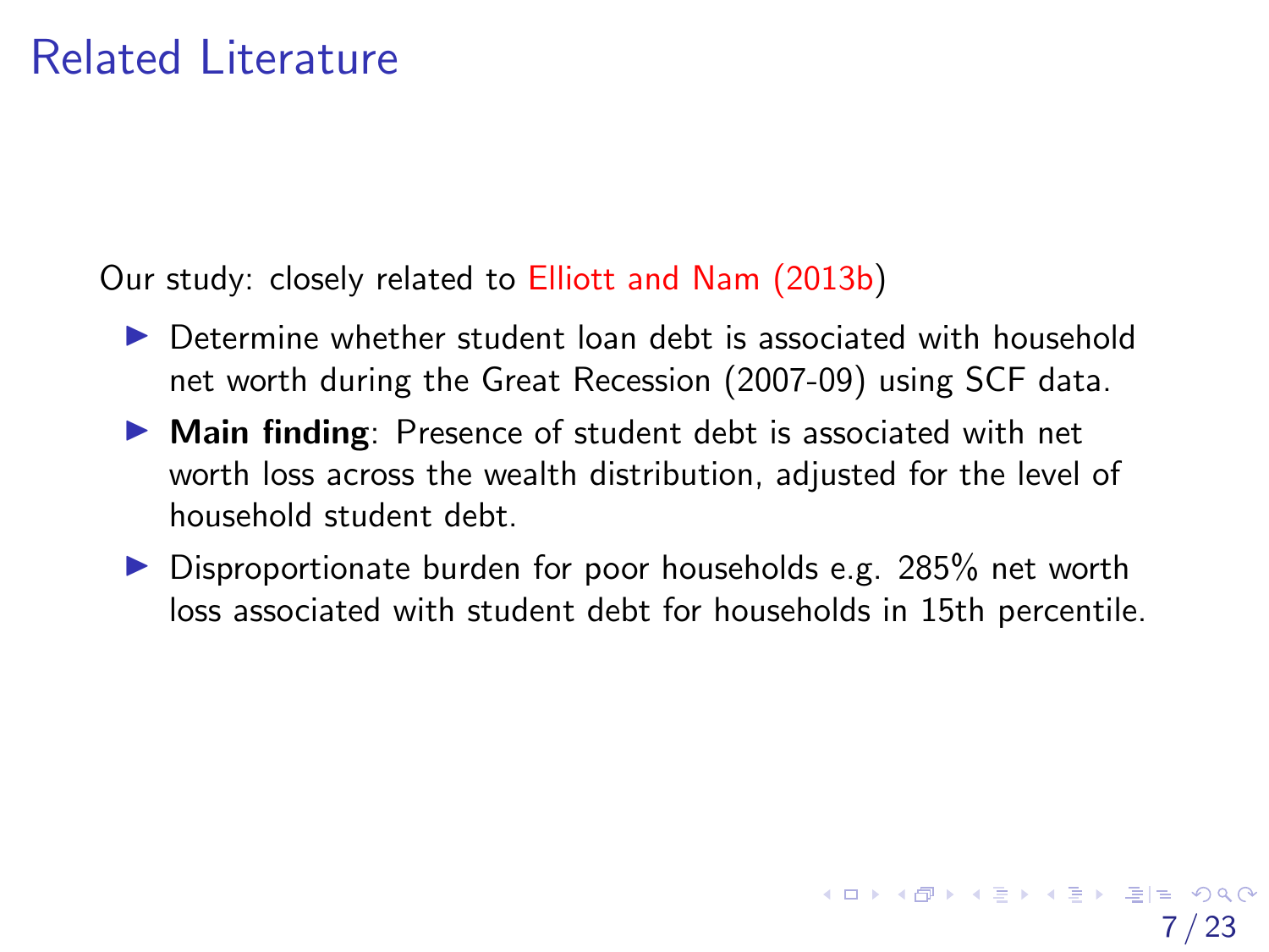# Related Literature

Our study: closely related to Elliott and Nam (2013b)

- Determine whether student loan debt is associated with household net worth during the Great Recession (2007-09) using SCF data.
- **Main finding**: Presence of student debt is associated with net worth loss across the wealth distribution, adjusted for the level of household student debt.
- Disproportionate burden for poor households e.g. 285% net worth loss associated with student debt for households in 15th percentile.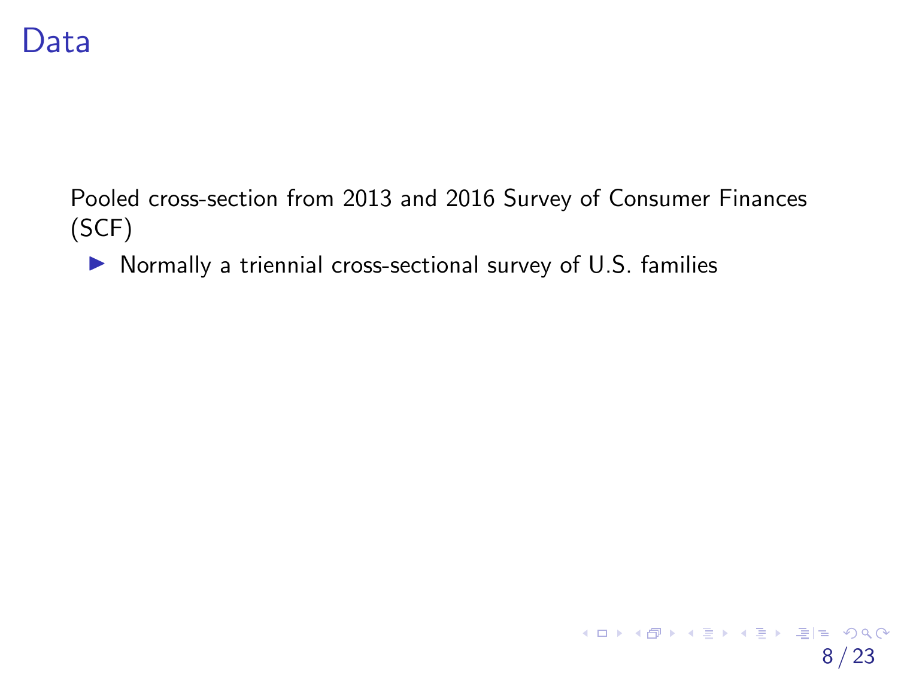# Data

Pooled cross-section from 2013 and 2016 Survey of Consumer Finances (SCF)

- Normally a triennial cross-sectional survey of U.S. families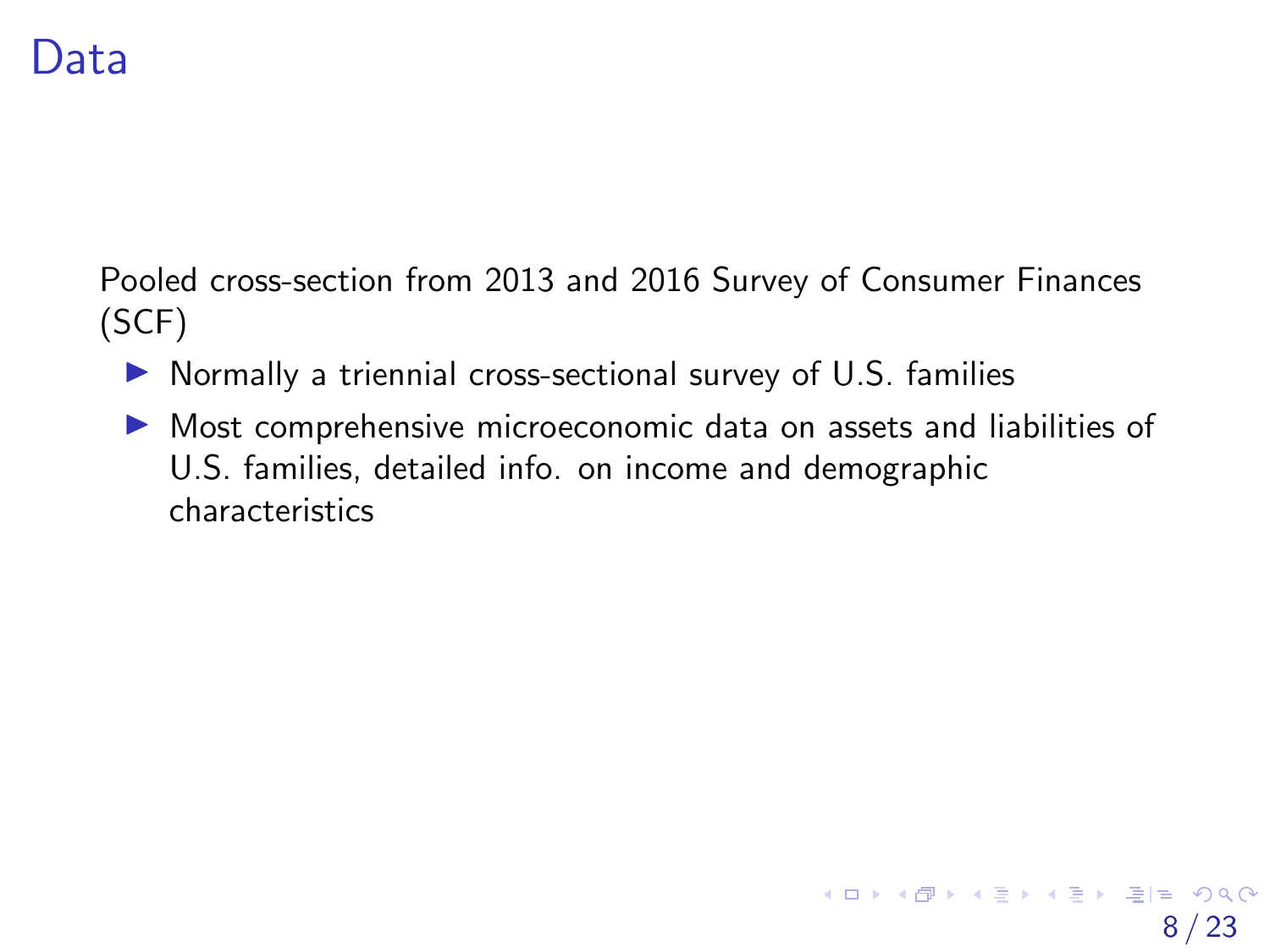# Data

Pooled cross-section from 2013 and 2016 Survey of Consumer Finances (SCF)

- Normally a triennial cross-sectional survey of U.S. families
- Most comprehensive microeconomic data on assets and liabilities of U.S. families, detailed info. on income and demographic characteristics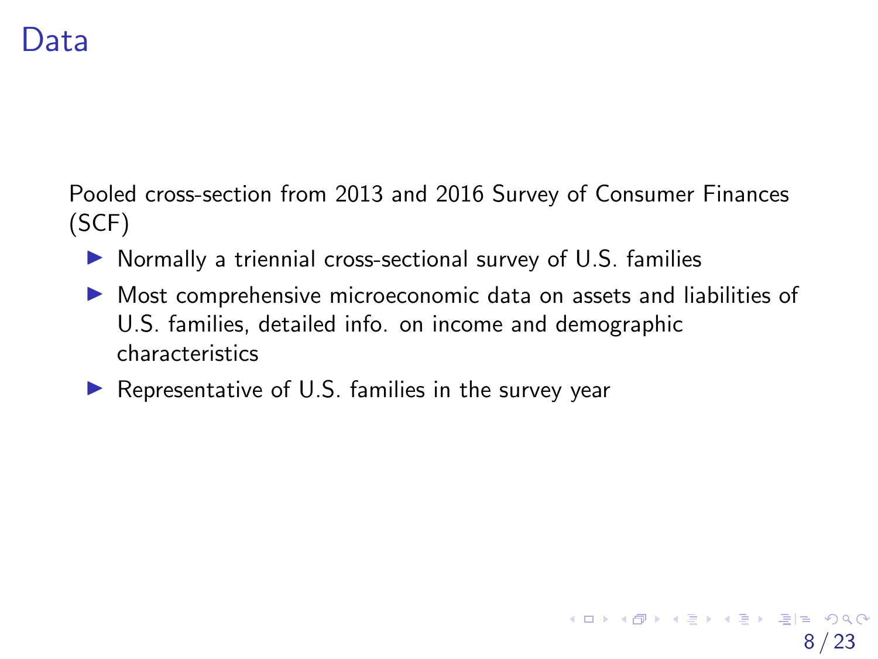# Data

Pooled cross-section from 2013 and 2016 Survey of Consumer Finances (SCF)

- Normally a triennial cross-sectional survey of U.S. families
- Most comprehensive microeconomic data on assets and liabilities of U.S. families, detailed info. on income and demographic characteristics
- Representative of U.S. families in the survey year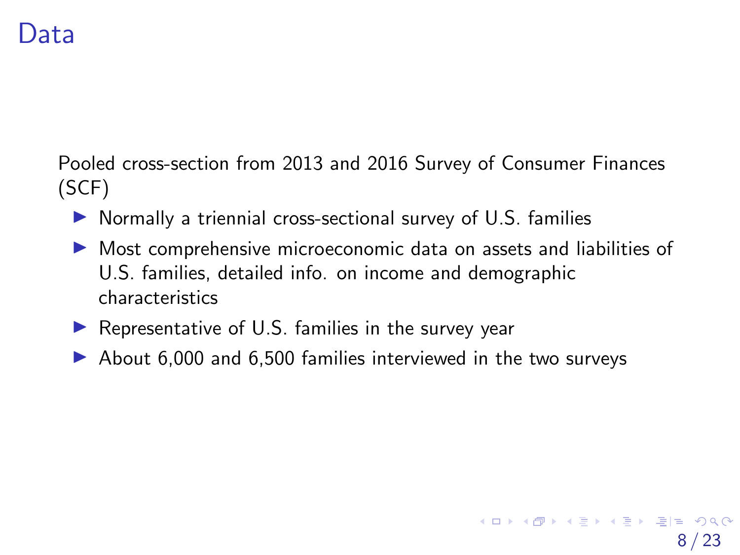# Data

Pooled cross-section from 2013 and 2016 Survey of Consumer Finances (SCF)

- Normally a triennial cross-sectional survey of U.S. families
- Most comprehensive microeconomic data on assets and liabilities of U.S. families, detailed info. on income and demographic characteristics
- Representative of U.S. families in the survey year
- About 6,000 and 6,500 families interviewed in the two surveys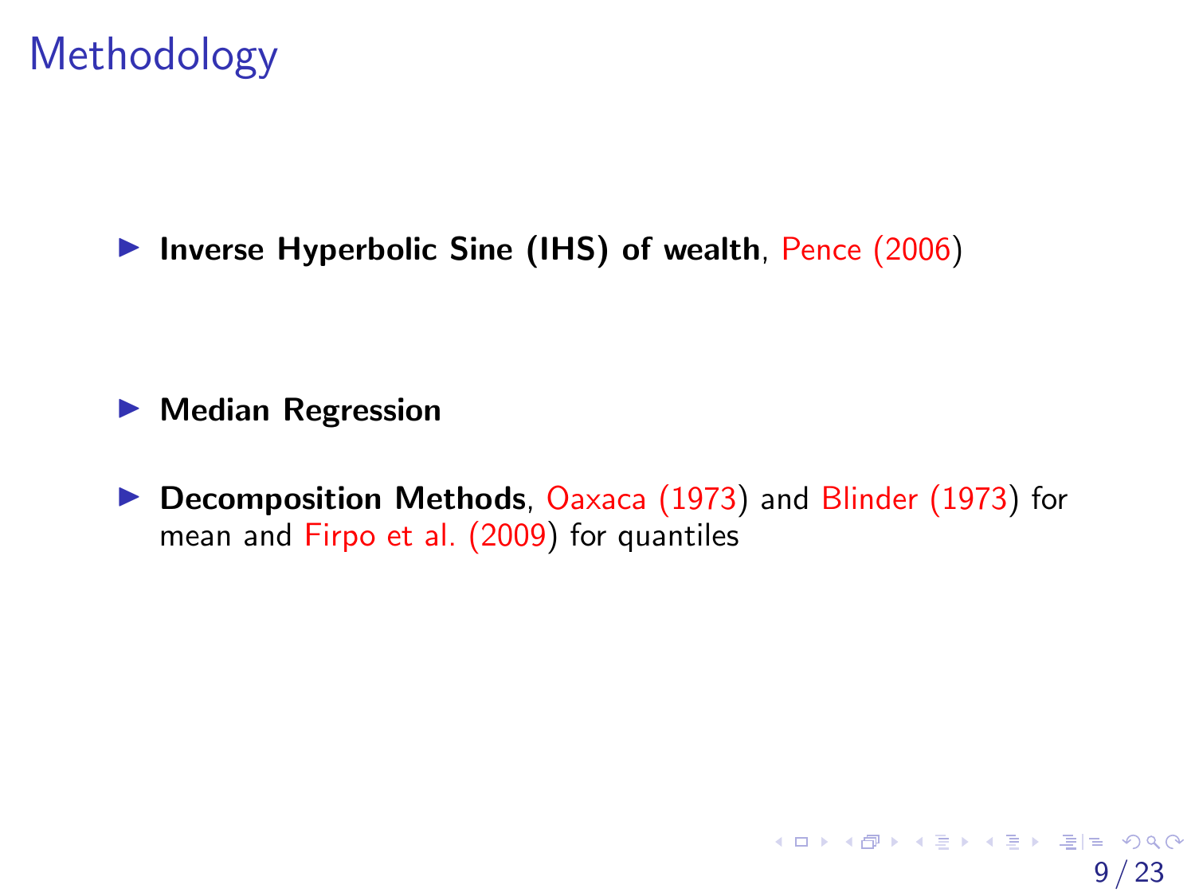# Methodology

- **Inverse Hyperbolic Sine (IHS) of wealth**, Pence (2006)

- **Median Regression**

- **Decomposition Methods**, Oaxaca (1973) and Blinder (1973) for mean and Firpo et al. (2009) for quantiles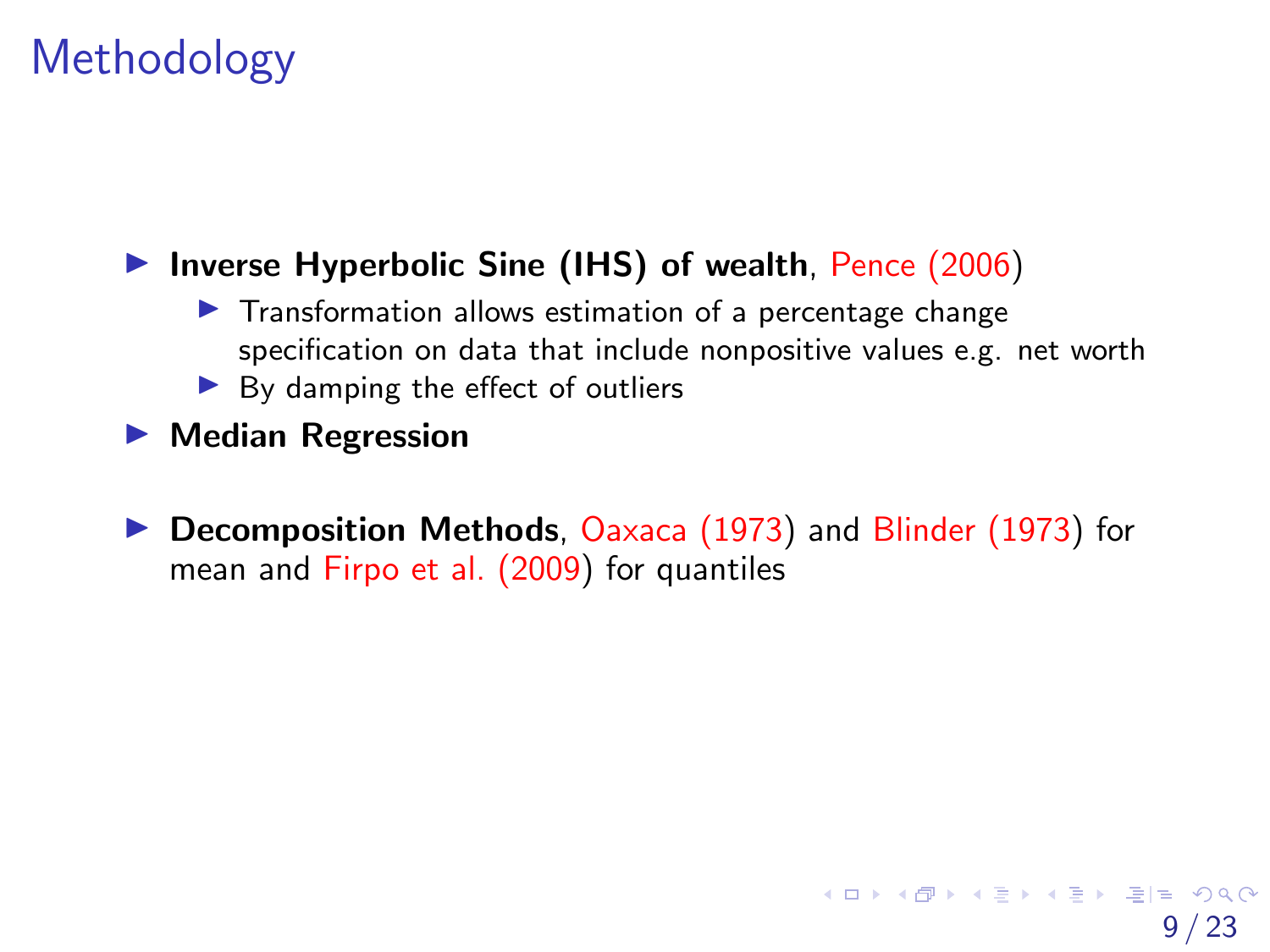# Methodology

- **Inverse Hyperbolic Sine (IHS) of wealth**, Pence (2006)
  - Transformation allows estimation of a percentage change specification on data that include nonpositive values e.g. net worth
  - By damping the effect of outliers
- **Median Regression**
- **Decomposition Methods**, Oaxaca (1973) and Blinder (1973) for mean and Firpo et al. (2009) for quantiles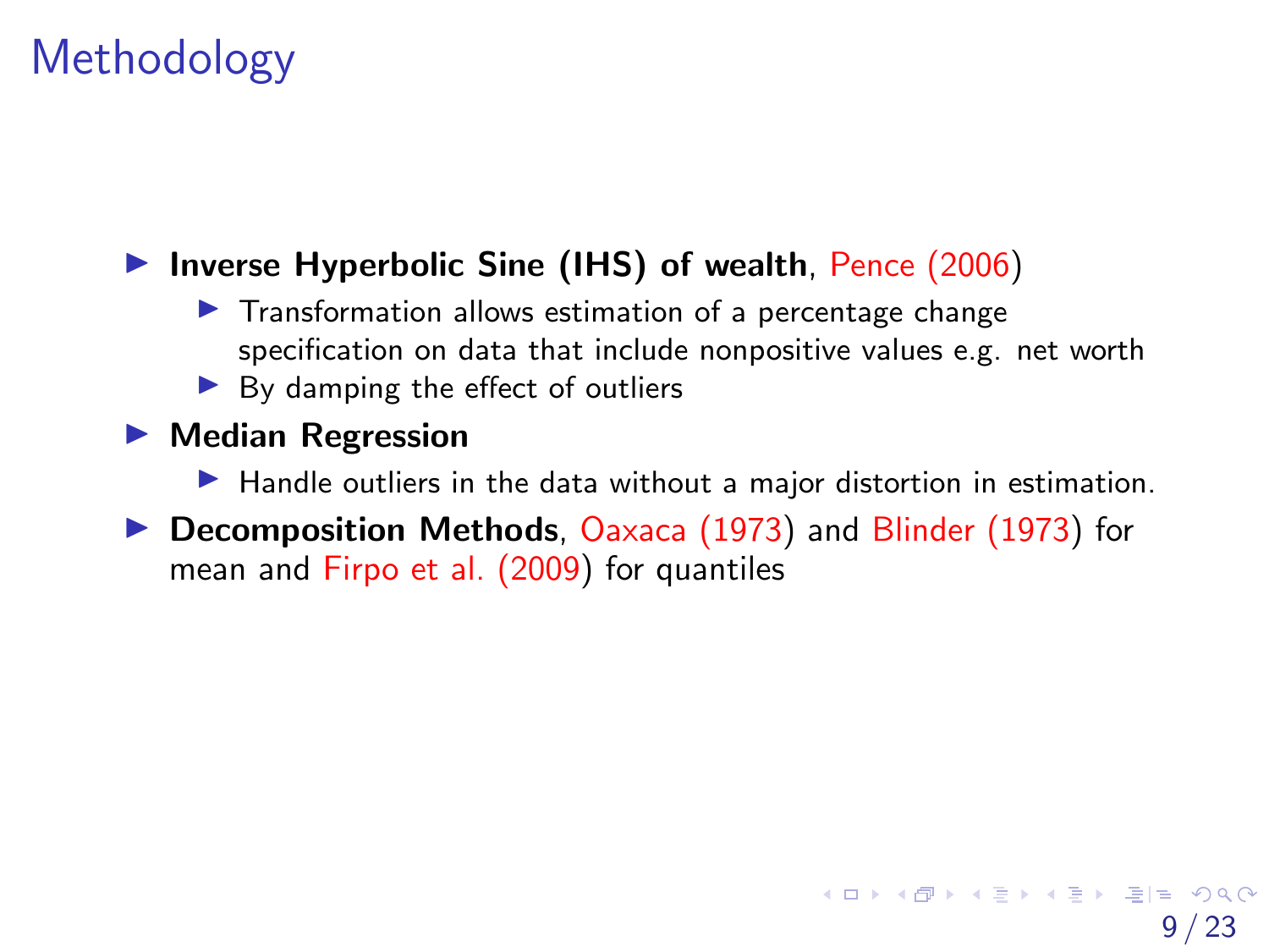# Methodology

- **Inverse Hyperbolic Sine (IHS) of wealth**, Pence (2006)
  - Transformation allows estimation of a percentage change specification on data that include nonpositive values e.g. net worth
  - By damping the effect of outliers
- **Median Regression**
  - Handle outliers in the data without a major distortion in estimation.
- **Decomposition Methods**, Oaxaca (1973) and Blinder (1973) for mean and Firpo et al. (2009) for quantiles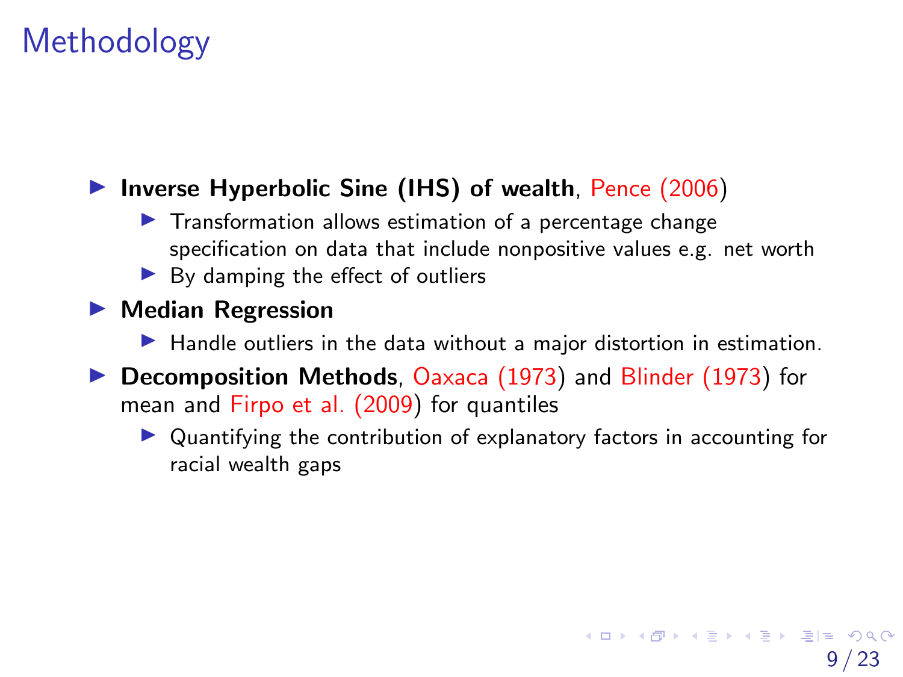# Methodology

- **Inverse Hyperbolic Sine (IHS) of wealth**, Pence (2006)
  - Transformation allows estimation of a percentage change specification on data that include nonpositive values e.g. net worth
  - By damping the effect of outliers
- **Median Regression**
  - Handle outliers in the data without a major distortion in estimation.
- **Decomposition Methods**, Oaxaca (1973) and Blinder (1973) for mean and Firpo et al. (2009) for quantiles
  - Quantifying the contribution of explanatory factors in accounting for racial wealth gaps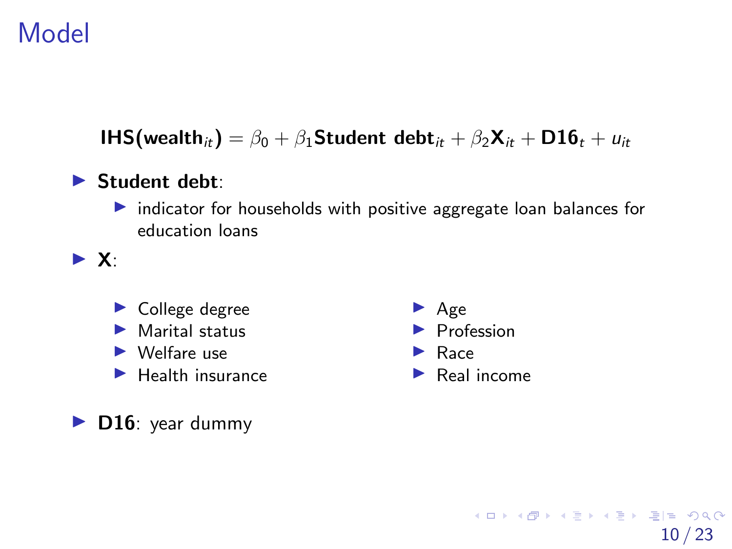# Model

$$\textbf{IHS}(\textbf{wealth}_{it}) = \beta_0 + \beta_1 \textbf{Student debt}_{it} + \beta_2 \mathbf{X}_{it} + \textbf{D16}_t + u_{it}$$

- **Student debt**:
  - indicator for households with positive aggregate loan balances for education loans
- **X**:
  - College degree
  - Marital status
  - Welfare use
  - Health insurance
  - Age
  - Profession
  - Race
  - Real income
- **D16**: year dummy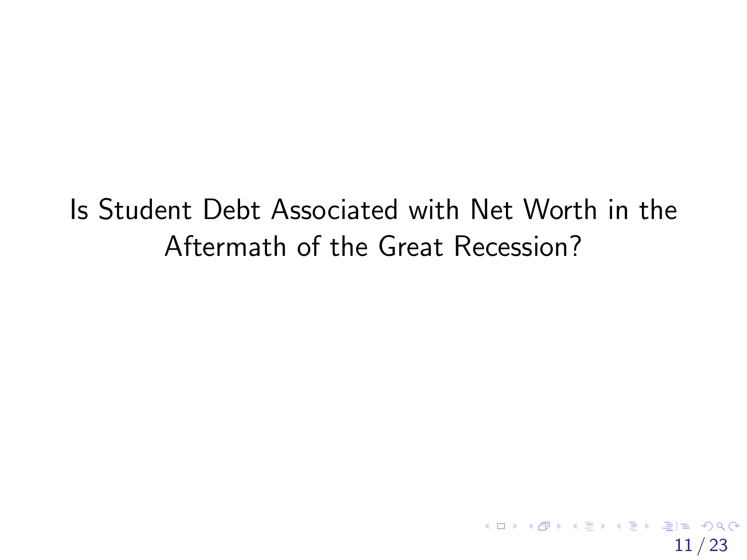# Is Student Debt Associated with Net Worth in the Aftermath of the Great Recession?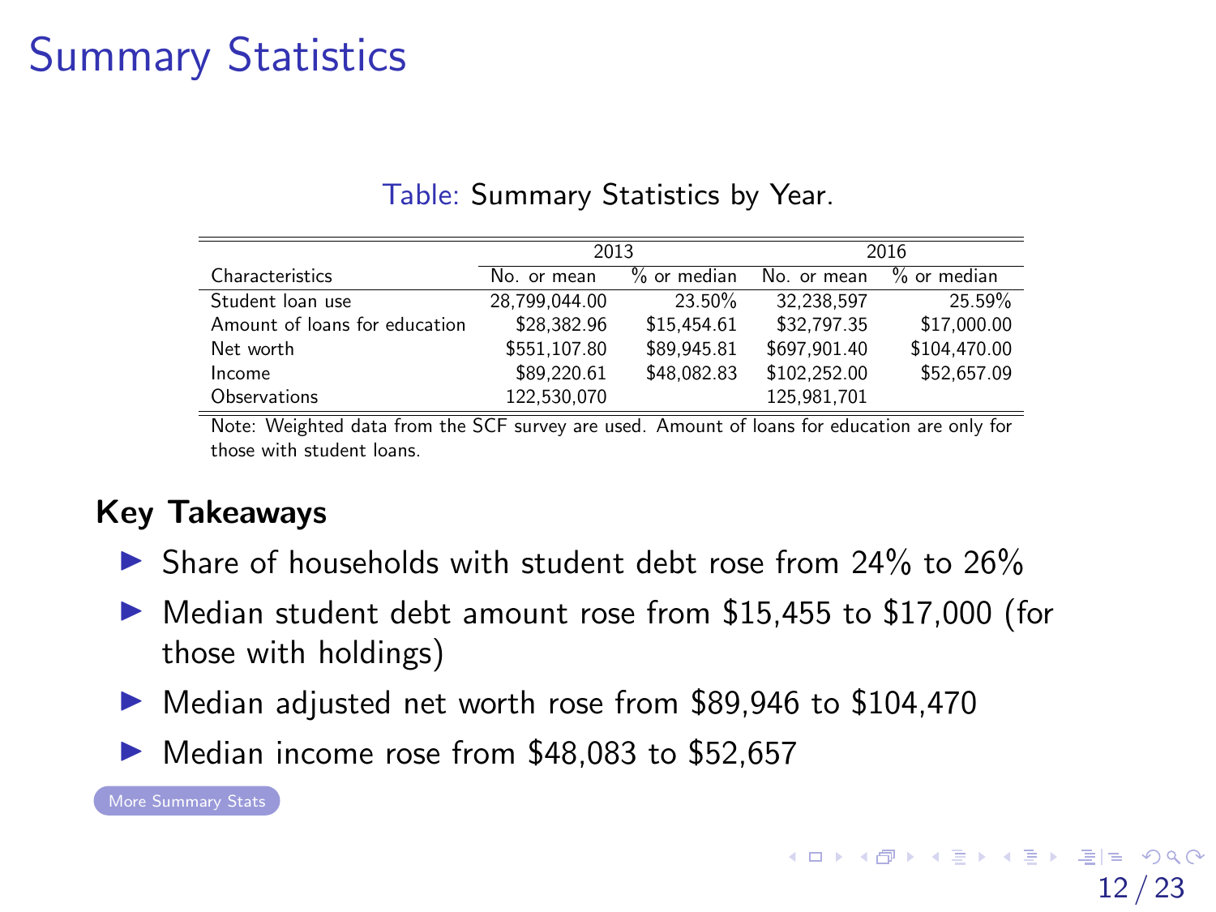# Summary Statistics

Table: Summary Statistics by Year.

| | 2013 | | 2016 | |
|---|---|---|---|---|
| Characteristics | No. or mean | % or median | No. or mean | % or median |
| Student loan use | 28,799,044.00 | 23.50% | 32,238,597 | 25.59% |
| Amount of loans for education | $28,382.96 | $15,454.61 | $32,797.35 | $17,000.00 |
| Net worth | $551,107.80 | $89,945.81 | $697,901.40 | $104,470.00 |
| Income | $89,220.61 | $48,082.83 | $102,252.00 | $52,657.09 |
| Observations | 122,530,070 | | 125,981,701 | |

Note: Weighted data from the SCF survey are used. Amount of loans for education are only for those with student loans.

**Key Takeaways**

- Share of households with student debt rose from 24% to 26%
- Median student debt amount rose from $15,455 to $17,000 (for those with holdings)
- Median adjusted net worth rose from $89,946 to $104,470
- Median income rose from $48,083 to $52,657

More Summary Stats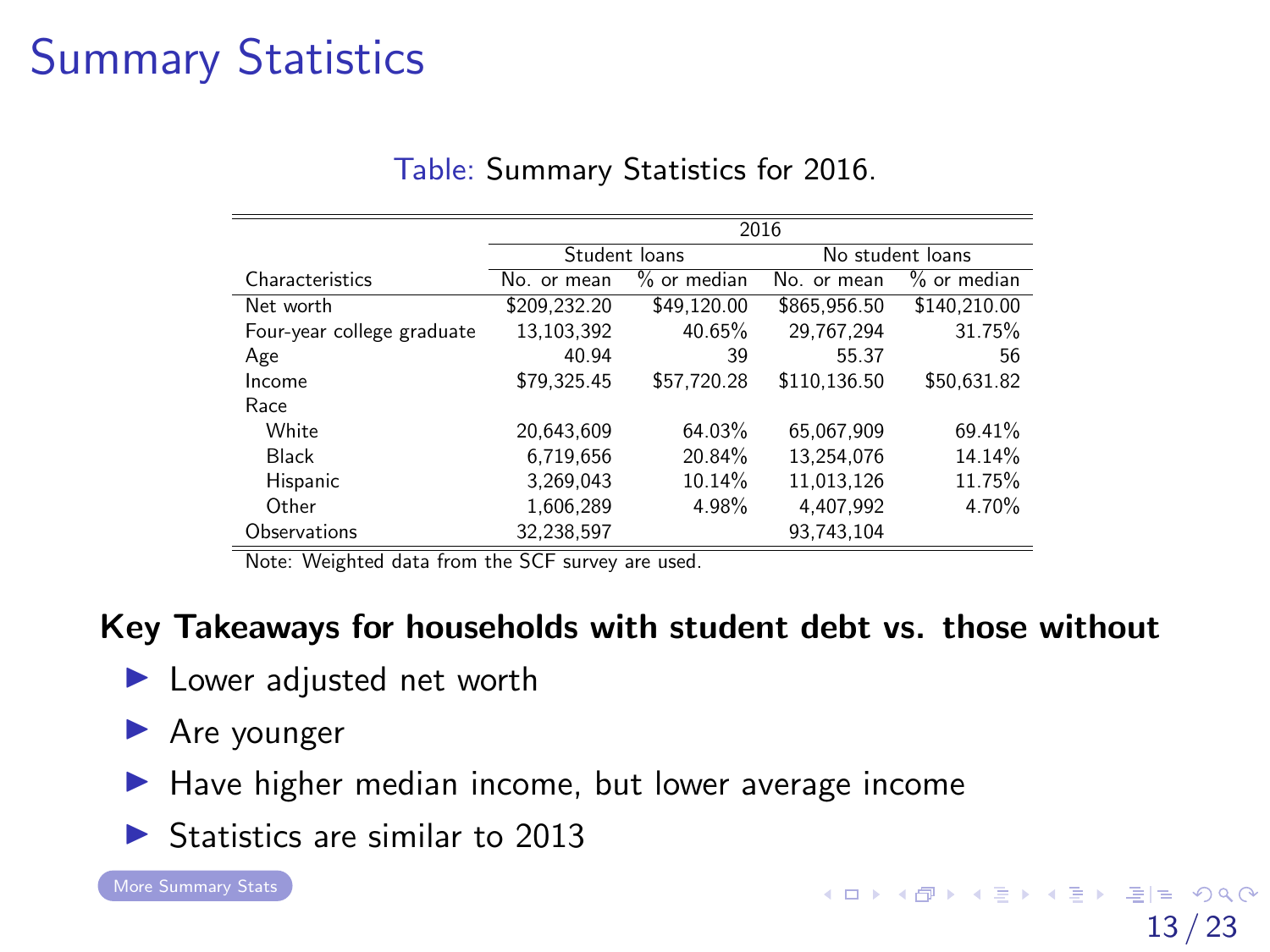# Summary Statistics

Table: Summary Statistics for 2016.

| | 2016 | | | |
|---|---|---|---|---|
| | Student loans | | No student loans | |
| Characteristics | No. or mean | % or median | No. or mean | % or median |
| Net worth | $209,232.20 | $49,120.00 | $865,956.50 | $140,210.00 |
| Four-year college graduate | 13,103,392 | 40.65% | 29,767,294 | 31.75% |
| Age | 40.94 | 39 | 55.37 | 56 |
| Income | $79,325.45 | $57,720.28 | $110,136.50 | $50,631.82 |
| Race | | | | |
| White | 20,643,609 | 64.03% | 65,067,909 | 69.41% |
| Black | 6,719,656 | 20.84% | 13,254,076 | 14.14% |
| Hispanic | 3,269,043 | 10.14% | 11,013,126 | 11.75% |
| Other | 1,606,289 | 4.98% | 4,407,992 | 4.70% |
| Observations | 32,238,597 | | 93,743,104 | |

Note: Weighted data from the SCF survey are used.

**Key Takeaways for households with student debt vs. those without**

- Lower adjusted net worth
- Are younger
- Have higher median income, but lower average income
- Statistics are similar to 2013

More Summary Stats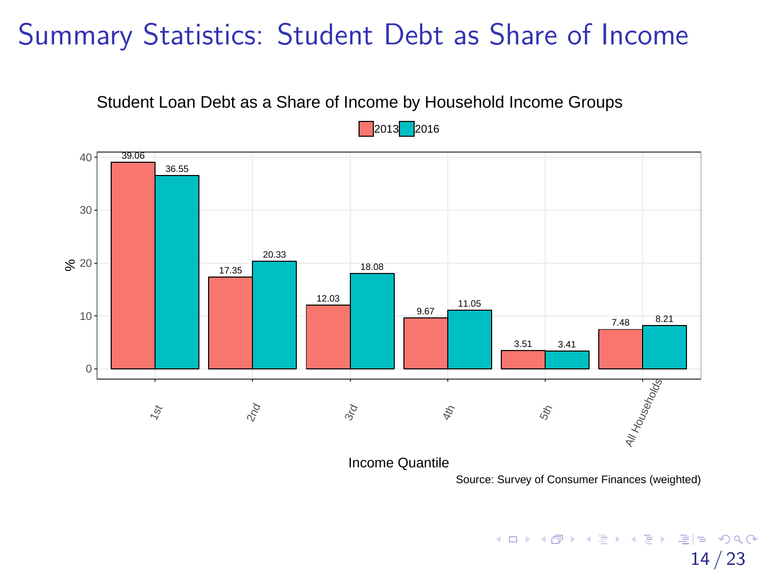# Summary Statistics: Student Debt as Share of Income

Student Loan Debt as a Share of Income by Household Income Groups

| Income Quantile | 2013 | 2016 |
|---|---|---|
| 1st | 39.06 | 36.55 |
| 2nd | 17.35 | 20.33 |
| 3rd | 12.03 | 18.08 |
| 4th | 9.67 | 11.05 |
| 5th | 3.51 | 3.41 |
| All Households | 7.48 | 8.21 |

Source: Survey of Consumer Finances (weighted)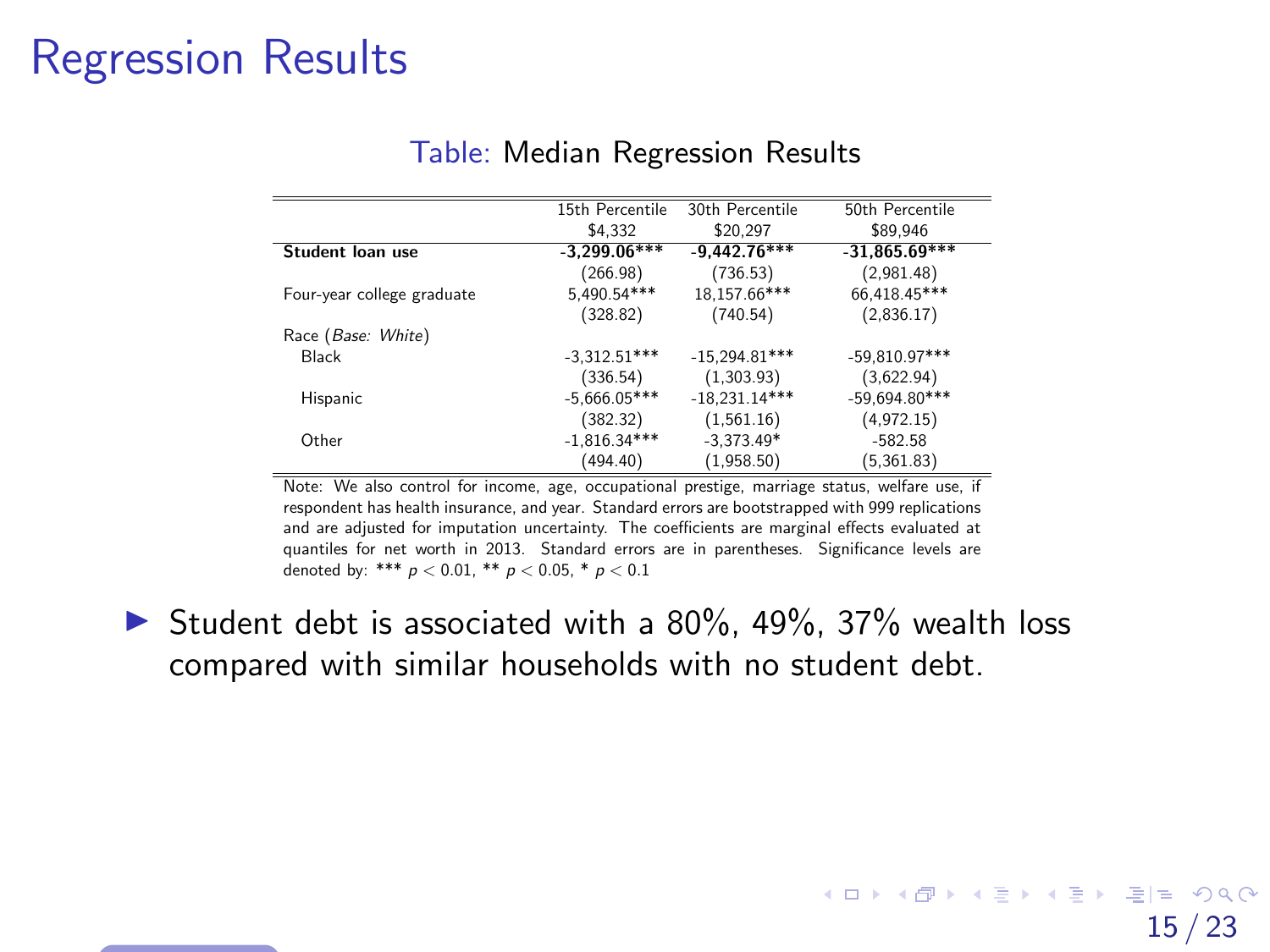# Regression Results

Table: Median Regression Results

| | 15th Percentile | 30th Percentile | 50th Percentile |
|---|---|---|---|
| | \$4,332 | \$20,297 | \$89,946 |
| **Student loan use** | **-3,299.06*** ** | **-9,442.76*** ** | **-31,865.69*** ** |
| | (266.98) | (736.53) | (2,981.48) |
| Four-year college graduate | 5,490.54*** | 18,157.66*** | 66,418.45*** |
| | (328.82) | (740.54) | (2,836.17) |
| Race (*Base: White*) | | | |
| Black | -3,312.51*** | -15,294.81*** | -59,810.97*** |
| | (336.54) | (1,303.93) | (3,622.94) |
| Hispanic | -5,666.05*** | -18,231.14*** | -59,694.80*** |
| | (382.32) | (1,561.16) | (4,972.15) |
| Other | -1,816.34*** | -3,373.49* | -582.58 |
| | (494.40) | (1,958.50) | (5,361.83) |

Note: We also control for income, age, occupational prestige, marriage status, welfare use, if respondent has health insurance, and year. Standard errors are bootstrapped with 999 replications and are adjusted for imputation uncertainty. The coefficients are marginal effects evaluated at quantiles for net worth in 2013. Standard errors are in parentheses. Significance levels are denoted by: *** $p < 0.01$, ** $p < 0.05$, * $p < 0.1$

- Student debt is associated with a 80%, 49%, 37% wealth loss compared with similar households with no student debt.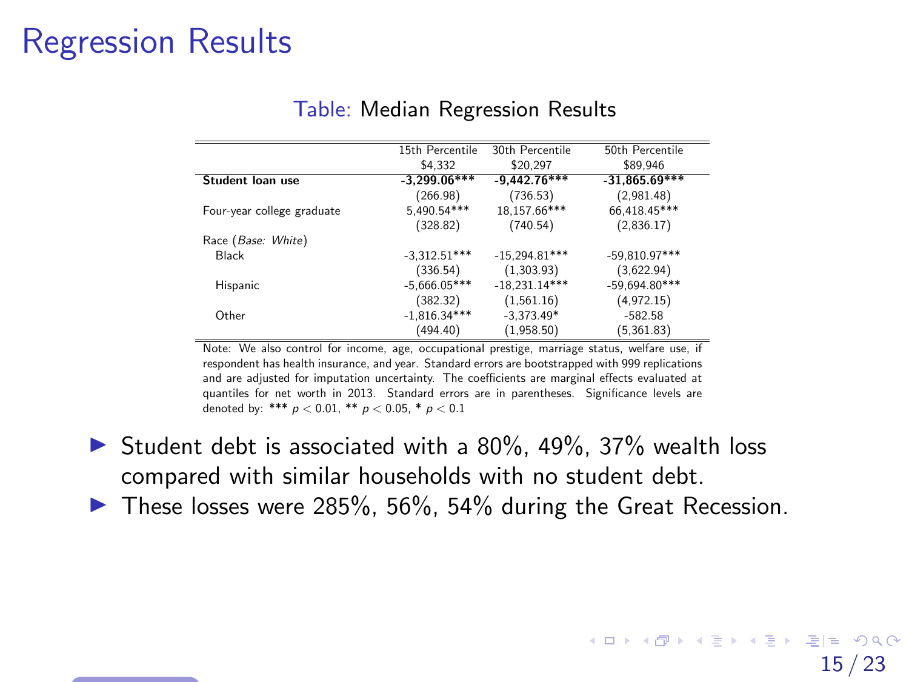# Regression Results

Table: Median Regression Results

| | 15th Percentile $4,332 | 30th Percentile $20,297 | 50th Percentile $89,946 |
|---|---|---|---|
| **Student loan use** | **-3,299.06*** ** | **-9,442.76*** ** | **-31,865.69*** ** |
| | (266.98) | (736.53) | (2,981.48) |
| Four-year college graduate | 5,490.54*** | 18,157.66*** | 66,418.45*** |
| | (328.82) | (740.54) | (2,836.17) |
| Race (*Base: White*) | | | |
| Black | -3,312.51*** | -15,294.81*** | -59,810.97*** |
| | (336.54) | (1,303.93) | (3,622.94) |
| Hispanic | -5,666.05*** | -18,231.14*** | -59,694.80*** |
| | (382.32) | (1,561.16) | (4,972.15) |
| Other | -1,816.34*** | -3,373.49* | -582.58 |
| | (494.40) | (1,958.50) | (5,361.83) |

Note: We also control for income, age, occupational prestige, marriage status, welfare use, if respondent has health insurance, and year. Standard errors are bootstrapped with 999 replications and are adjusted for imputation uncertainty. The coefficients are marginal effects evaluated at quantiles for net worth in 2013. Standard errors are in parentheses. Significance levels are denoted by: *** $p < 0.01$, ** $p < 0.05$, * $p < 0.1$

- Student debt is associated with a 80%, 49%, 37% wealth loss compared with similar households with no student debt.
- These losses were 285%, 56%, 54% during the Great Recession.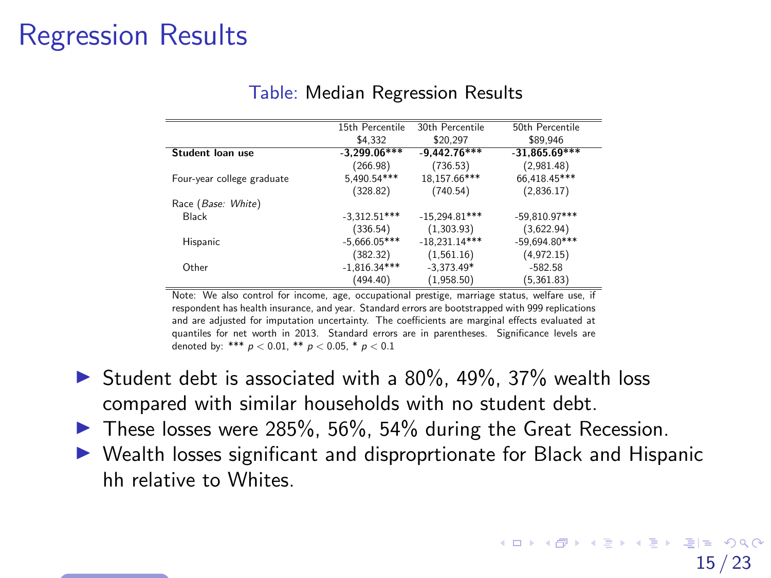# Regression Results

Table: Median Regression Results

| | 15th Percentile<br>$4,332 | 30th Percentile<br>$20,297 | 50th Percentile<br>$89,946 |
|---|---|---|---|
| **Student loan use** | **-3,299.06*** ** | **-9,442.76*** ** | **-31,865.69*** ** |
| | (266.98) | (736.53) | (2,981.48) |
| Four-year college graduate | 5,490.54*** | 18,157.66*** | 66,418.45*** |
| | (328.82) | (740.54) | (2,836.17) |
| Race (*Base: White*) | | | |
| Black | -3,312.51*** | -15,294.81*** | -59,810.97*** |
| | (336.54) | (1,303.93) | (3,622.94) |
| Hispanic | -5,666.05*** | -18,231.14*** | -59,694.80*** |
| | (382.32) | (1,561.16) | (4,972.15) |
| Other | -1,816.34*** | -3,373.49* | -582.58 |
| | (494.40) | (1,958.50) | (5,361.83) |

Note: We also control for income, age, occupational prestige, marriage status, welfare use, if respondent has health insurance, and year. Standard errors are bootstrapped with 999 replications and are adjusted for imputation uncertainty. The coefficients are marginal effects evaluated at quantiles for net worth in 2013. Standard errors are in parentheses. Significance levels are denoted by: *** $p < 0.01$, ** $p < 0.05$, * $p < 0.1$

- Student debt is associated with a 80%, 49%, 37% wealth loss compared with similar households with no student debt.
- These losses were 285%, 56%, 54% during the Great Recession.
- Wealth losses significant and disproprtionate for Black and Hispanic hh relative to Whites.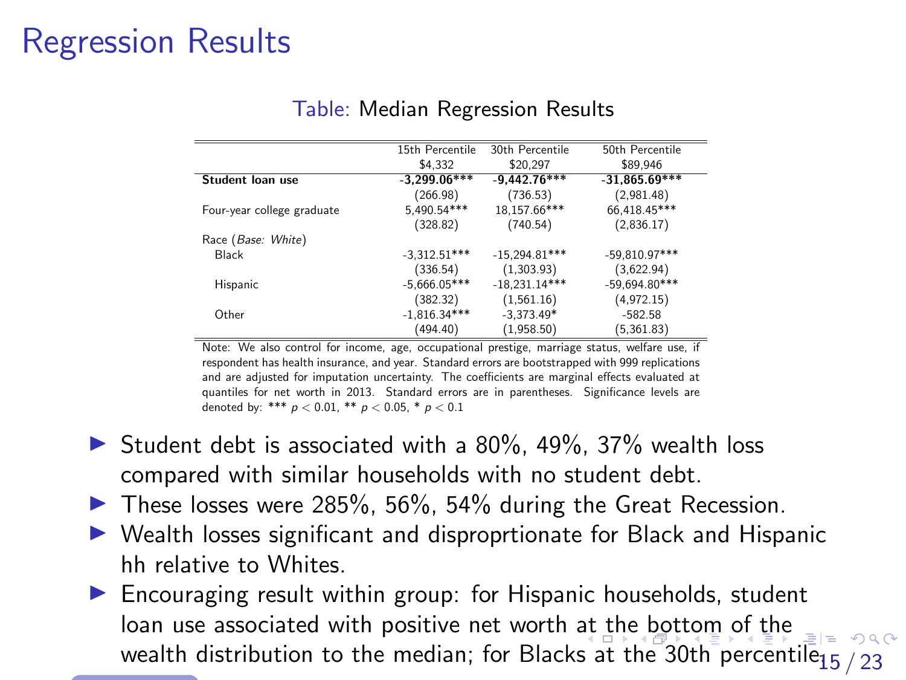# Regression Results

Table: Median Regression Results

| | 15th Percentile<br>$4,332 | 30th Percentile<br>$20,297 | 50th Percentile<br>$89,946 |
|---|---|---|---|
| **Student loan use** | **-3,299.06*** ** | **-9,442.76*** ** | **-31,865.69*** ** |
| | (266.98) | (736.53) | (2,981.48) |
| Four-year college graduate | 5,490.54*** | 18,157.66*** | 66,418.45*** |
| | (328.82) | (740.54) | (2,836.17) |
| Race (*Base: White*) | | | |
| Black | -3,312.51*** | -15,294.81*** | -59,810.97*** |
| | (336.54) | (1,303.93) | (3,622.94) |
| Hispanic | -5,666.05*** | -18,231.14*** | -59,694.80*** |
| | (382.32) | (1,561.16) | (4,972.15) |
| Other | -1,816.34*** | -3,373.49* | -582.58 |
| | (494.40) | (1,958.50) | (5,361.83) |

Note: We also control for income, age, occupational prestige, marriage status, welfare use, if respondent has health insurance, and year. Standard errors are bootstrapped with 999 replications and are adjusted for imputation uncertainty. The coefficients are marginal effects evaluated at quantiles for net worth in 2013. Standard errors are in parentheses. Significance levels are denoted by: *** $p < 0.01$, ** $p < 0.05$, * $p < 0.1$

- Student debt is associated with a 80%, 49%, 37% wealth loss compared with similar households with no student debt.
- These losses were 285%, 56%, 54% during the Great Recession.
- Wealth losses significant and disproprtionate for Black and Hispanic hh relative to Whites.
- Encouraging result within group: for Hispanic households, student loan use associated with positive net worth at the bottom of the wealth distribution to the median; for Blacks at the 30th percentile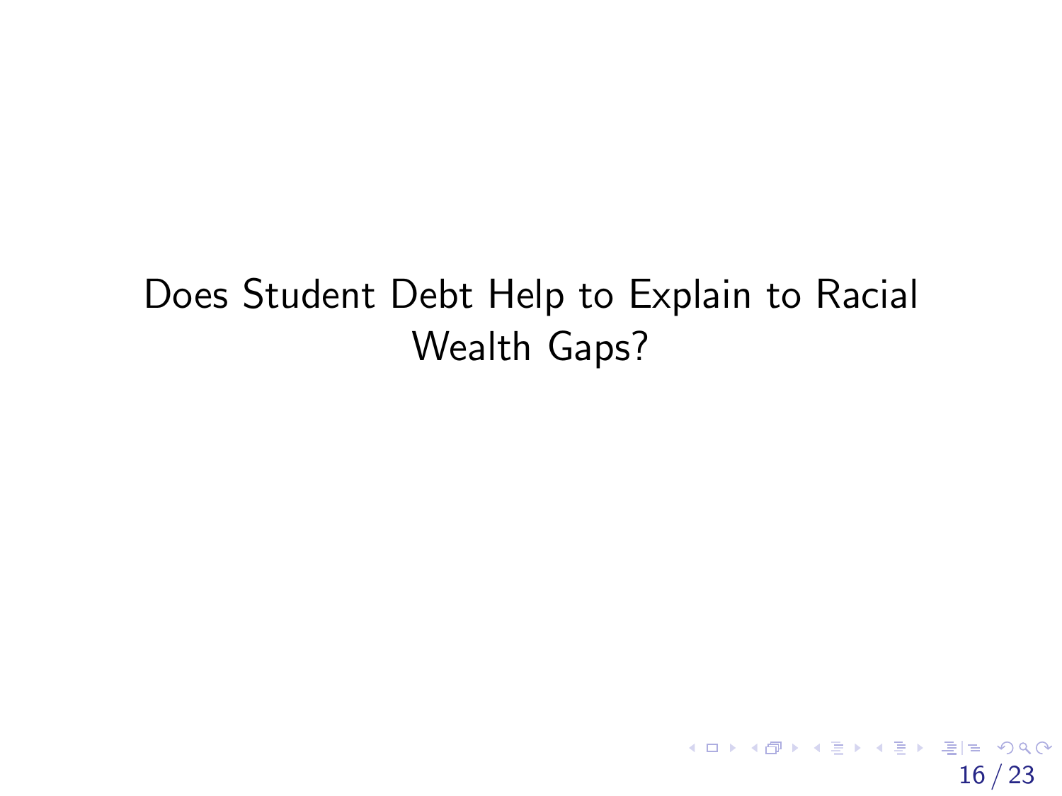# Does Student Debt Help to Explain to Racial Wealth Gaps?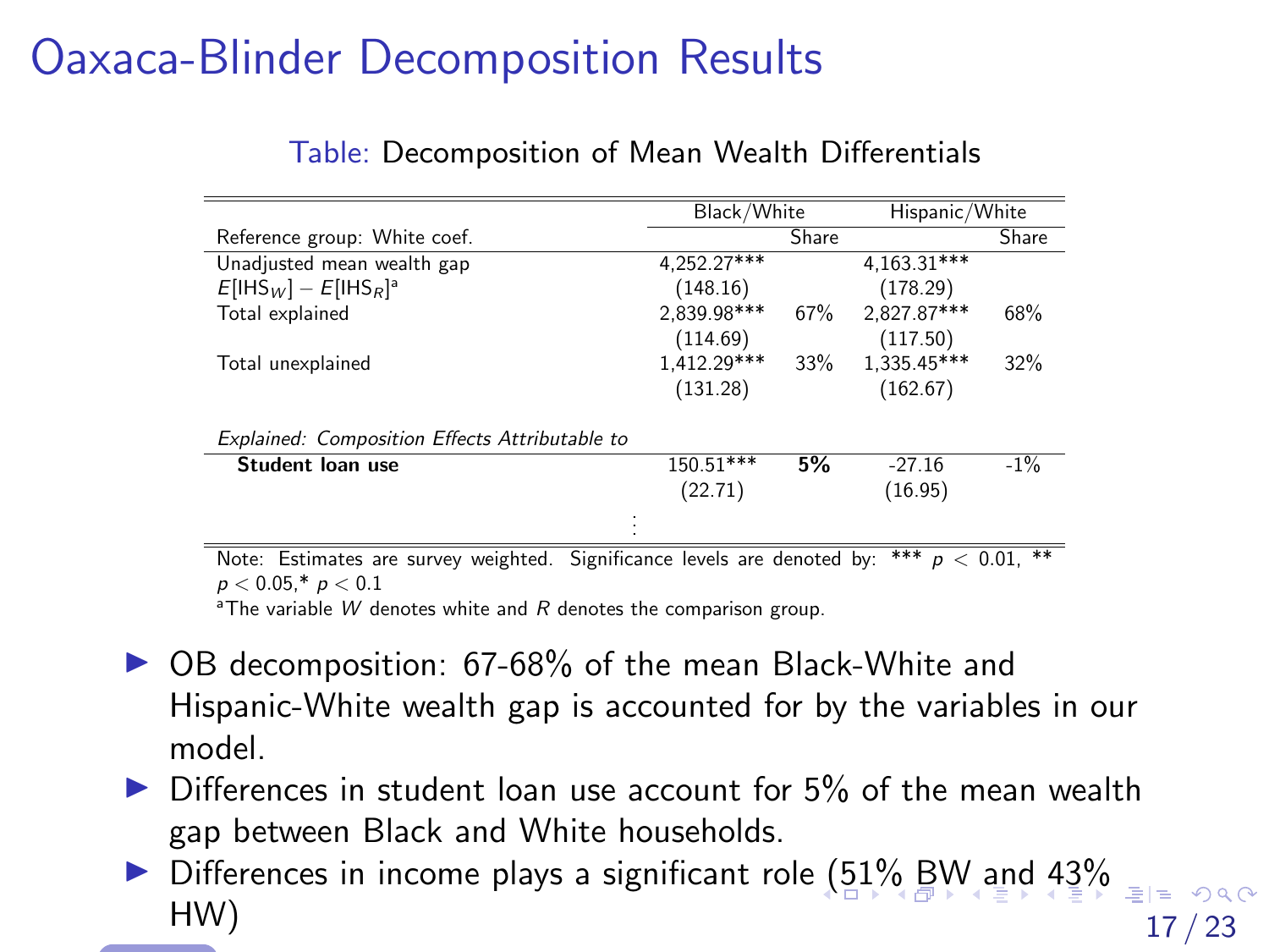# Oaxaca-Blinder Decomposition Results

Table: Decomposition of Mean Wealth Differentials

| | Black/White | | Hispanic/White | |
|---|---|---|---|---|
| Reference group: White coef. | | Share | | Share |
| Unadjusted mean wealth gap | 4,252.27*** | | 4,163.31*** | |
| $E[\text{IHS}_W] - E[\text{IHS}_R]$[a] | (148.16) | | (178.29) | |
| Total explained | 2,839.98*** | 67% | 2,827.87*** | 68% |
| | (114.69) | | (117.50) | |
| Total unexplained | 1,412.29*** | 33% | 1,335.45*** | 32% |
| | (131.28) | | (162.67) | |
| *Explained: Composition Effects Attributable to* | | | | |
| **Student loan use** | 150.51*** | **5%** | -27.16 | -1% |
| | (22.71) | | (16.95) | |
| ⋮ | | | | |

Note: Estimates are survey weighted. Significance levels are denoted by: *** $p < 0.01$, ** $p < 0.05$, * $p < 0.1$

[a]The variable $W$ denotes white and $R$ denotes the comparison group.

- OB decomposition: 67-68% of the mean Black-White and Hispanic-White wealth gap is accounted for by the variables in our model.
- Differences in student loan use account for 5% of the mean wealth gap between Black and White households.
- Differences in income plays a significant role (51% BW and 43% HW)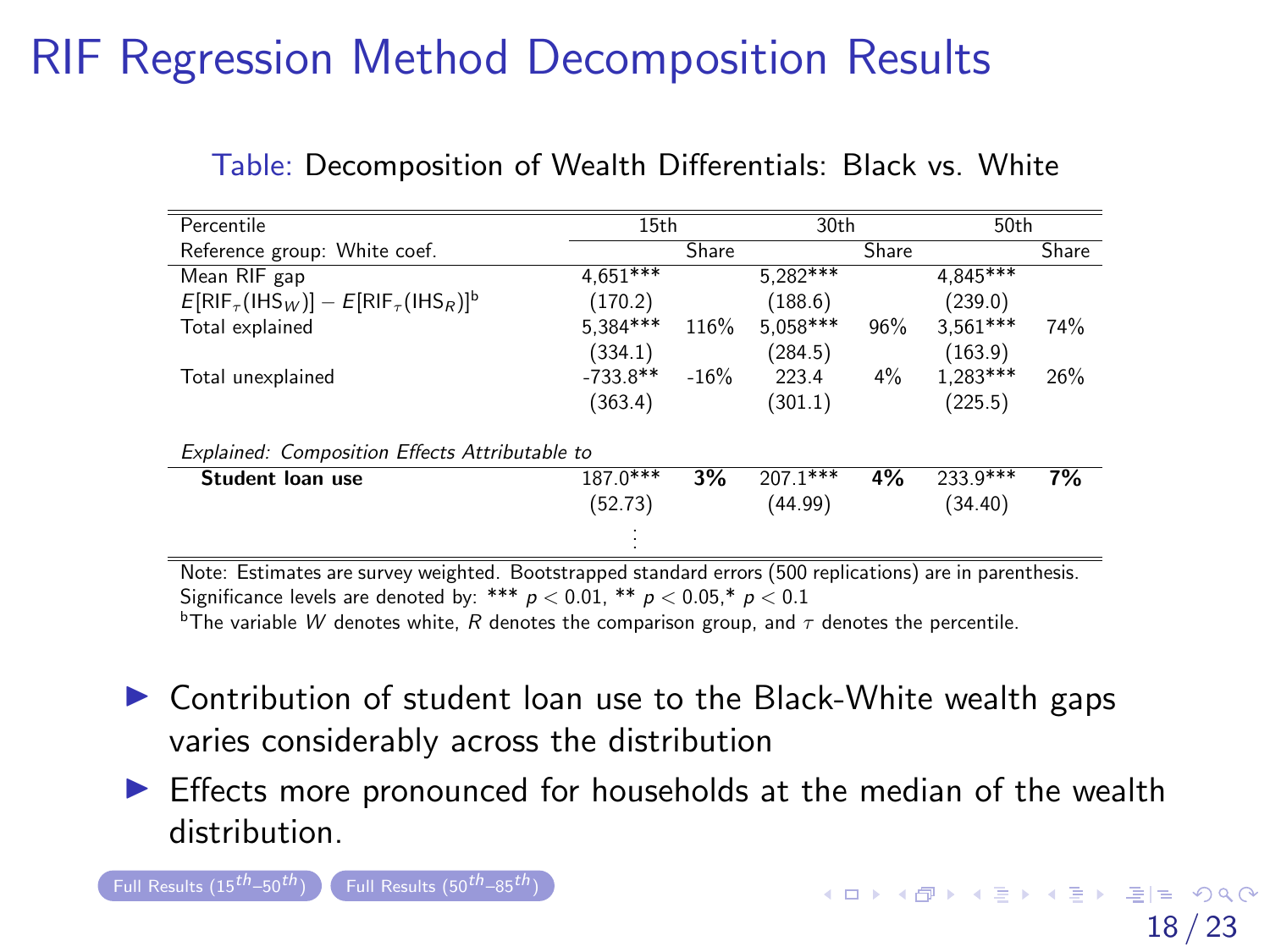# RIF Regression Method Decomposition Results

Table: Decomposition of Wealth Differentials: Black vs. White

| Percentile | 15th | | 30th | | 50th | |
|---|---|---|---|---|---|---|
| Reference group: White coef. | | Share | | Share | | Share |
| Mean RIF gap | 4,651*** | | 5,282*** | | 4,845*** | |
| $E[\text{RIF}_\tau(\text{IHS}_W)] - E[\text{RIF}_\tau(\text{IHS}_R)]$[b] | (170.2) | | (188.6) | | (239.0) | |
| Total explained | 5,384*** | 116% | 5,058*** | 96% | 3,561*** | 74% |
| | (334.1) | | (284.5) | | (163.9) | |
| Total unexplained | -733.8** | -16% | 223.4 | 4% | 1,283*** | 26% |
| | (363.4) | | (301.1) | | (225.5) | |
| *Explained: Composition Effects Attributable to* | | | | | | |
| **Student loan use** | 187.0*** | **3%** | 207.1*** | **4%** | 233.9*** | **7%** |
| | (52.73) | | (44.99) | | (34.40) | |
| | ⋮ | | | | | |

Note: Estimates are survey weighted. Bootstrapped standard errors (500 replications) are in parenthesis.
Significance levels are denoted by: *** $p < 0.01$, ** $p < 0.05$,* $p < 0.1$
[b]The variable $W$ denotes white, $R$ denotes the comparison group, and $\tau$ denotes the percentile.

- Contribution of student loan use to the Black-White wealth gaps varies considerably across the distribution
- Effects more pronounced for households at the median of the wealth distribution.

Full Results ($15^{th}$–$50^{th}$) Full Results ($50^{th}$–$85^{th}$)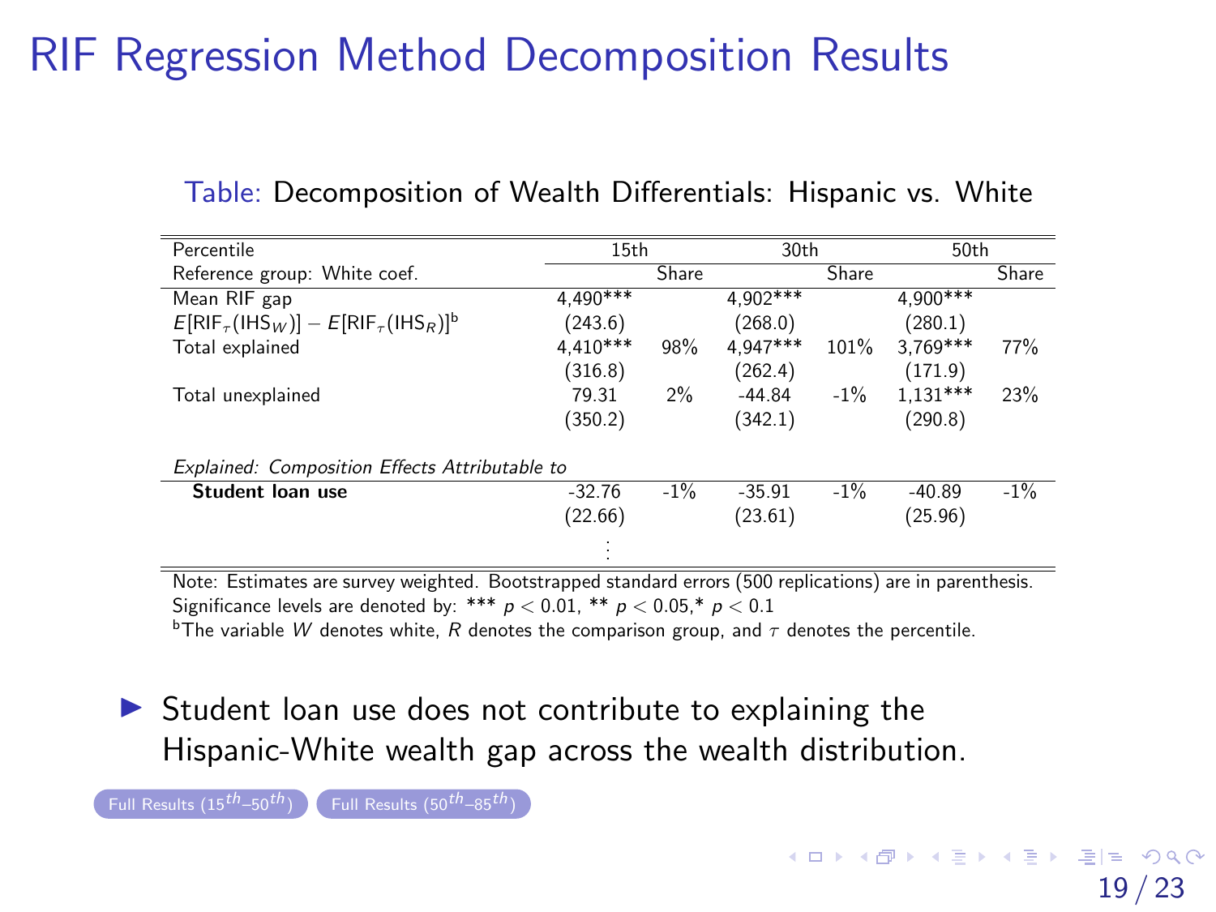# RIF Regression Method Decomposition Results

Table: Decomposition of Wealth Differentials: Hispanic vs. White

| Percentile | 15th | | 30th | | 50th | |
|---|---|---|---|---|---|---|
| Reference group: White coef. | | Share | | Share | | Share |
| Mean RIF gap | 4,490*** | | 4,902*** | | 4,900*** | |
| $E[\text{RIF}_\tau(\text{IHS}_W)] - E[\text{RIF}_\tau(\text{IHS}_R)]$[b] | (243.6) | | (268.0) | | (280.1) | |
| Total explained | 4,410*** | 98% | 4,947*** | 101% | 3,769*** | 77% |
| | (316.8) | | (262.4) | | (171.9) | |
| Total unexplained | 79.31 | 2% | -44.84 | -1% | 1,131*** | 23% |
| | (350.2) | | (342.1) | | (290.8) | |
| *Explained: Composition Effects Attributable to* | | | | | | |
| **Student loan use** | -32.76 | -1% | -35.91 | -1% | -40.89 | -1% |
| | (22.66) | | (23.61) | | (25.96) | |
| ⋮ | | | | | | |

Note: Estimates are survey weighted. Bootstrapped standard errors (500 replications) are in parenthesis.
Significance levels are denoted by: *** $p < 0.01$, ** $p < 0.05$,* $p < 0.1$

[b]The variable $W$ denotes white, $R$ denotes the comparison group, and $\tau$ denotes the percentile.

- Student loan use does not contribute to explaining the Hispanic-White wealth gap across the wealth distribution.

Full Results ($15^{th}$–$50^{th}$) Full Results ($50^{th}$–$85^{th}$)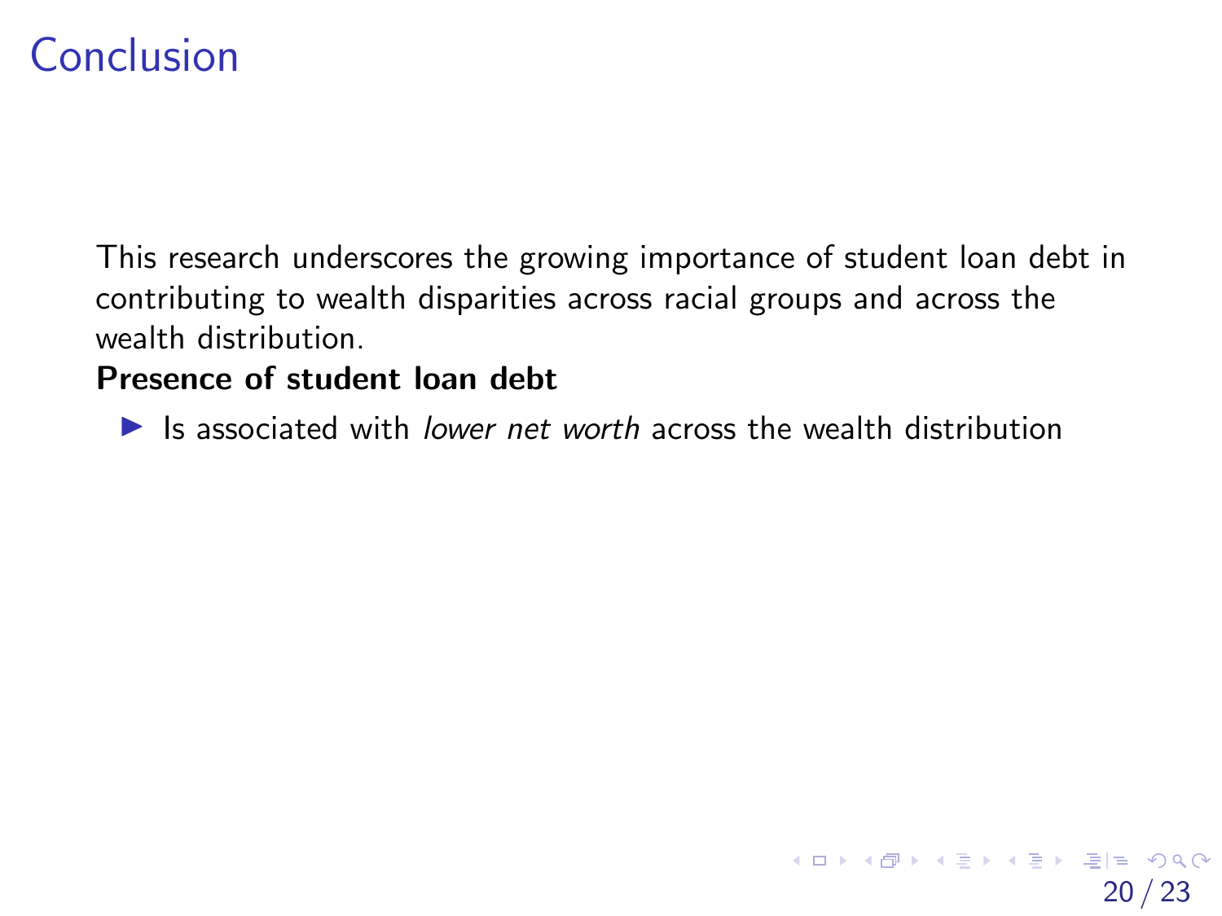# Conclusion

This research underscores the growing importance of student loan debt in contributing to wealth disparities across racial groups and across the wealth distribution.

**Presence of student loan debt**

- Is associated with *lower net worth* across the wealth distribution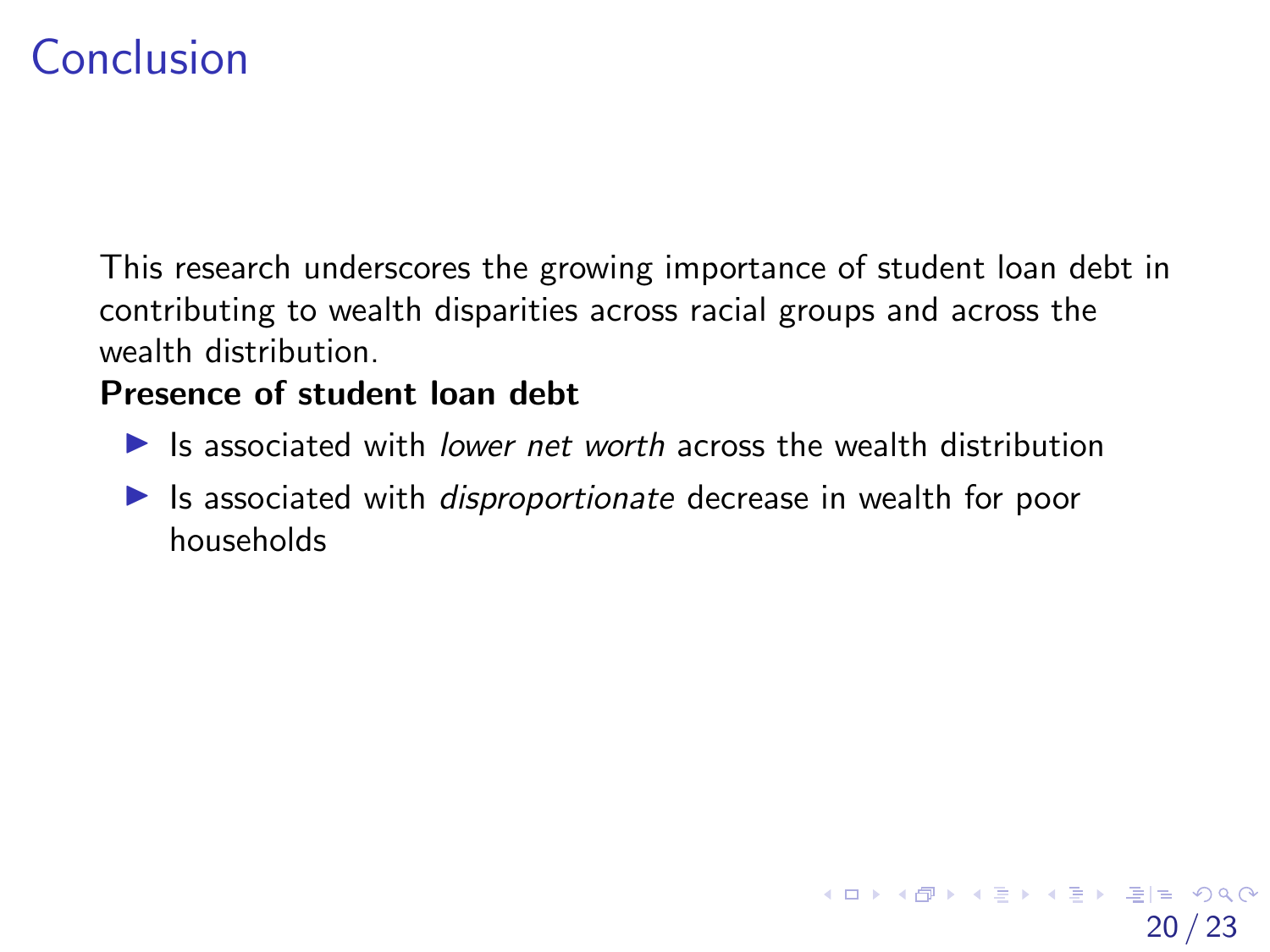# Conclusion

This research underscores the growing importance of student loan debt in contributing to wealth disparities across racial groups and across the wealth distribution.

**Presence of student loan debt**

- Is associated with *lower net worth* across the wealth distribution
- Is associated with *disproportionate* decrease in wealth for poor households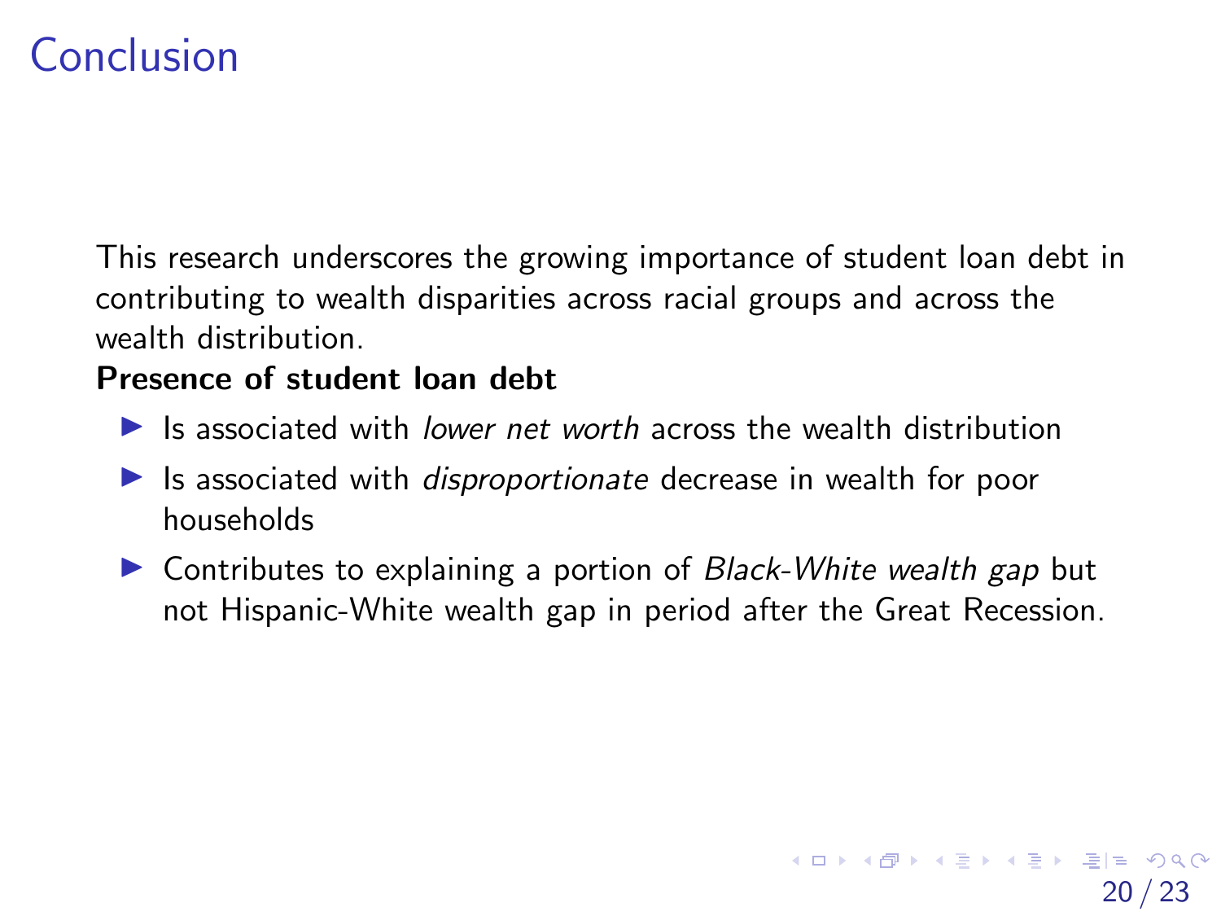# Conclusion

This research underscores the growing importance of student loan debt in contributing to wealth disparities across racial groups and across the wealth distribution.

**Presence of student loan debt**

- Is associated with *lower net worth* across the wealth distribution
- Is associated with *disproportionate* decrease in wealth for poor households
- Contributes to explaining a portion of *Black-White wealth gap* but not Hispanic-White wealth gap in period after the Great Recession.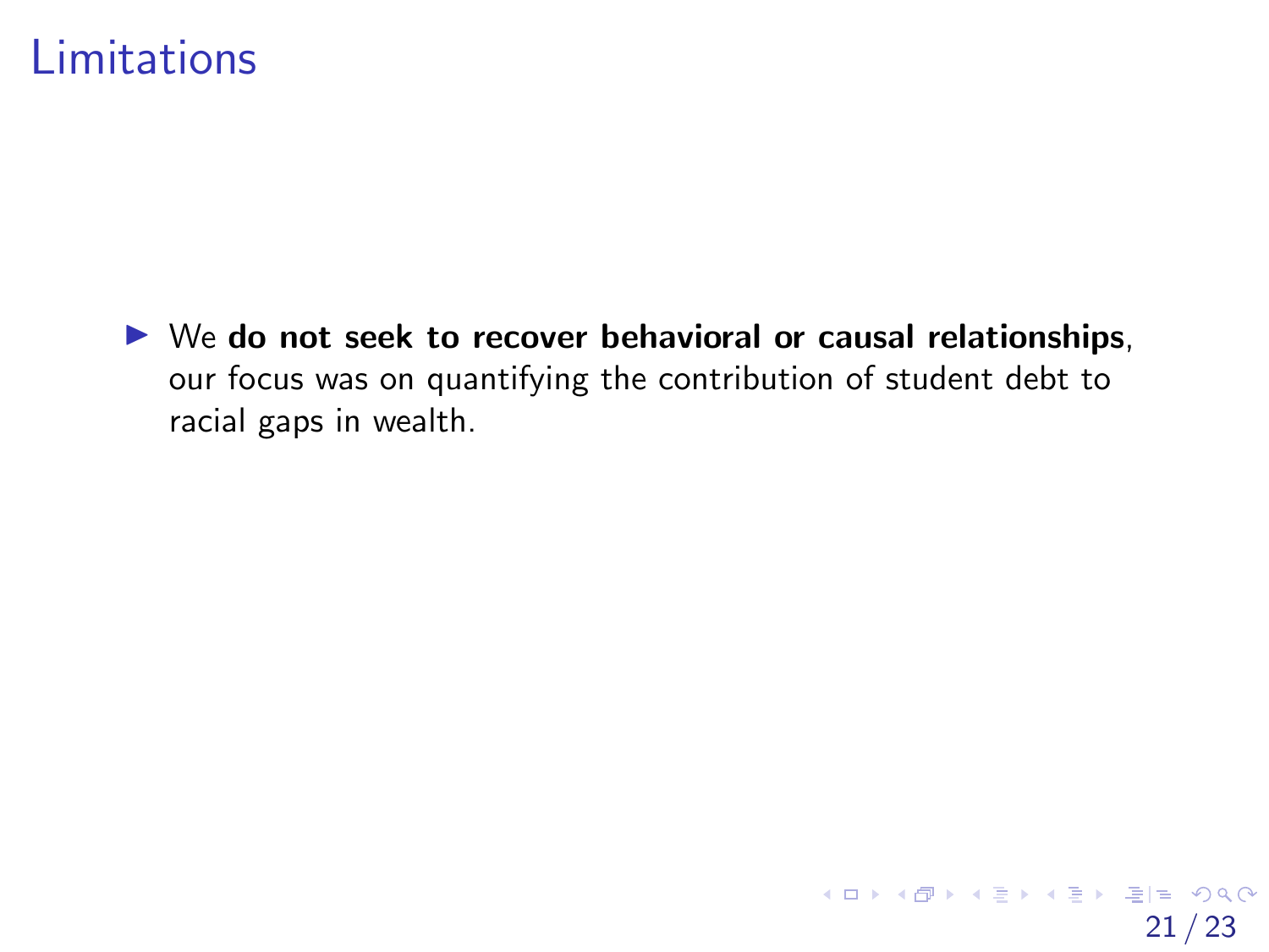# Limitations

- We **do not seek to recover behavioral or causal relationships**, our focus was on quantifying the contribution of student debt to racial gaps in wealth.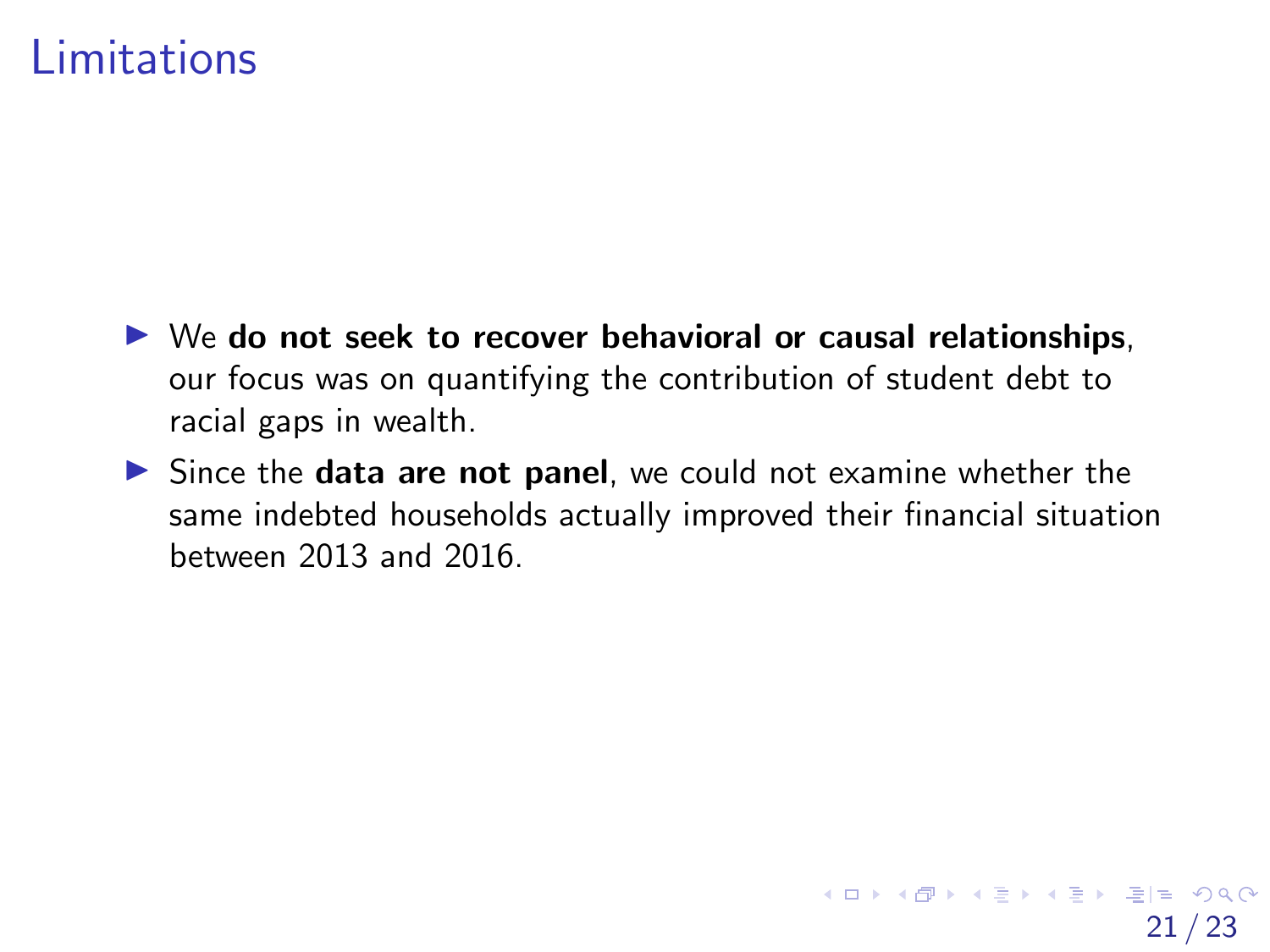# Limitations

- We **do not seek to recover behavioral or causal relationships**, our focus was on quantifying the contribution of student debt to racial gaps in wealth.
- Since the **data are not panel**, we could not examine whether the same indebted households actually improved their financial situation between 2013 and 2016.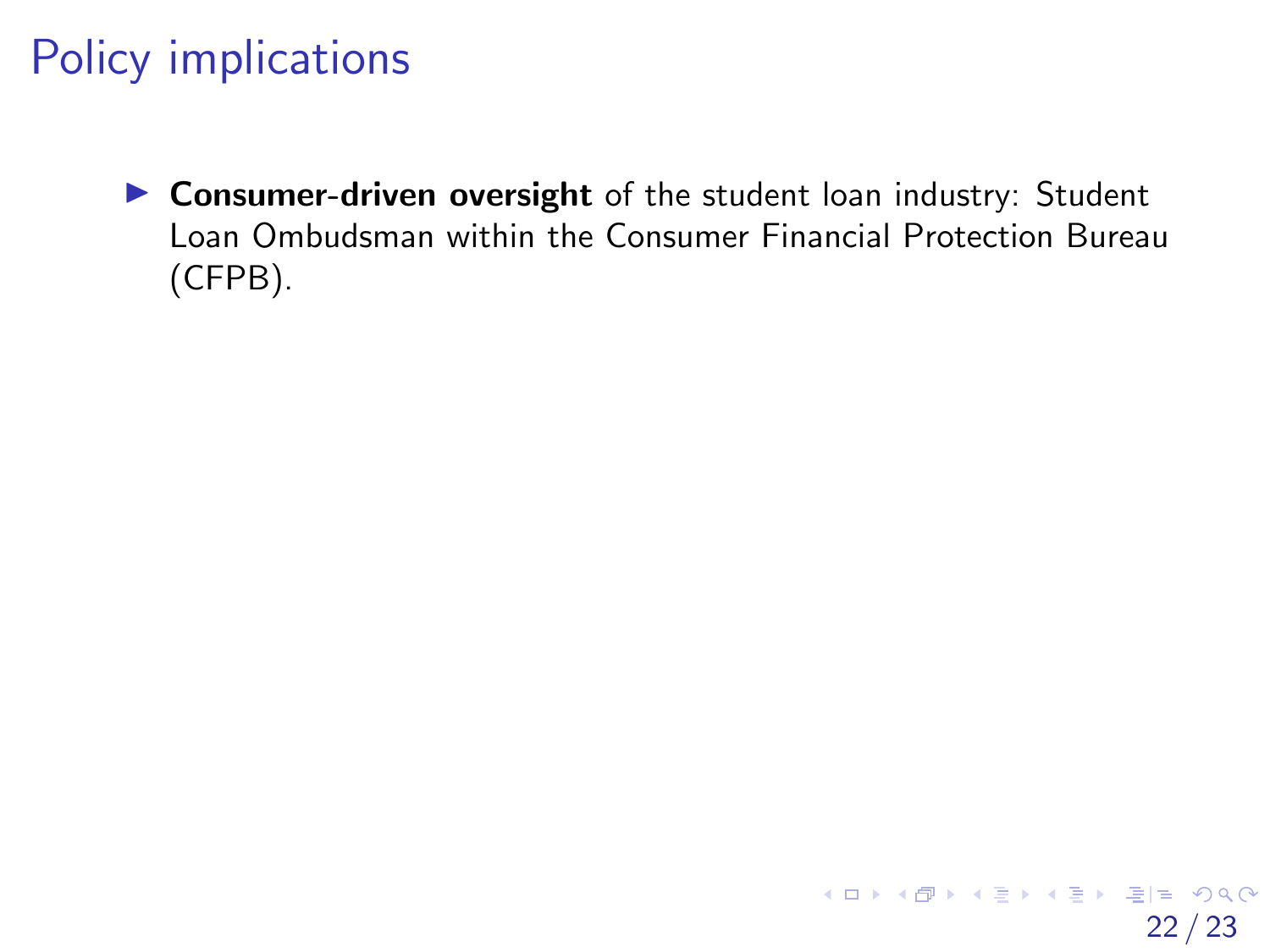# Policy implications

- **Consumer-driven oversight** of the student loan industry: Student Loan Ombudsman within the Consumer Financial Protection Bureau (CFPB).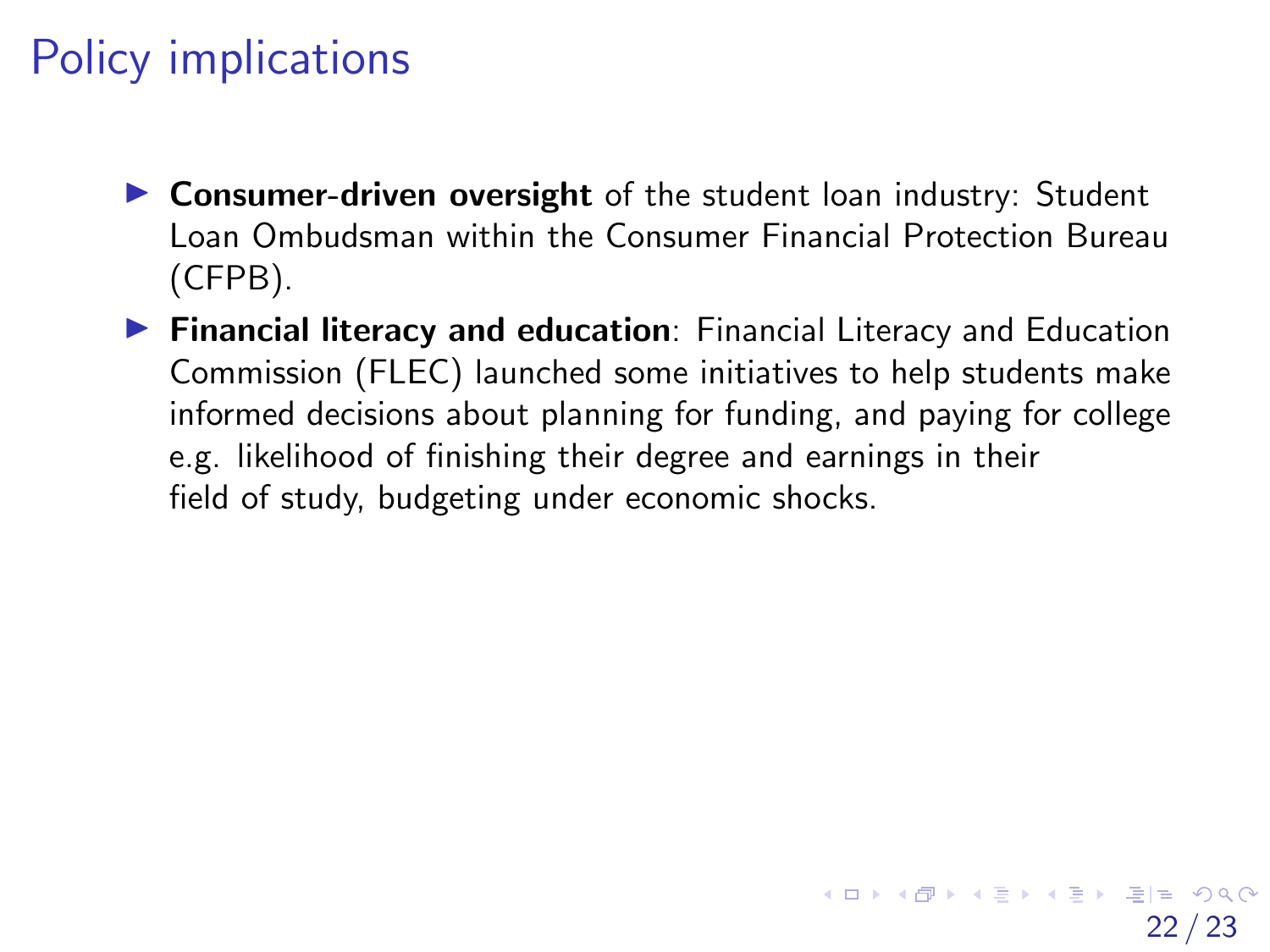# Policy implications

- **Consumer-driven oversight** of the student loan industry: Student Loan Ombudsman within the Consumer Financial Protection Bureau (CFPB).
- **Financial literacy and education**: Financial Literacy and Education Commission (FLEC) launched some initiatives to help students make informed decisions about planning for funding, and paying for college e.g. likelihood of finishing their degree and earnings in their field of study, budgeting under economic shocks.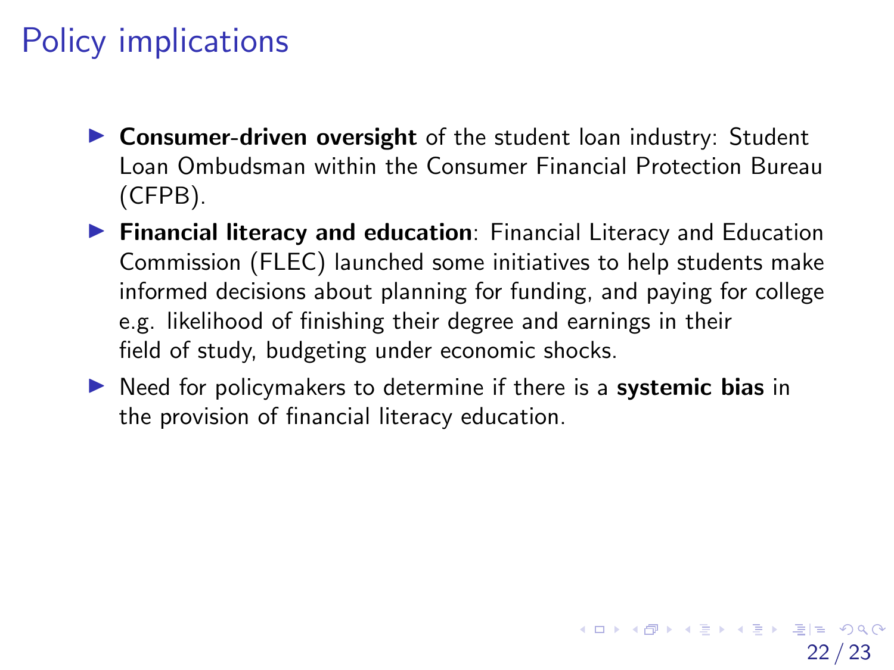# Policy implications

- **Consumer-driven oversight** of the student loan industry: Student Loan Ombudsman within the Consumer Financial Protection Bureau (CFPB).
- **Financial literacy and education**: Financial Literacy and Education Commission (FLEC) launched some initiatives to help students make informed decisions about planning for funding, and paying for college e.g. likelihood of finishing their degree and earnings in their field of study, budgeting under economic shocks.
- Need for policymakers to determine if there is a **systemic bias** in the provision of financial literacy education.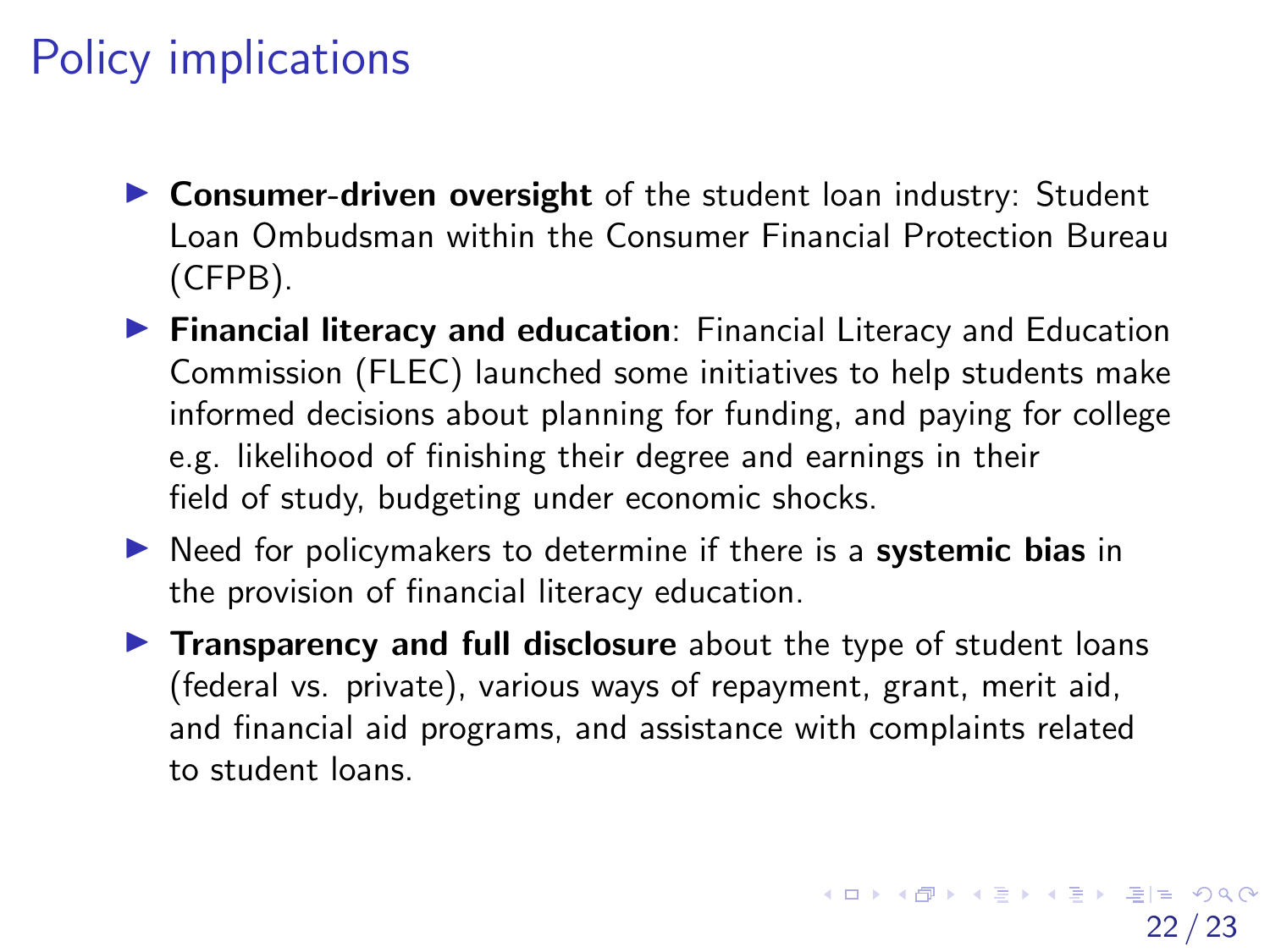# Policy implications

- **Consumer-driven oversight** of the student loan industry: Student Loan Ombudsman within the Consumer Financial Protection Bureau (CFPB).
- **Financial literacy and education**: Financial Literacy and Education Commission (FLEC) launched some initiatives to help students make informed decisions about planning for funding, and paying for college e.g. likelihood of finishing their degree and earnings in their field of study, budgeting under economic shocks.
- Need for policymakers to determine if there is a **systemic bias** in the provision of financial literacy education.
- **Transparency and full disclosure** about the type of student loans (federal vs. private), various ways of repayment, grant, merit aid, and financial aid programs, and assistance with complaints related to student loans.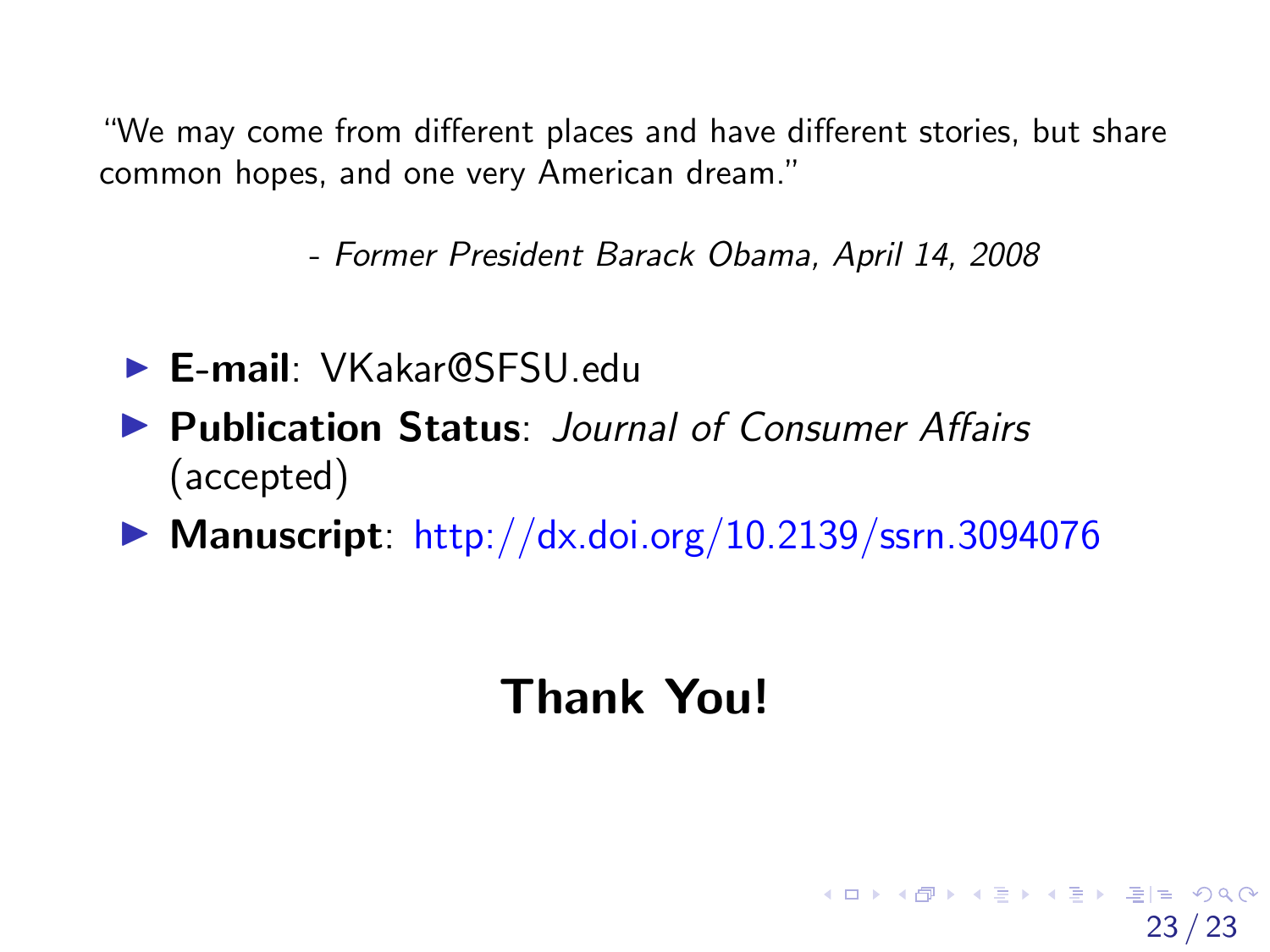"We may come from different places and have different stories, but share common hopes, and one very American dream."

*- Former President Barack Obama, April 14, 2008*

- **E-mail**: VKakar@SFSU.edu
- **Publication Status**: *Journal of Consumer Affairs* (accepted)
- **Manuscript**: http://dx.doi.org/10.2139/ssrn.3094076

## Thank You!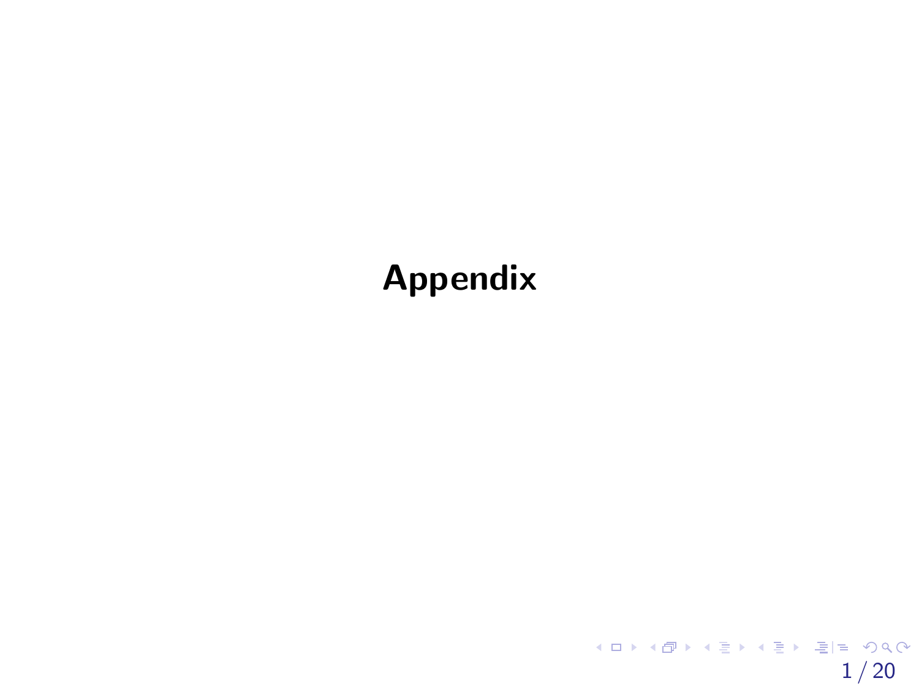# Appendix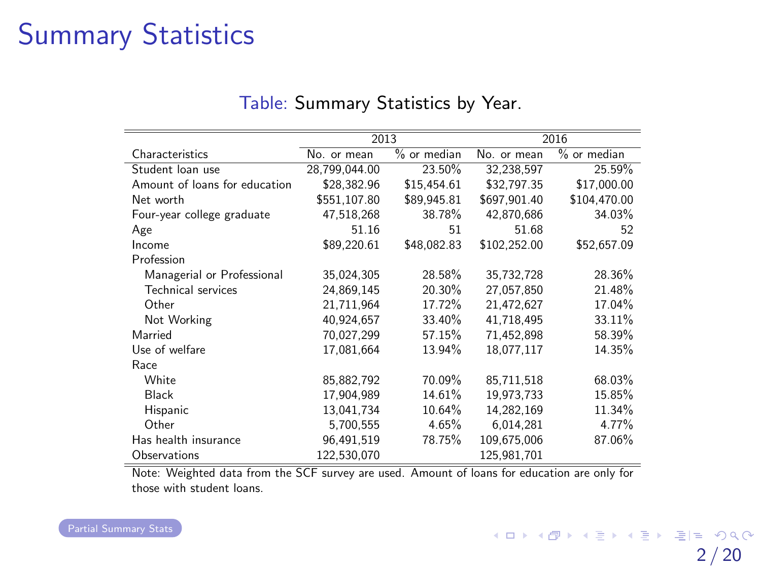# Summary Statistics

Table: Summary Statistics by Year.

| | 2013 | | 2016 | |
|---|---|---|---|---|
| Characteristics | No. or mean | % or median | No. or mean | % or median |
| Student loan use | 28,799,044.00 | 23.50% | 32,238,597 | 25.59% |
| Amount of loans for education | $28,382.96 | $15,454.61 | $32,797.35 | $17,000.00 |
| Net worth | $551,107.80 | $89,945.81 | $697,901.40 | $104,470.00 |
| Four-year college graduate | 47,518,268 | 38.78% | 42,870,686 | 34.03% |
| Age | 51.16 | 51 | 51.68 | 52 |
| Income | $89,220.61 | $48,082.83 | $102,252.00 | $52,657.09 |
| Profession | | | | |
| Managerial or Professional | 35,024,305 | 28.58% | 35,732,728 | 28.36% |
| Technical services | 24,869,145 | 20.30% | 27,057,850 | 21.48% |
| Other | 21,711,964 | 17.72% | 21,472,627 | 17.04% |
| Not Working | 40,924,657 | 33.40% | 41,718,495 | 33.11% |
| Married | 70,027,299 | 57.15% | 71,452,898 | 58.39% |
| Use of welfare | 17,081,664 | 13.94% | 18,077,117 | 14.35% |
| Race | | | | |
| White | 85,882,792 | 70.09% | 85,711,518 | 68.03% |
| Black | 17,904,989 | 14.61% | 19,973,733 | 15.85% |
| Hispanic | 13,041,734 | 10.64% | 14,282,169 | 11.34% |
| Other | 5,700,555 | 4.65% | 6,014,281 | 4.77% |
| Has health insurance | 96,491,519 | 78.75% | 109,675,006 | 87.06% |
| Observations | 122,530,070 | | 125,981,701 | |

Note: Weighted data from the SCF survey are used. Amount of loans for education are only for those with student loans.

Partial Summary Stats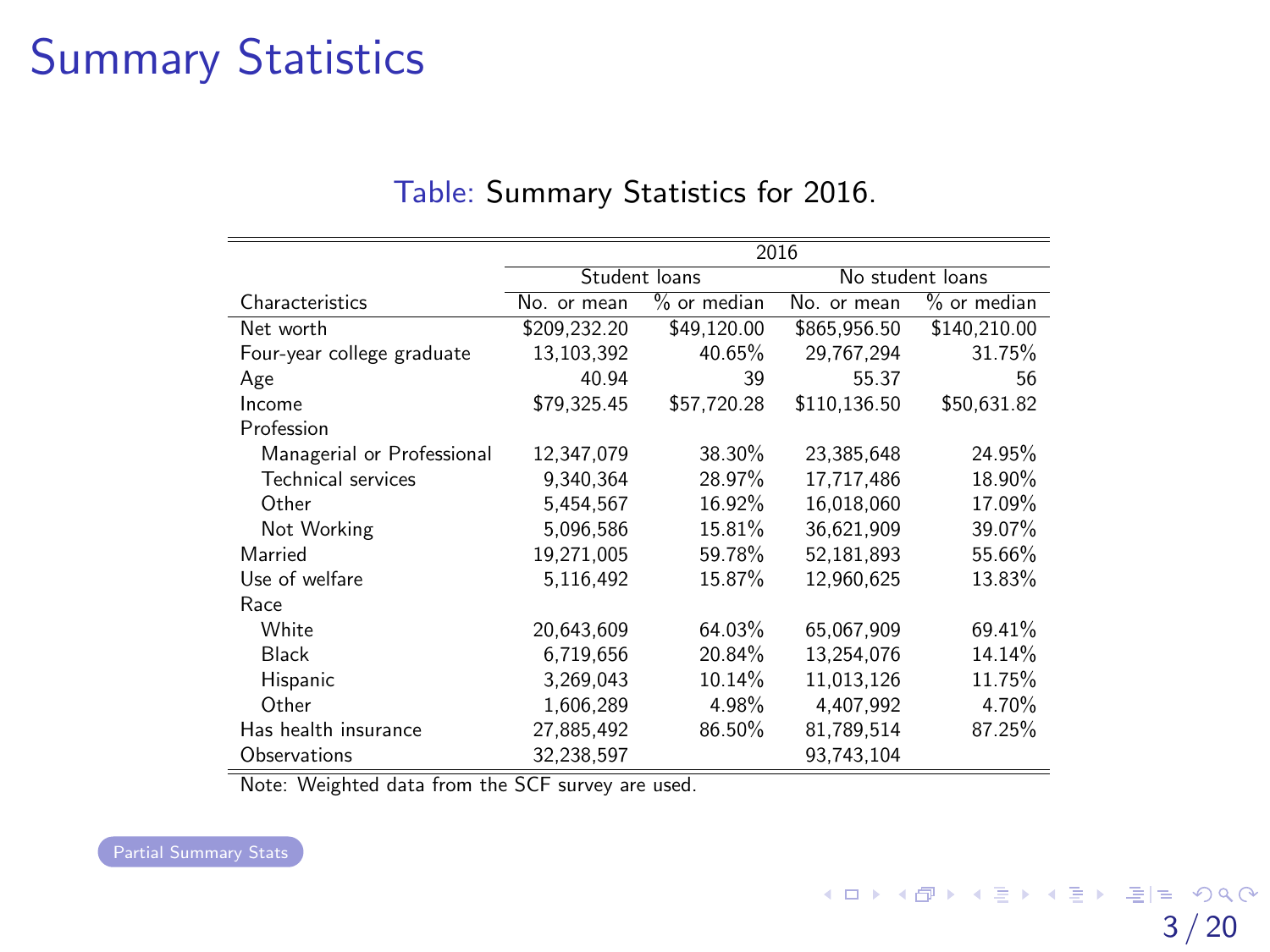# Summary Statistics

Table: Summary Statistics for 2016.

| | 2016 | | | |
|---|---|---|---|---|
| | Student loans | | No student loans | |
| Characteristics | No. or mean | % or median | No. or mean | % or median |
| Net worth | $209,232.20 | $49,120.00 | $865,956.50 | $140,210.00 |
| Four-year college graduate | 13,103,392 | 40.65% | 29,767,294 | 31.75% |
| Age | 40.94 | 39 | 55.37 | 56 |
| Income | $79,325.45 | $57,720.28 | $110,136.50 | $50,631.82 |
| Profession | | | | |
| Managerial or Professional | 12,347,079 | 38.30% | 23,385,648 | 24.95% |
| Technical services | 9,340,364 | 28.97% | 17,717,486 | 18.90% |
| Other | 5,454,567 | 16.92% | 16,018,060 | 17.09% |
| Not Working | 5,096,586 | 15.81% | 36,621,909 | 39.07% |
| Married | 19,271,005 | 59.78% | 52,181,893 | 55.66% |
| Use of welfare | 5,116,492 | 15.87% | 12,960,625 | 13.83% |
| Race | | | | |
| White | 20,643,609 | 64.03% | 65,067,909 | 69.41% |
| Black | 6,719,656 | 20.84% | 13,254,076 | 14.14% |
| Hispanic | 3,269,043 | 10.14% | 11,013,126 | 11.75% |
| Other | 1,606,289 | 4.98% | 4,407,992 | 4.70% |
| Has health insurance | 27,885,492 | 86.50% | 81,789,514 | 87.25% |
| Observations | 32,238,597 | | 93,743,104 | |

Note: Weighted data from the SCF survey are used.

Partial Summary Stats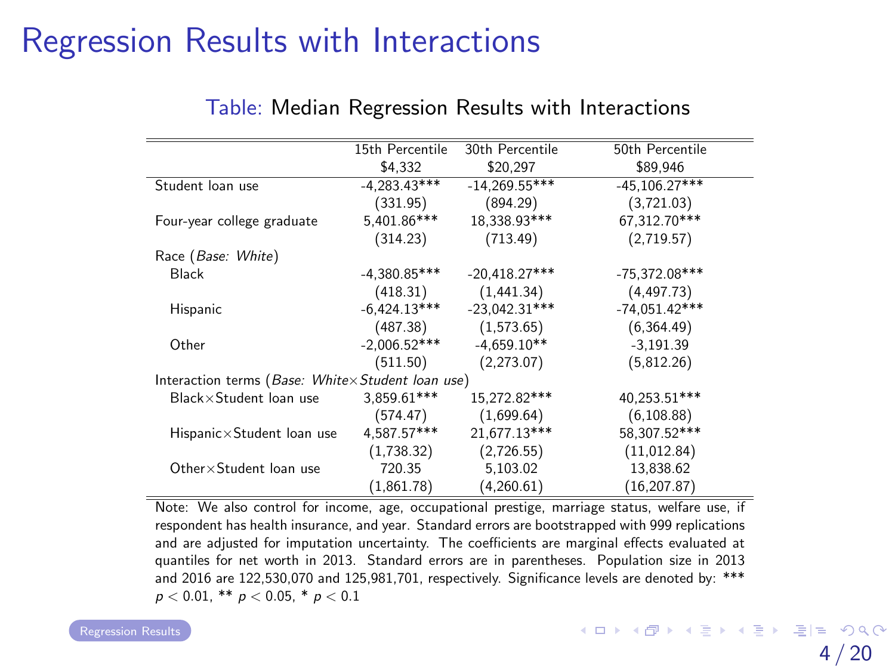# Regression Results with Interactions

Table: Median Regression Results with Interactions

| | 15th Percentile $4,332 | 30th Percentile $20,297 | 50th Percentile $89,946 |
|---|---|---|---|
| Student loan use | -4,283.43*** | -14,269.55*** | -45,106.27*** |
| | (331.95) | (894.29) | (3,721.03) |
| Four-year college graduate | 5,401.86*** | 18,338.93*** | 67,312.70*** |
| | (314.23) | (713.49) | (2,719.57) |
| Race (*Base: White*) | | | |
| Black | -4,380.85*** | -20,418.27*** | -75,372.08*** |
| | (418.31) | (1,441.34) | (4,497.73) |
| Hispanic | -6,424.13*** | -23,042.31*** | -74,051.42*** |
| | (487.38) | (1,573.65) | (6,364.49) |
| Other | -2,006.52*** | -4,659.10** | -3,191.39 |
| | (511.50) | (2,273.07) | (5,812.26) |
| Interaction terms (*Base: White×Student loan use*) | | | |
| Black×Student loan use | 3,859.61*** | 15,272.82*** | 40,253.51*** |
| | (574.47) | (1,699.64) | (6,108.88) |
| Hispanic×Student loan use | 4,587.57*** | 21,677.13*** | 58,307.52*** |
| | (1,738.32) | (2,726.55) | (11,012.84) |
| Other×Student loan use | 720.35 | 5,103.02 | 13,838.62 |
| | (1,861.78) | (4,260.61) | (16,207.87) |

Note: We also control for income, age, occupational prestige, marriage status, welfare use, if respondent has health insurance, and year. Standard errors are bootstrapped with 999 replications and are adjusted for imputation uncertainty. The coefficients are marginal effects evaluated at quantiles for net worth in 2013. Standard errors are in parentheses. Population size in 2013 and 2016 are 122,530,070 and 125,981,701, respectively. Significance levels are denoted by: *** $p < 0.01$, ** $p < 0.05$, * $p < 0.1$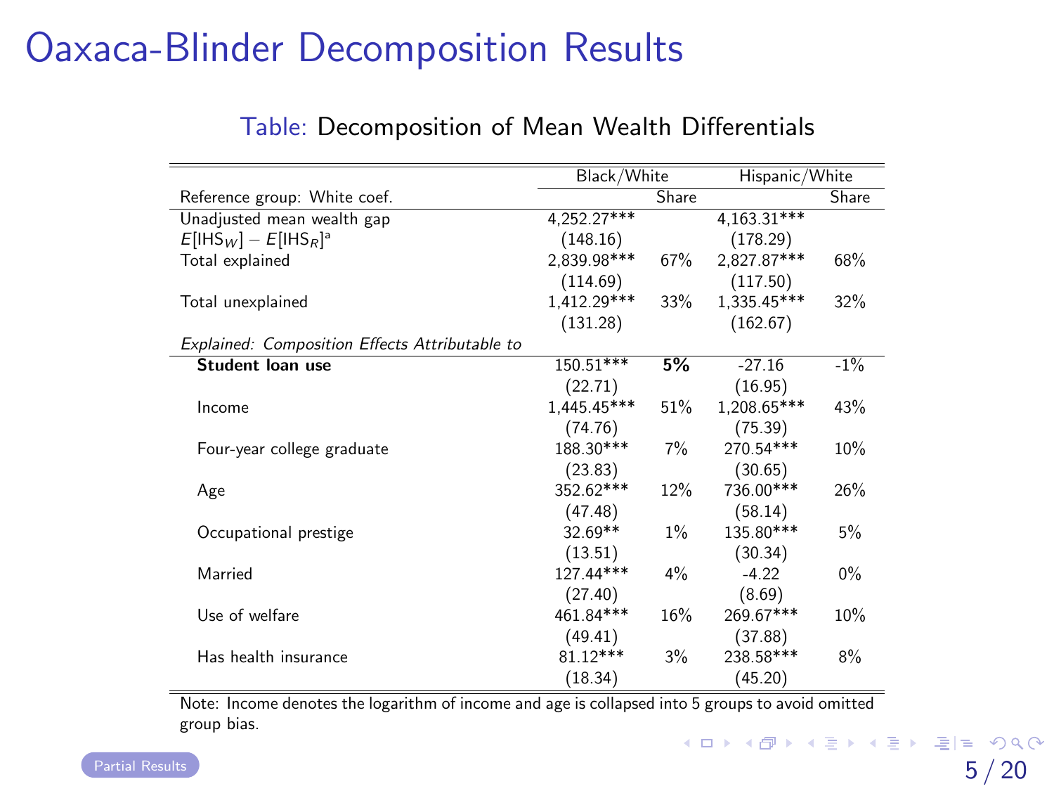# Oaxaca-Blinder Decomposition Results

Table: Decomposition of Mean Wealth Differentials

| | Black/White | | Hispanic/White | |
|---|---|---|---|---|
| Reference group: White coef. | | Share | | Share |
| Unadjusted mean wealth gap | 4,252.27*** | | 4,163.31*** | |
| $E[\text{IHS}_W] - E[\text{IHS}_R]$[a] | (148.16) | | (178.29) | |
| Total explained | 2,839.98*** | 67% | 2,827.87*** | 68% |
| | (114.69) | | (117.50) | |
| Total unexplained | 1,412.29*** | 33% | 1,335.45*** | 32% |
| | (131.28) | | (162.67) | |
| *Explained: Composition Effects Attributable to* | | | | |
| **Student loan use** | 150.51*** | **5%** | -27.16 | -1% |
| | (22.71) | | (16.95) | |
| Income | 1,445.45*** | 51% | 1,208.65*** | 43% |
| | (74.76) | | (75.39) | |
| Four-year college graduate | 188.30*** | 7% | 270.54*** | 10% |
| | (23.83) | | (30.65) | |
| Age | 352.62*** | 12% | 736.00*** | 26% |
| | (47.48) | | (58.14) | |
| Occupational prestige | 32.69** | 1% | 135.80*** | 5% |
| | (13.51) | | (30.34) | |
| Married | 127.44*** | 4% | -4.22 | 0% |
| | (27.40) | | (8.69) | |
| Use of welfare | 461.84*** | 16% | 269.67*** | 10% |
| | (49.41) | | (37.88) | |
| Has health insurance | 81.12*** | 3% | 238.58*** | 8% |
| | (18.34) | | (45.20) | |

Note: Income denotes the logarithm of income and age is collapsed into 5 groups to avoid omitted group bias.

Partial Results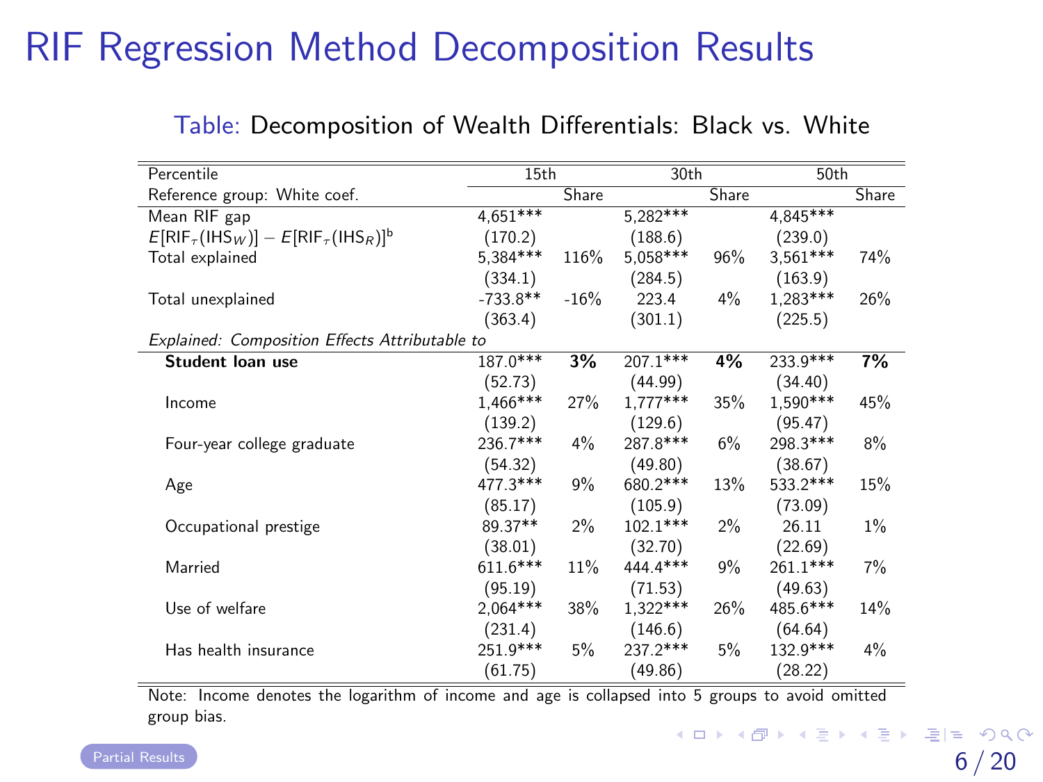# RIF Regression Method Decomposition Results

Table: Decomposition of Wealth Differentials: Black vs. White

| Percentile | 15th | | 30th | | 50th | |
|---|---|---|---|---|---|---|
| Reference group: White coef. | | Share | | Share | | Share |
| Mean RIF gap | 4,651*** | | 5,282*** | | 4,845*** | |
| $E[\text{RIF}_\tau(\text{IHS}_W)] - E[\text{RIF}_\tau(\text{IHS}_R)]^{b}$ | (170.2) | | (188.6) | | (239.0) | |
| Total explained | 5,384*** | 116% | 5,058*** | 96% | 3,561*** | 74% |
| | (334.1) | | (284.5) | | (163.9) | |
| Total unexplained | -733.8** | -16% | 223.4 | 4% | 1,283*** | 26% |
| | (363.4) | | (301.1) | | (225.5) | |
| *Explained: Composition Effects Attributable to* | | | | | | |
| **Student loan use** | 187.0*** | **3%** | 207.1*** | **4%** | 233.9*** | **7%** |
| | (52.73) | | (44.99) | | (34.40) | |
| Income | 1,466*** | 27% | 1,777*** | 35% | 1,590*** | 45% |
| | (139.2) | | (129.6) | | (95.47) | |
| Four-year college graduate | 236.7*** | 4% | 287.8*** | 6% | 298.3*** | 8% |
| | (54.32) | | (49.80) | | (38.67) | |
| Age | 477.3*** | 9% | 680.2*** | 13% | 533.2*** | 15% |
| | (85.17) | | (105.9) | | (73.09) | |
| Occupational prestige | 89.37** | 2% | 102.1*** | 2% | 26.11 | 1% |
| | (38.01) | | (32.70) | | (22.69) | |
| Married | 611.6*** | 11% | 444.4*** | 9% | 261.1*** | 7% |
| | (95.19) | | (71.53) | | (49.63) | |
| Use of welfare | 2,064*** | 38% | 1,322*** | 26% | 485.6*** | 14% |
| | (231.4) | | (146.6) | | (64.64) | |
| Has health insurance | 251.9*** | 5% | 237.2*** | 5% | 132.9*** | 4% |
| | (61.75) | | (49.86) | | (28.22) | |

Note: Income denotes the logarithm of income and age is collapsed into 5 groups to avoid omitted group bias.

Partial Results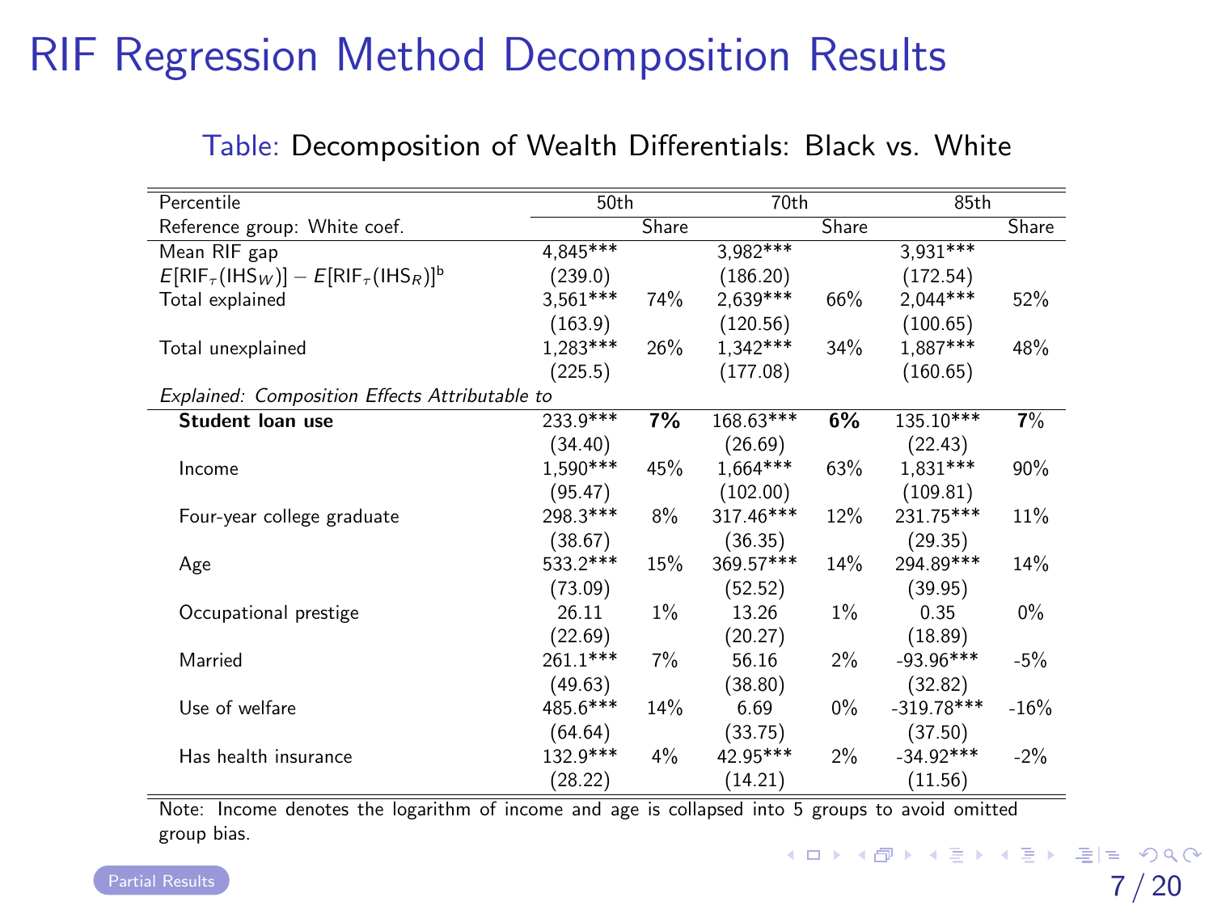# RIF Regression Method Decomposition Results

Table: Decomposition of Wealth Differentials: Black vs. White

| Percentile | 50th | | 70th | | 85th | |
|---|---|---|---|---|---|---|
| Reference group: White coef. | | Share | | Share | | Share |
| Mean RIF gap | 4,845*** | | 3,982*** | | 3,931*** | |
| $E[\text{RIF}_\tau(\text{IHS}_W)] - E[\text{RIF}_\tau(\text{IHS}_R)]$[b] | (239.0) | | (186.20) | | (172.54) | |
| Total explained | 3,561*** | 74% | 2,639*** | 66% | 2,044*** | 52% |
| | (163.9) | | (120.56) | | (100.65) | |
| Total unexplained | 1,283*** | 26% | 1,342*** | 34% | 1,887*** | 48% |
| | (225.5) | | (177.08) | | (160.65) | |
| *Explained: Composition Effects Attributable to* | | | | | | |
| **Student loan use** | 233.9*** | **7%** | 168.63*** | **6%** | 135.10*** | **7%** |
| | (34.40) | | (26.69) | | (22.43) | |
| Income | 1,590*** | 45% | 1,664*** | 63% | 1,831*** | 90% |
| | (95.47) | | (102.00) | | (109.81) | |
| Four-year college graduate | 298.3*** | 8% | 317.46*** | 12% | 231.75*** | 11% |
| | (38.67) | | (36.35) | | (29.35) | |
| Age | 533.2*** | 15% | 369.57*** | 14% | 294.89*** | 14% |
| | (73.09) | | (52.52) | | (39.95) | |
| Occupational prestige | 26.11 | 1% | 13.26 | 1% | 0.35 | 0% |
| | (22.69) | | (20.27) | | (18.89) | |
| Married | 261.1*** | 7% | 56.16 | 2% | -93.96*** | -5% |
| | (49.63) | | (38.80) | | (32.82) | |
| Use of welfare | 485.6*** | 14% | 6.69 | 0% | -319.78*** | -16% |
| | (64.64) | | (33.75) | | (37.50) | |
| Has health insurance | 132.9*** | 4% | 42.95*** | 2% | -34.92*** | -2% |
| | (28.22) | | (14.21) | | (11.56) | |

Note: Income denotes the logarithm of income and age is collapsed into 5 groups to avoid omitted group bias.

Partial Results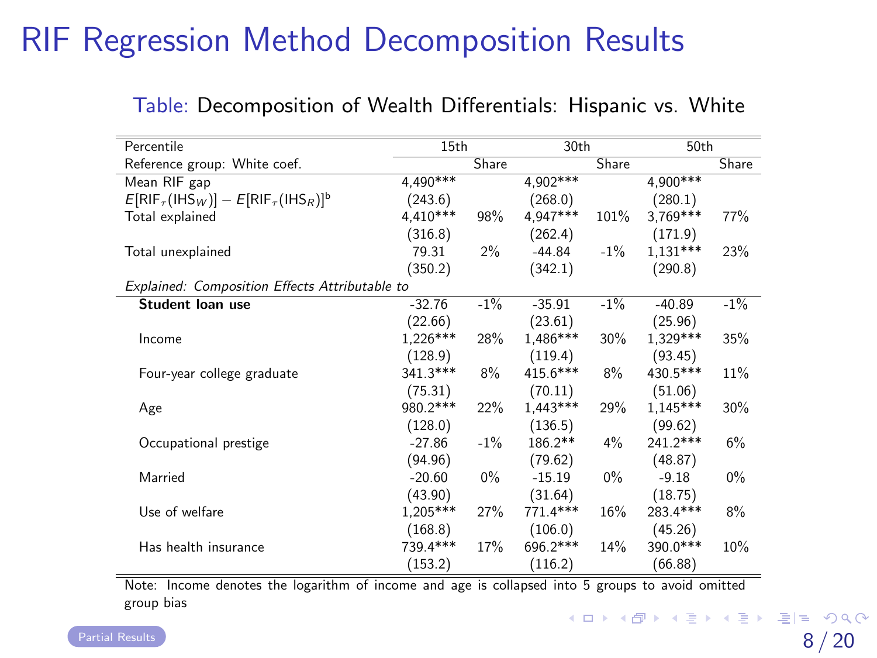# RIF Regression Method Decomposition Results

Table: Decomposition of Wealth Differentials: Hispanic vs. White

| Percentile | 15th | | 30th | | 50th | |
|---|---|---|---|---|---|---|
| Reference group: White coef. | | Share | | Share | | Share |
| Mean RIF gap | 4,490*** | | 4,902*** | | 4,900*** | |
| $E[\text{RIF}_\tau(\text{IHS}_W)] - E[\text{RIF}_\tau(\text{IHS}_R)]$[b] | (243.6) | | (268.0) | | (280.1) | |
| Total explained | 4,410*** | 98% | 4,947*** | 101% | 3,769*** | 77% |
| | (316.8) | | (262.4) | | (171.9) | |
| Total unexplained | 79.31 | 2% | -44.84 | -1% | 1,131*** | 23% |
| | (350.2) | | (342.1) | | (290.8) | |
| *Explained: Composition Effects Attributable to* | | | | | | |
| **Student loan use** | -32.76 | -1% | -35.91 | -1% | -40.89 | -1% |
| | (22.66) | | (23.61) | | (25.96) | |
| Income | 1,226*** | 28% | 1,486*** | 30% | 1,329*** | 35% |
| | (128.9) | | (119.4) | | (93.45) | |
| Four-year college graduate | 341.3*** | 8% | 415.6*** | 8% | 430.5*** | 11% |
| | (75.31) | | (70.11) | | (51.06) | |
| Age | 980.2*** | 22% | 1,443*** | 29% | 1,145*** | 30% |
| | (128.0) | | (136.5) | | (99.62) | |
| Occupational prestige | -27.86 | -1% | 186.2** | 4% | 241.2*** | 6% |
| | (94.96) | | (79.62) | | (48.87) | |
| Married | -20.60 | 0% | -15.19 | 0% | -9.18 | 0% |
| | (43.90) | | (31.64) | | (18.75) | |
| Use of welfare | 1,205*** | 27% | 771.4*** | 16% | 283.4*** | 8% |
| | (168.8) | | (106.0) | | (45.26) | |
| Has health insurance | 739.4*** | 17% | 696.2*** | 14% | 390.0*** | 10% |
| | (153.2) | | (116.2) | | (66.88) | |

Note: Income denotes the logarithm of income and age is collapsed into 5 groups to avoid omitted group bias

Partial Results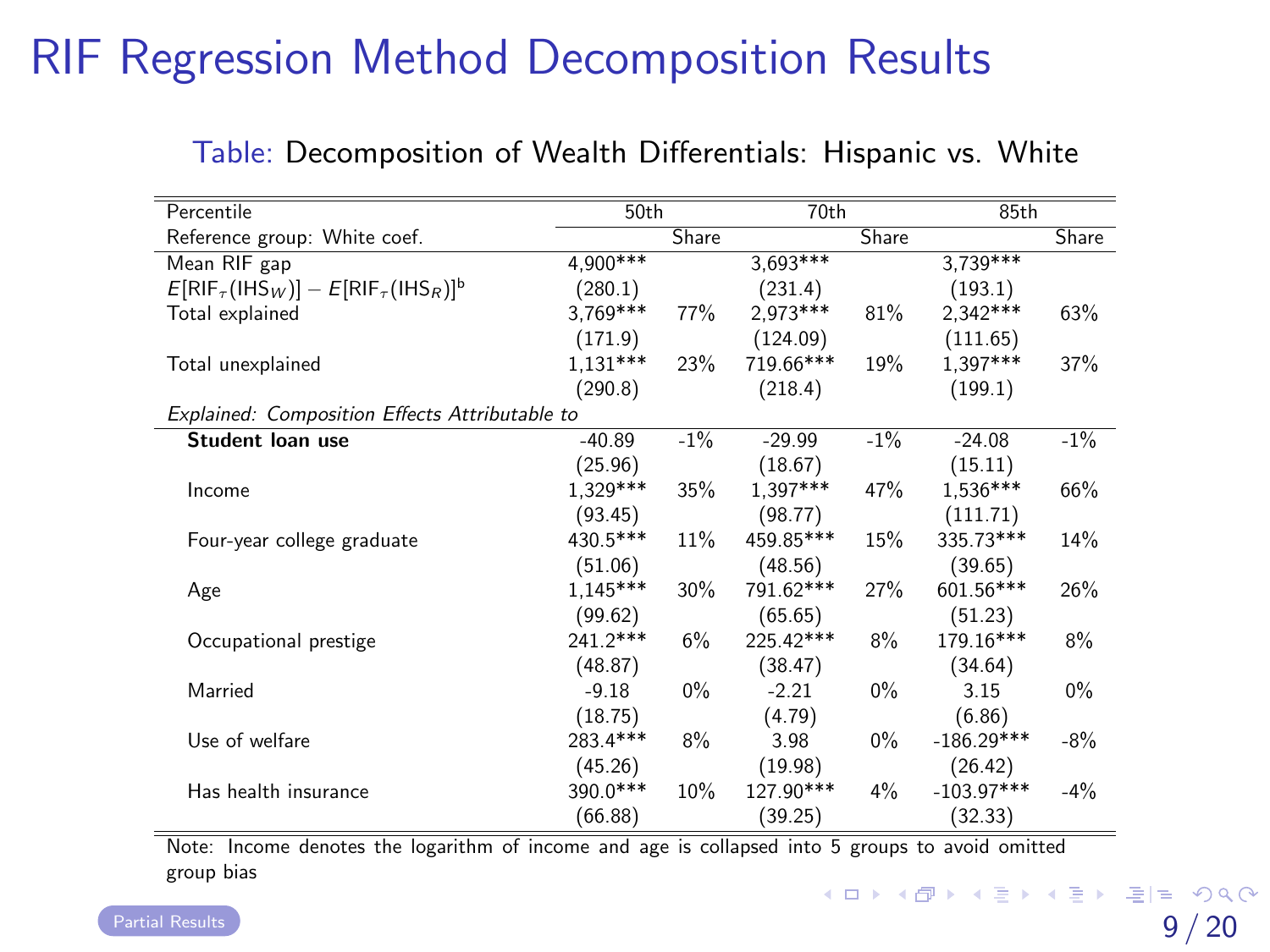# RIF Regression Method Decomposition Results

Table: Decomposition of Wealth Differentials: Hispanic vs. White

| Percentile | 50th | | 70th | | 85th | |
|---|---|---|---|---|---|---|
| Reference group: White coef. | | Share | | Share | | Share |
| Mean RIF gap | 4,900*** | | 3,693*** | | 3,739*** | |
| $E[\text{RIF}_\tau(\text{IHS}_W)] - E[\text{RIF}_\tau(\text{IHS}_R)]$[b] | (280.1) | | (231.4) | | (193.1) | |
| Total explained | 3,769*** | 77% | 2,973*** | 81% | 2,342*** | 63% |
| | (171.9) | | (124.09) | | (111.65) | |
| Total unexplained | 1,131*** | 23% | 719.66*** | 19% | 1,397*** | 37% |
| | (290.8) | | (218.4) | | (199.1) | |
| *Explained: Composition Effects Attributable to* | | | | | | |
| **Student loan use** | -40.89 | -1% | -29.99 | -1% | -24.08 | -1% |
| | (25.96) | | (18.67) | | (15.11) | |
| Income | 1,329*** | 35% | 1,397*** | 47% | 1,536*** | 66% |
| | (93.45) | | (98.77) | | (111.71) | |
| Four-year college graduate | 430.5*** | 11% | 459.85*** | 15% | 335.73*** | 14% |
| | (51.06) | | (48.56) | | (39.65) | |
| Age | 1,145*** | 30% | 791.62*** | 27% | 601.56*** | 26% |
| | (99.62) | | (65.65) | | (51.23) | |
| Occupational prestige | 241.2*** | 6% | 225.42*** | 8% | 179.16*** | 8% |
| | (48.87) | | (38.47) | | (34.64) | |
| Married | -9.18 | 0% | -2.21 | 0% | 3.15 | 0% |
| | (18.75) | | (4.79) | | (6.86) | |
| Use of welfare | 283.4*** | 8% | 3.98 | 0% | -186.29*** | -8% |
| | (45.26) | | (19.98) | | (26.42) | |
| Has health insurance | 390.0*** | 10% | 127.90*** | 4% | -103.97*** | -4% |
| | (66.88) | | (39.25) | | (32.33) | |

Note: Income denotes the logarithm of income and age is collapsed into 5 groups to avoid omitted group bias

Partial Results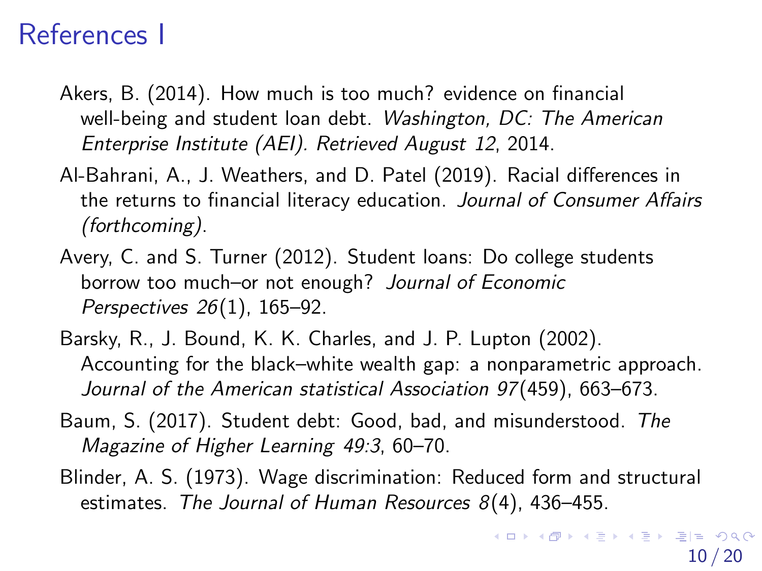# References I

Akers, B. (2014). How much is too much? evidence on financial well-being and student loan debt. *Washington, DC: The American Enterprise Institute (AEI). Retrieved August 12*, 2014.

Al-Bahrani, A., J. Weathers, and D. Patel (2019). Racial differences in the returns to financial literacy education. *Journal of Consumer Affairs (forthcoming)*.

Avery, C. and S. Turner (2012). Student loans: Do college students borrow too much–or not enough? *Journal of Economic Perspectives 26*(1), 165–92.

Barsky, R., J. Bound, K. K. Charles, and J. P. Lupton (2002). Accounting for the black–white wealth gap: a nonparametric approach. *Journal of the American statistical Association 97*(459), 663–673.

Baum, S. (2017). Student debt: Good, bad, and misunderstood. *The Magazine of Higher Learning 49:3*, 60–70.

Blinder, A. S. (1973). Wage discrimination: Reduced form and structural estimates. *The Journal of Human Resources 8*(4), 436–455.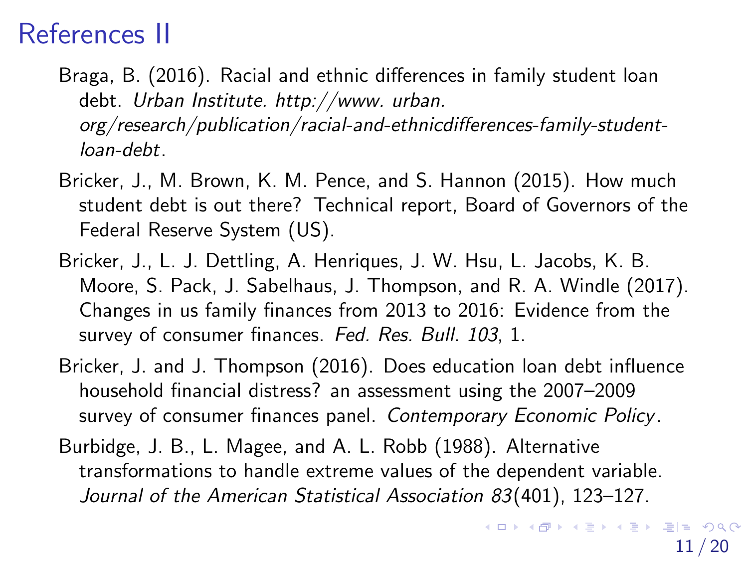# References II

Braga, B. (2016). Racial and ethnic differences in family student loan debt. *Urban Institute. http://www. urban. org/research/publication/racial-and-ethnicdifferences-family-student-loan-debt*.

Bricker, J., M. Brown, K. M. Pence, and S. Hannon (2015). How much student debt is out there? Technical report, Board of Governors of the Federal Reserve System (US).

Bricker, J., L. J. Dettling, A. Henriques, J. W. Hsu, L. Jacobs, K. B. Moore, S. Pack, J. Sabelhaus, J. Thompson, and R. A. Windle (2017). Changes in us family finances from 2013 to 2016: Evidence from the survey of consumer finances. *Fed. Res. Bull. 103*, 1.

Bricker, J. and J. Thompson (2016). Does education loan debt influence household financial distress? an assessment using the 2007–2009 survey of consumer finances panel. *Contemporary Economic Policy*.

Burbidge, J. B., L. Magee, and A. L. Robb (1988). Alternative transformations to handle extreme values of the dependent variable. *Journal of the American Statistical Association 83*(401), 123–127.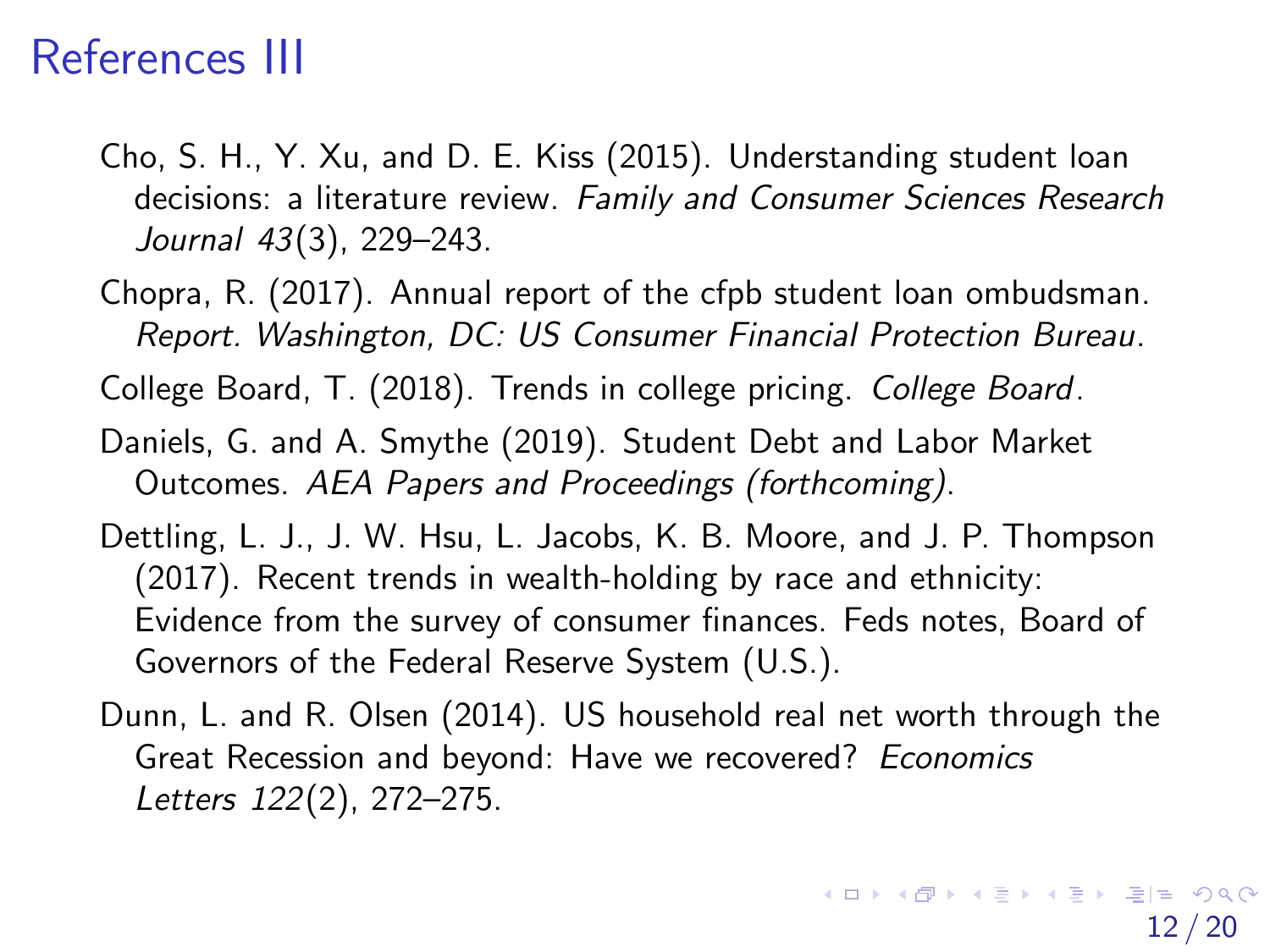# References III

Cho, S. H., Y. Xu, and D. E. Kiss (2015). Understanding student loan decisions: a literature review. *Family and Consumer Sciences Research Journal 43*(3), 229–243.

Chopra, R. (2017). Annual report of the cfpb student loan ombudsman. *Report. Washington, DC: US Consumer Financial Protection Bureau*.

College Board, T. (2018). Trends in college pricing. *College Board*.

Daniels, G. and A. Smythe (2019). Student Debt and Labor Market Outcomes. *AEA Papers and Proceedings (forthcoming)*.

Dettling, L. J., J. W. Hsu, L. Jacobs, K. B. Moore, and J. P. Thompson (2017). Recent trends in wealth-holding by race and ethnicity: Evidence from the survey of consumer finances. Feds notes, Board of Governors of the Federal Reserve System (U.S.).

Dunn, L. and R. Olsen (2014). US household real net worth through the Great Recession and beyond: Have we recovered? *Economics Letters 122*(2), 272–275.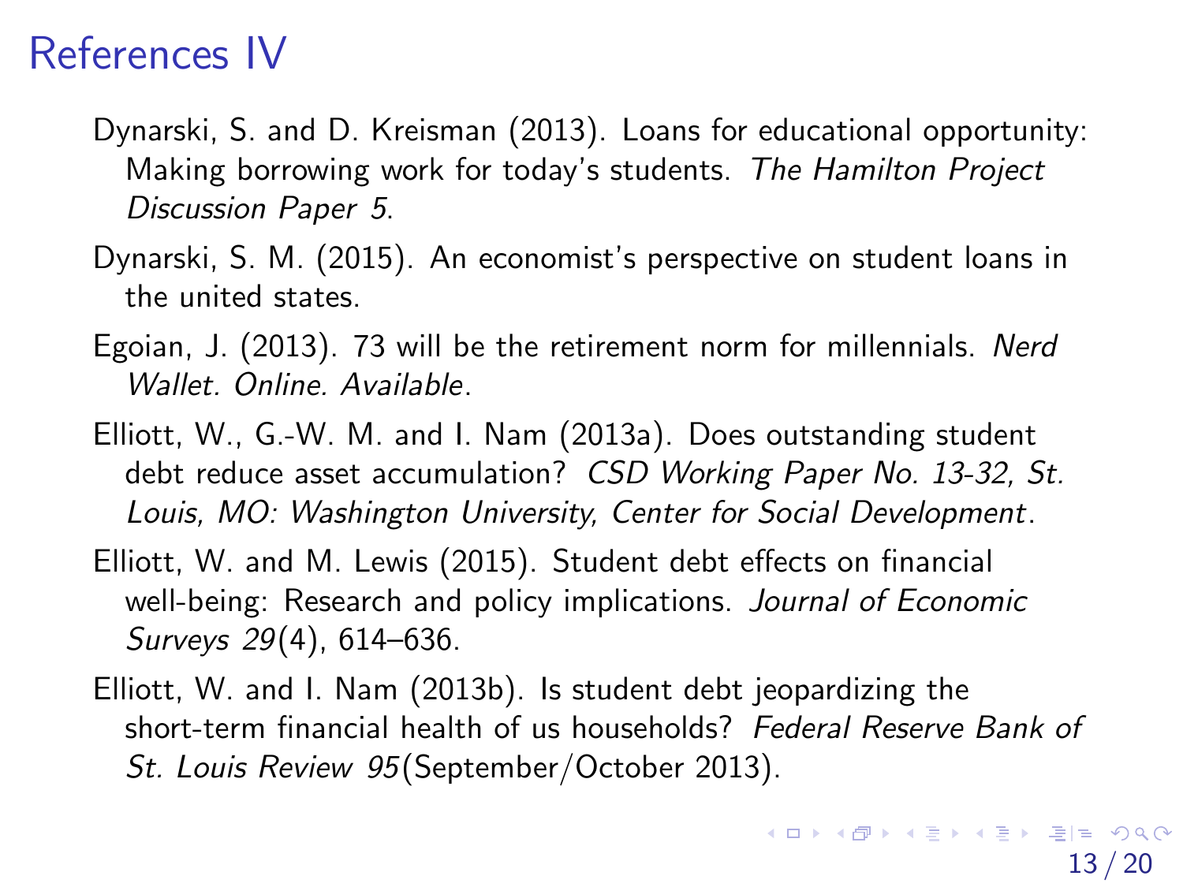# References IV

Dynarski, S. and D. Kreisman (2013). Loans for educational opportunity: Making borrowing work for today's students. *The Hamilton Project Discussion Paper 5*.

Dynarski, S. M. (2015). An economist's perspective on student loans in the united states.

Egoian, J. (2013). 73 will be the retirement norm for millennials. *Nerd Wallet. Online. Available*.

Elliott, W., G.-W. M. and I. Nam (2013a). Does outstanding student debt reduce asset accumulation? *CSD Working Paper No. 13-32, St. Louis, MO: Washington University, Center for Social Development*.

Elliott, W. and M. Lewis (2015). Student debt effects on financial well-being: Research and policy implications. *Journal of Economic Surveys 29*(4), 614–636.

Elliott, W. and I. Nam (2013b). Is student debt jeopardizing the short-term financial health of us households? *Federal Reserve Bank of St. Louis Review 95*(September/October 2013).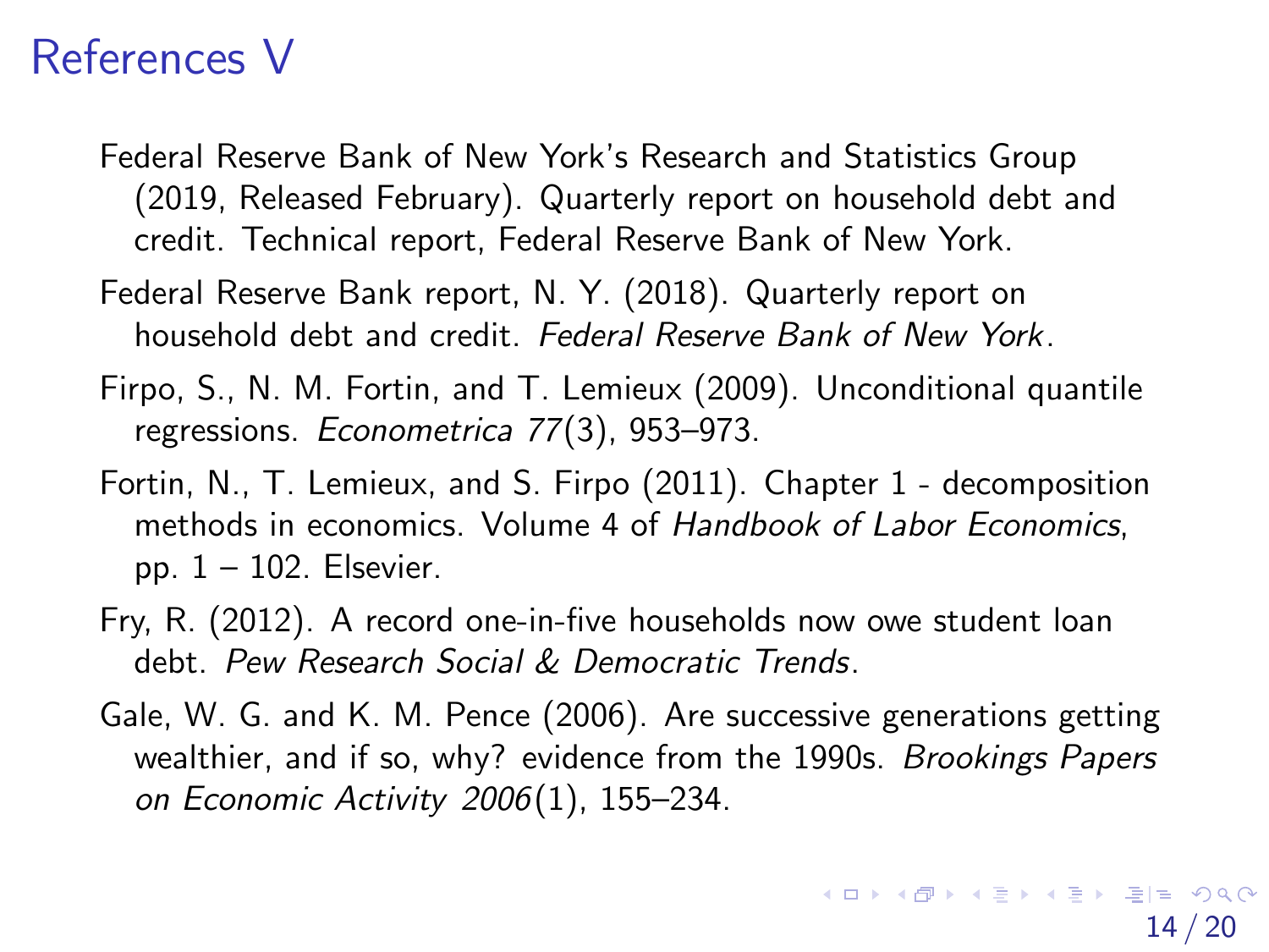# References V

Federal Reserve Bank of New York's Research and Statistics Group (2019, Released February). Quarterly report on household debt and credit. Technical report, Federal Reserve Bank of New York.

Federal Reserve Bank report, N. Y. (2018). Quarterly report on household debt and credit. *Federal Reserve Bank of New York*.

Firpo, S., N. M. Fortin, and T. Lemieux (2009). Unconditional quantile regressions. *Econometrica 77*(3), 953–973.

Fortin, N., T. Lemieux, and S. Firpo (2011). Chapter 1 - decomposition methods in economics. Volume 4 of *Handbook of Labor Economics*, pp. 1 – 102. Elsevier.

Fry, R. (2012). A record one-in-five households now owe student loan debt. *Pew Research Social & Democratic Trends*.

Gale, W. G. and K. M. Pence (2006). Are successive generations getting wealthier, and if so, why? evidence from the 1990s. *Brookings Papers on Economic Activity 2006*(1), 155–234.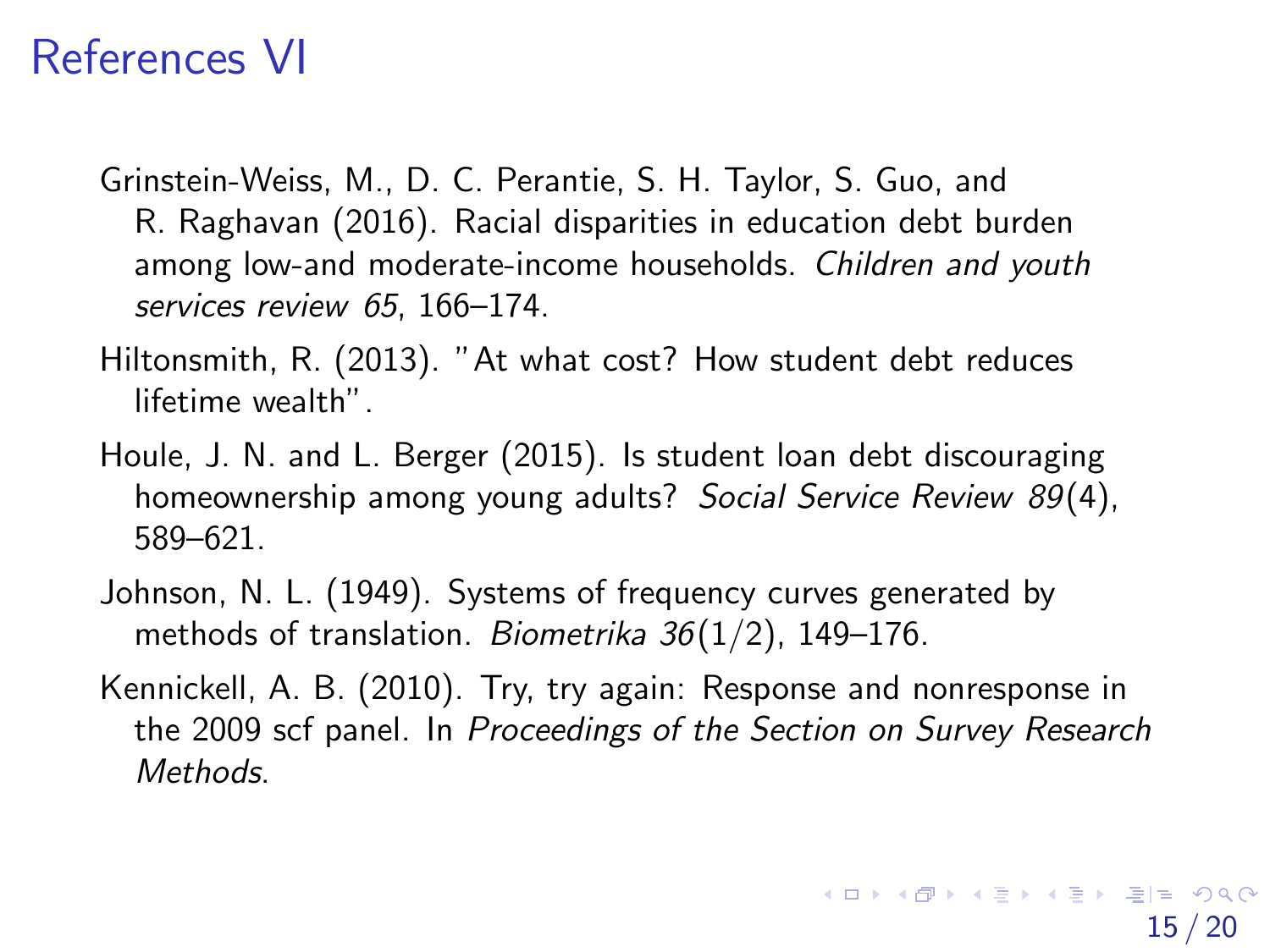# References VI

Grinstein-Weiss, M., D. C. Perantie, S. H. Taylor, S. Guo, and R. Raghavan (2016). Racial disparities in education debt burden among low-and moderate-income households. *Children and youth services review 65*, 166–174.

Hiltonsmith, R. (2013). "At what cost? How student debt reduces lifetime wealth".

Houle, J. N. and L. Berger (2015). Is student loan debt discouraging homeownership among young adults? *Social Service Review 89*(4), 589–621.

Johnson, N. L. (1949). Systems of frequency curves generated by methods of translation. *Biometrika 36*(1/2), 149–176.

Kennickell, A. B. (2010). Try, try again: Response and nonresponse in the 2009 scf panel. In *Proceedings of the Section on Survey Research Methods*.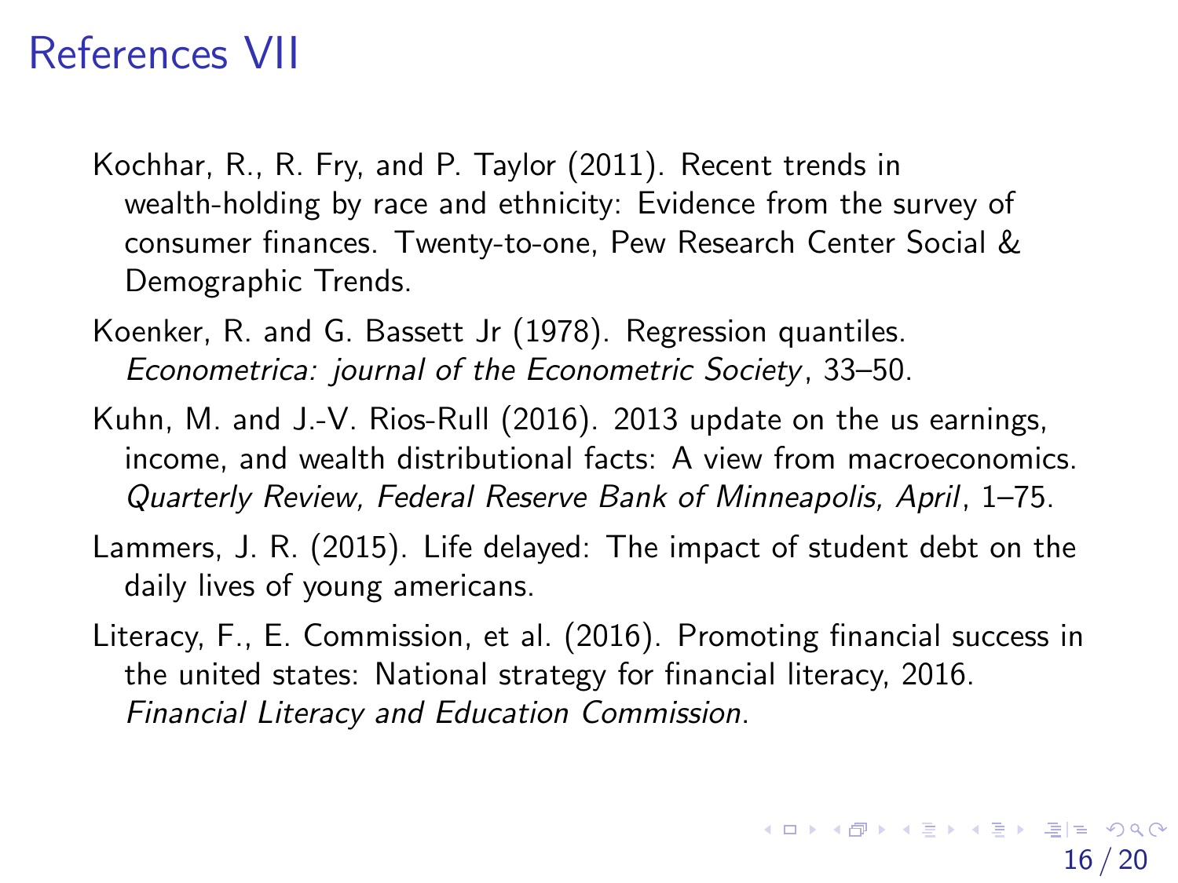# References VII

Kochhar, R., R. Fry, and P. Taylor (2011). Recent trends in wealth-holding by race and ethnicity: Evidence from the survey of consumer finances. Twenty-to-one, Pew Research Center Social & Demographic Trends.

Koenker, R. and G. Bassett Jr (1978). Regression quantiles. *Econometrica: journal of the Econometric Society*, 33–50.

Kuhn, M. and J.-V. Rios-Rull (2016). 2013 update on the us earnings, income, and wealth distributional facts: A view from macroeconomics. *Quarterly Review, Federal Reserve Bank of Minneapolis, April*, 1–75.

Lammers, J. R. (2015). Life delayed: The impact of student debt on the daily lives of young americans.

Literacy, F., E. Commission, et al. (2016). Promoting financial success in the united states: National strategy for financial literacy, 2016. *Financial Literacy and Education Commission*.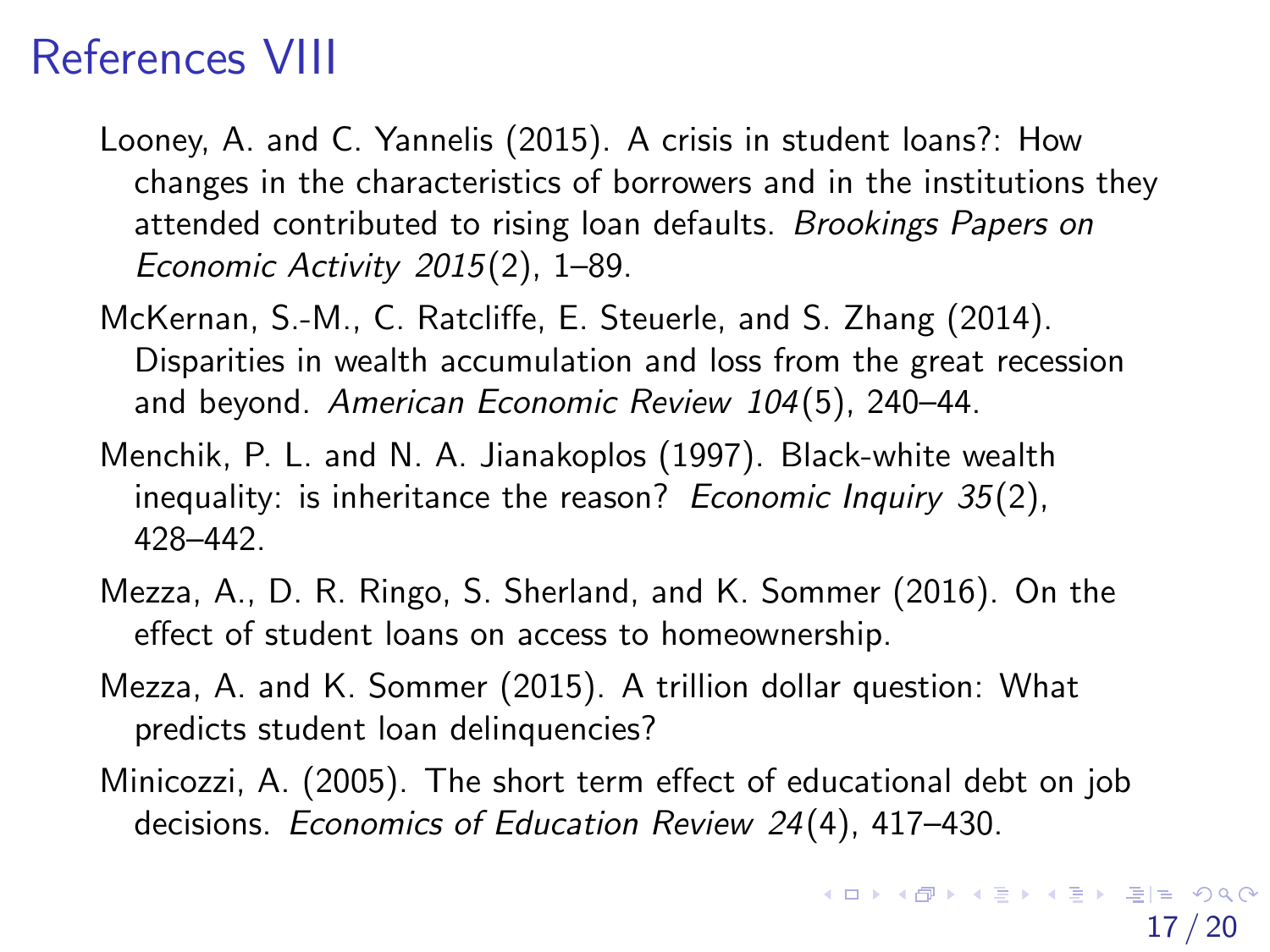# References VIII

Looney, A. and C. Yannelis (2015). A crisis in student loans?: How changes in the characteristics of borrowers and in the institutions they attended contributed to rising loan defaults. *Brookings Papers on Economic Activity 2015*(2), 1–89.

McKernan, S.-M., C. Ratcliffe, E. Steuerle, and S. Zhang (2014). Disparities in wealth accumulation and loss from the great recession and beyond. *American Economic Review 104*(5), 240–44.

Menchik, P. L. and N. A. Jianakoplos (1997). Black-white wealth inequality: is inheritance the reason? *Economic Inquiry 35*(2), 428–442.

Mezza, A., D. R. Ringo, S. Sherland, and K. Sommer (2016). On the effect of student loans on access to homeownership.

Mezza, A. and K. Sommer (2015). A trillion dollar question: What predicts student loan delinquencies?

Minicozzi, A. (2005). The short term effect of educational debt on job decisions. *Economics of Education Review 24*(4), 417–430.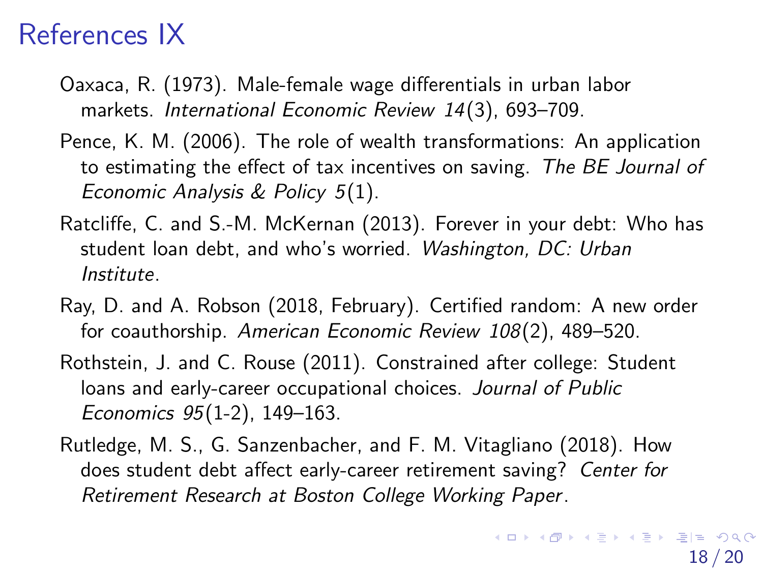# References IX

Oaxaca, R. (1973). Male-female wage differentials in urban labor markets. *International Economic Review 14*(3), 693–709.

Pence, K. M. (2006). The role of wealth transformations: An application to estimating the effect of tax incentives on saving. *The BE Journal of Economic Analysis & Policy 5*(1).

Ratcliffe, C. and S.-M. McKernan (2013). Forever in your debt: Who has student loan debt, and who's worried. *Washington, DC: Urban Institute*.

Ray, D. and A. Robson (2018, February). Certified random: A new order for coauthorship. *American Economic Review 108*(2), 489–520.

Rothstein, J. and C. Rouse (2011). Constrained after college: Student loans and early-career occupational choices. *Journal of Public Economics 95*(1-2), 149–163.

Rutledge, M. S., G. Sanzenbacher, and F. M. Vitagliano (2018). How does student debt affect early-career retirement saving? *Center for Retirement Research at Boston College Working Paper*.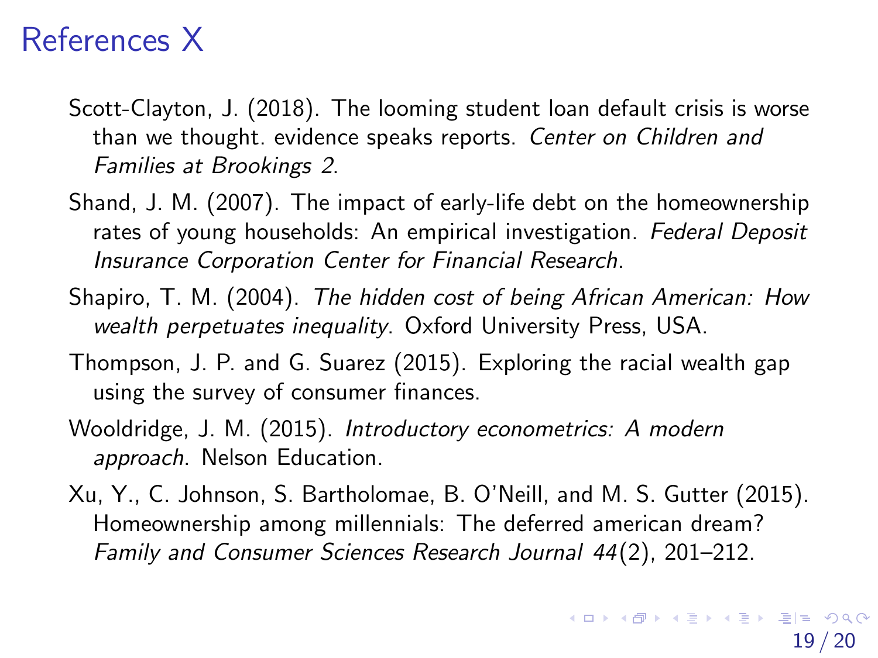# References X

Scott-Clayton, J. (2018). The looming student loan default crisis is worse than we thought. evidence speaks reports. *Center on Children and Families at Brookings 2*.

Shand, J. M. (2007). The impact of early-life debt on the homeownership rates of young households: An empirical investigation. *Federal Deposit Insurance Corporation Center for Financial Research*.

Shapiro, T. M. (2004). *The hidden cost of being African American: How wealth perpetuates inequality*. Oxford University Press, USA.

Thompson, J. P. and G. Suarez (2015). Exploring the racial wealth gap using the survey of consumer finances.

Wooldridge, J. M. (2015). *Introductory econometrics: A modern approach*. Nelson Education.

Xu, Y., C. Johnson, S. Bartholomae, B. O'Neill, and M. S. Gutter (2015). Homeownership among millennials: The deferred american dream? *Family and Consumer Sciences Research Journal 44*(2), 201–212.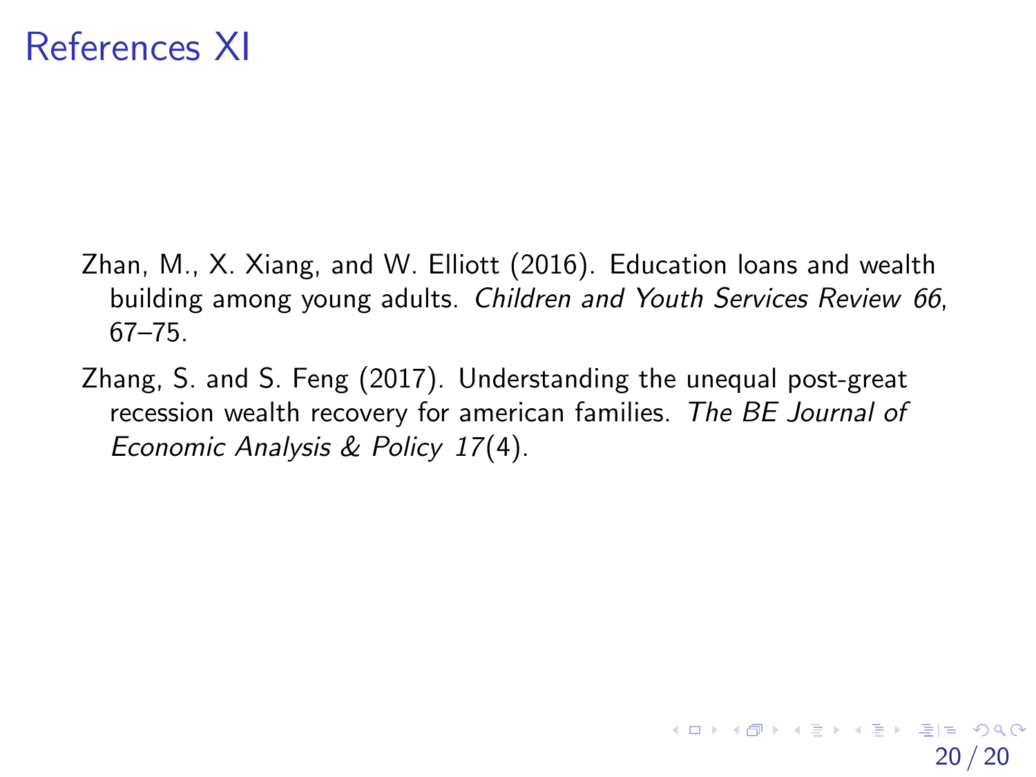# References XI

Zhan, M., X. Xiang, and W. Elliott (2016). Education loans and wealth building among young adults. *Children and Youth Services Review 66*, 67–75.

Zhang, S. and S. Feng (2017). Understanding the unequal post-great recession wealth recovery for american families. *The BE Journal of Economic Analysis & Policy 17*(4).